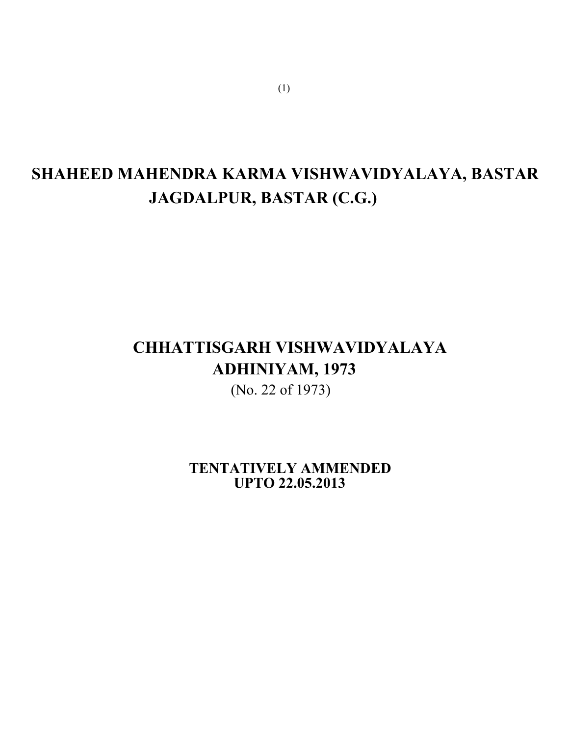# SHAHEED MAHENDRA KARMA VISHWAVIDYALAYA, BASTAR JAGDALPUR, BASTAR (C.G.)

## CHHATTISGARH VISHWAVIDYALAYA ADHINIYAM, 1973

(No. 22 of 1973)

**TENTATIVELY AMMENDED UPTO 22.05.2013**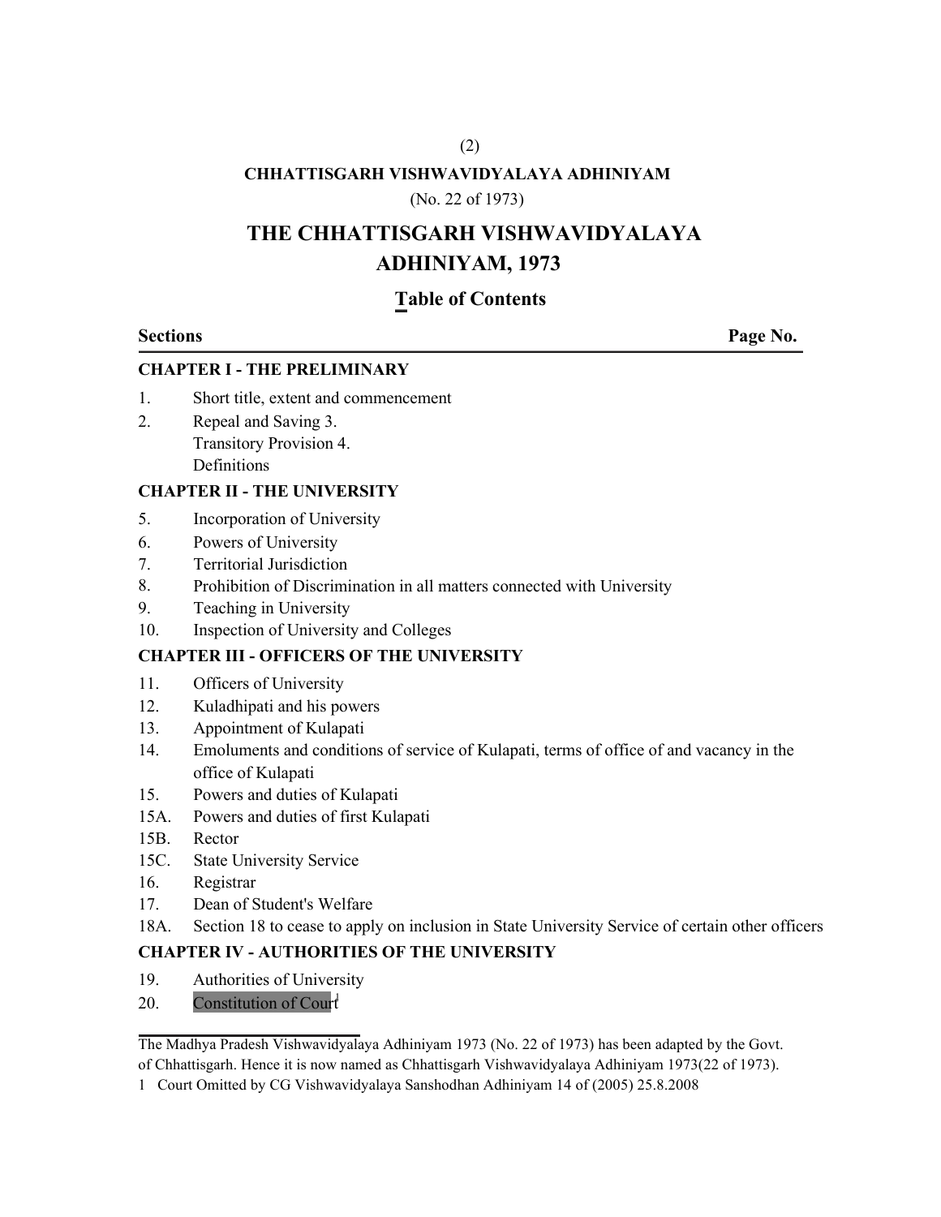CHHATTISGARH VISHWAVIDYALAYA ADHINIYAM

(No. 22 of 1973)

# THE CHHATTISGARH VISHWAVIDYALAYA ADHINIYAM, 1973

## Table of Contents

**Sections** **Page No.**

**CHAPTER I - THE PRELIMINARY**

1. Short title, extent and commencement
2. Repeal and Saving 3.
   Transitory Provision 4.
   Definitions

**CHAPTER II - THE UNIVERSITY**

5. Incorporation of University
6. Powers of University
7. Territorial Jurisdiction
8. Prohibition of Discrimination in all matters connected with University
9. Teaching in University
10. Inspection of University and Colleges

**CHAPTER III - OFFICERS OF THE UNIVERSITY**

11. Officers of University
12. Kuladhipati and his powers
13. Appointment of Kulapati
14. Emoluments and conditions of service of Kulapati, terms of office of and vacancy in the office of Kulapati
15. Powers and duties of Kulapati

15A. Powers and duties of first Kulapati

15B. Rector

15C. State University Service

16. Registrar
17. Dean of Student's Welfare

18A. Section 18 to cease to apply on inclusion in State University Service of certain other officers

**CHAPTER IV - AUTHORITIES OF THE UNIVERSITY**

19. Authorities of University
20. Constitution of Court[1]

---

The Madhya Pradesh Vishwavidyalaya Adhiniyam 1973 (No. 22 of 1973) has been adapted by the Govt. of Chhattisgarh. Hence it is now named as Chhattisgarh Vishwavidyalaya Adhiniyam 1973(22 of 1973).

1 Court Omitted by CG Vishwavidyalaya Sanshodhan Adhiniyam 14 of (2005) 25.8.2008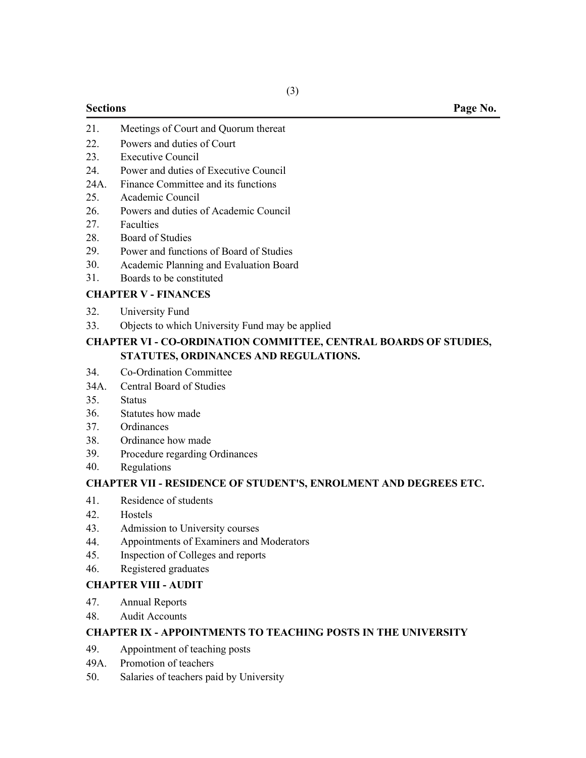| Sections | | Page No. |
|---|---|---|
| 21. | Meetings of Court and Quorum thereat | |
| 22. | Powers and duties of Court | |
| 23. | Executive Council | |
| 24. | Power and duties of Executive Council | |
| 24A. | Finance Committee and its functions | |
| 25. | Academic Council | |
| 26. | Powers and duties of Academic Council | |
| 27. | Faculties | |
| 28. | Board of Studies | |
| 29. | Power and functions of Board of Studies | |
| 30. | Academic Planning and Evaluation Board | |
| 31. | Boards to be constituted | |

**CHAPTER V - FINANCES**

| | | |
|---|---|---|
| 32. | University Fund | |
| 33. | Objects to which University Fund may be applied | |

**CHAPTER VI - CO-ORDINATION COMMITTEE, CENTRAL BOARDS OF STUDIES, STATUTES, ORDINANCES AND REGULATIONS.**

| | | |
|---|---|---|
| 34. | Co-Ordination Committee | |
| 34A. | Central Board of Studies | |
| 35. | Status | |
| 36. | Statutes how made | |
| 37. | Ordinances | |
| 38. | Ordinance how made | |
| 39. | Procedure regarding Ordinances | |
| 40. | Regulations | |

**CHAPTER VII - RESIDENCE OF STUDENT'S, ENROLMENT AND DEGREES ETC.**

| | | |
|---|---|---|
| 41. | Residence of students | |
| 42. | Hostels | |
| 43. | Admission to University courses | |
| 44. | Appointments of Examiners and Moderators | |
| 45. | Inspection of Colleges and reports | |
| 46. | Registered graduates | |

**CHAPTER VIII - AUDIT**

| | | |
|---|---|---|
| 47. | Annual Reports | |
| 48. | Audit Accounts | |

**CHAPTER IX - APPOINTMENTS TO TEACHING POSTS IN THE UNIVERSITY**

| | | |
|---|---|---|
| 49. | Appointment of teaching posts | |
| 49A. | Promotion of teachers | |
| 50. | Salaries of teachers paid by University | |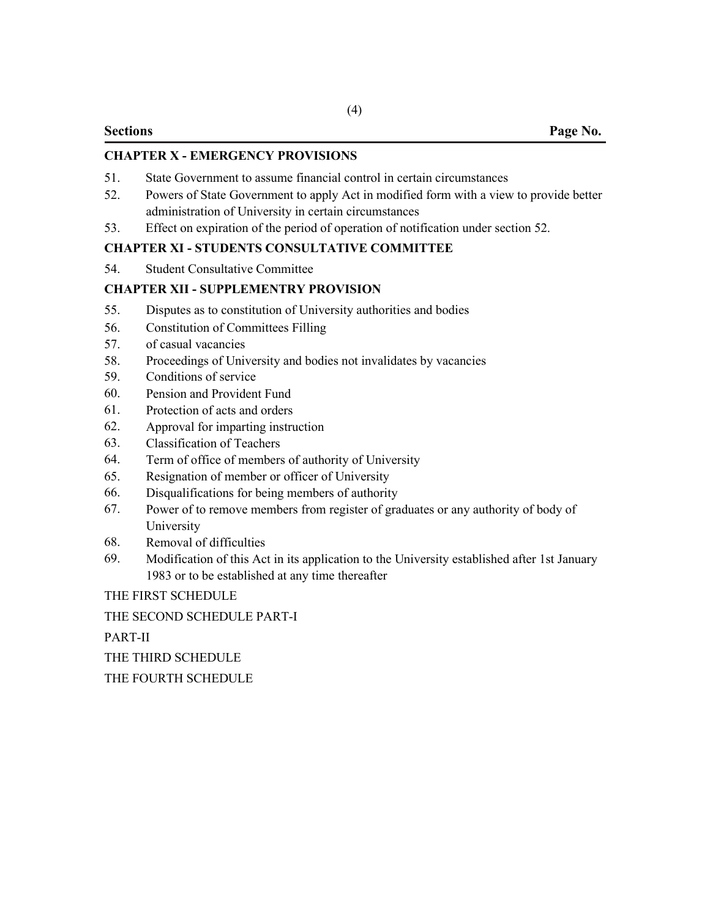| Sections | Page No. |
|---|---|

**CHAPTER X - EMERGENCY PROVISIONS**

51. State Government to assume financial control in certain circumstances
52. Powers of State Government to apply Act in modified form with a view to provide better administration of University in certain circumstances
53. Effect on expiration of the period of operation of notification under section 52.

**CHAPTER XI - STUDENTS CONSULTATIVE COMMITTEE**

54. Student Consultative Committee

**CHAPTER XII - SUPPLEMENTRY PROVISION**

55. Disputes as to constitution of University authorities and bodies
56. Constitution of Committees Filling
57. of casual vacancies
58. Proceedings of University and bodies not invalidates by vacancies
59. Conditions of service
60. Pension and Provident Fund
61. Protection of acts and orders
62. Approval for imparting instruction
63. Classification of Teachers
64. Term of office of members of authority of University
65. Resignation of member or officer of University
66. Disqualifications for being members of authority
67. Power of to remove members from register of graduates or any authority of body of University
68. Removal of difficulties
69. Modification of this Act in its application to the University established after 1st January 1983 or to be established at any time thereafter

THE FIRST SCHEDULE

THE SECOND SCHEDULE PART-I

PART-II

THE THIRD SCHEDULE

THE FOURTH SCHEDULE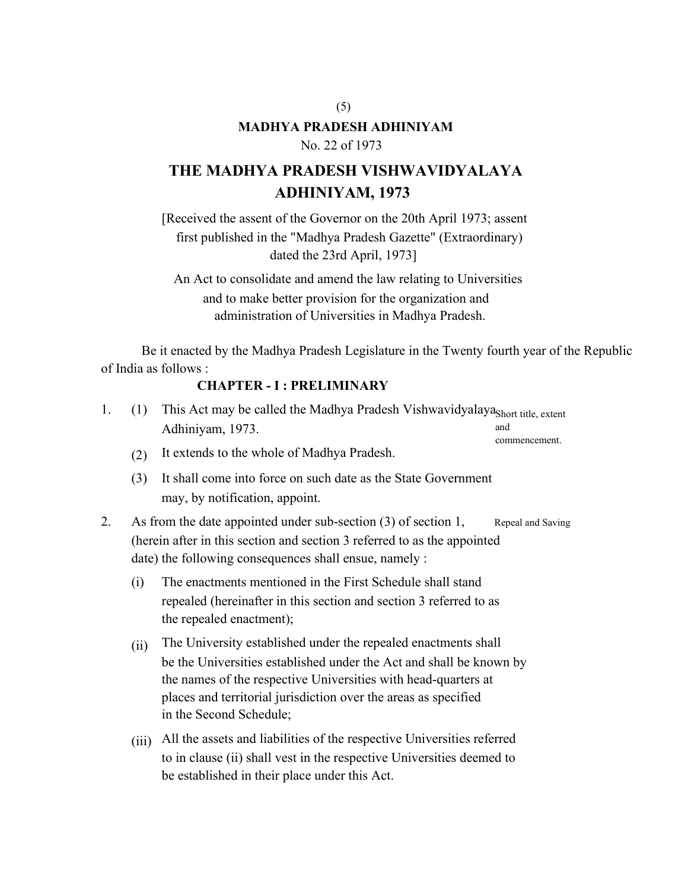**MADHYA PRADESH ADHINIYAM**

No. 22 of 1973

# THE MADHYA PRADESH VISHWAVIDYALAYA ADHINIYAM, 1973

[Received the assent of the Governor on the 20th April 1973; assent first published in the "Madhya Pradesh Gazette" (Extraordinary) dated the 23rd April, 1973]

An Act to consolidate and amend the law relating to Universities and to make better provision for the organization and administration of Universities in Madhya Pradesh.

Be it enacted by the Madhya Pradesh Legislature in the Twenty fourth year of the Republic of India as follows :

## CHAPTER - I : PRELIMINARY

1. *Short title, extent and commencement.*
   (1) This Act may be called the Madhya Pradesh Vishwavidyalaya Adhiniyam, 1973.
   (2) It extends to the whole of Madhya Pradesh.
   (3) It shall come into force on such date as the State Government may, by notification, appoint.

2. *Repeal and Saving*
   As from the date appointed under sub-section (3) of section 1, (herein after in this section and section 3 referred to as the appointed date) the following consequences shall ensue, namely :
   (i) The enactments mentioned in the First Schedule shall stand repealed (hereinafter in this section and section 3 referred to as the repealed enactment);
   (ii) The University established under the repealed enactments shall be the Universities established under the Act and shall be known by the names of the respective Universities with head-quarters at places and territorial jurisdiction over the areas as specified in the Second Schedule;
   (iii) All the assets and liabilities of the respective Universities referred to in clause (ii) shall vest in the respective Universities deemed to be established in their place under this Act.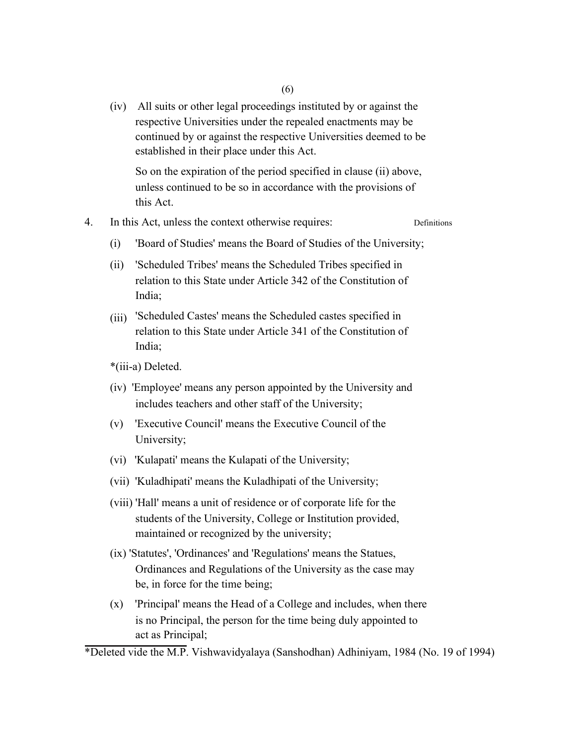(iv) All suits or other legal proceedings instituted by or against the respective Universities under the repealed enactments may be continued by or against the respective Universities deemed to be established in their place under this Act.

So on the expiration of the period specified in clause (ii) above, unless continued to be so in accordance with the provisions of this Act.

4. In this Act, unless the context otherwise requires: Definitions

(i) 'Board of Studies' means the Board of Studies of the University;

(ii) 'Scheduled Tribes' means the Scheduled Tribes specified in relation to this State under Article 342 of the Constitution of India;

(iii) 'Scheduled Castes' means the Scheduled castes specified in relation to this State under Article 341 of the Constitution of India;

*(iii-a) Deleted.

(iv) 'Employee' means any person appointed by the University and includes teachers and other staff of the University;

(v) 'Executive Council' means the Executive Council of the University;

(vi) 'Kulapati' means the Kulapati of the University;

(vii) 'Kuladhipati' means the Kuladhipati of the University;

(viii) 'Hall' means a unit of residence or of corporate life for the students of the University, College or Institution provided, maintained or recognized by the university;

(ix) 'Statutes', 'Ordinances' and 'Regulations' means the Statues, Ordinances and Regulations of the University as the case may be, in force for the time being;

(x) 'Principal' means the Head of a College and includes, when there is no Principal, the person for the time being duly appointed to act as Principal;

---

*Deleted vide the M.P. Vishwavidyalaya (Sanshodhan) Adhiniyam, 1984 (No. 19 of 1994)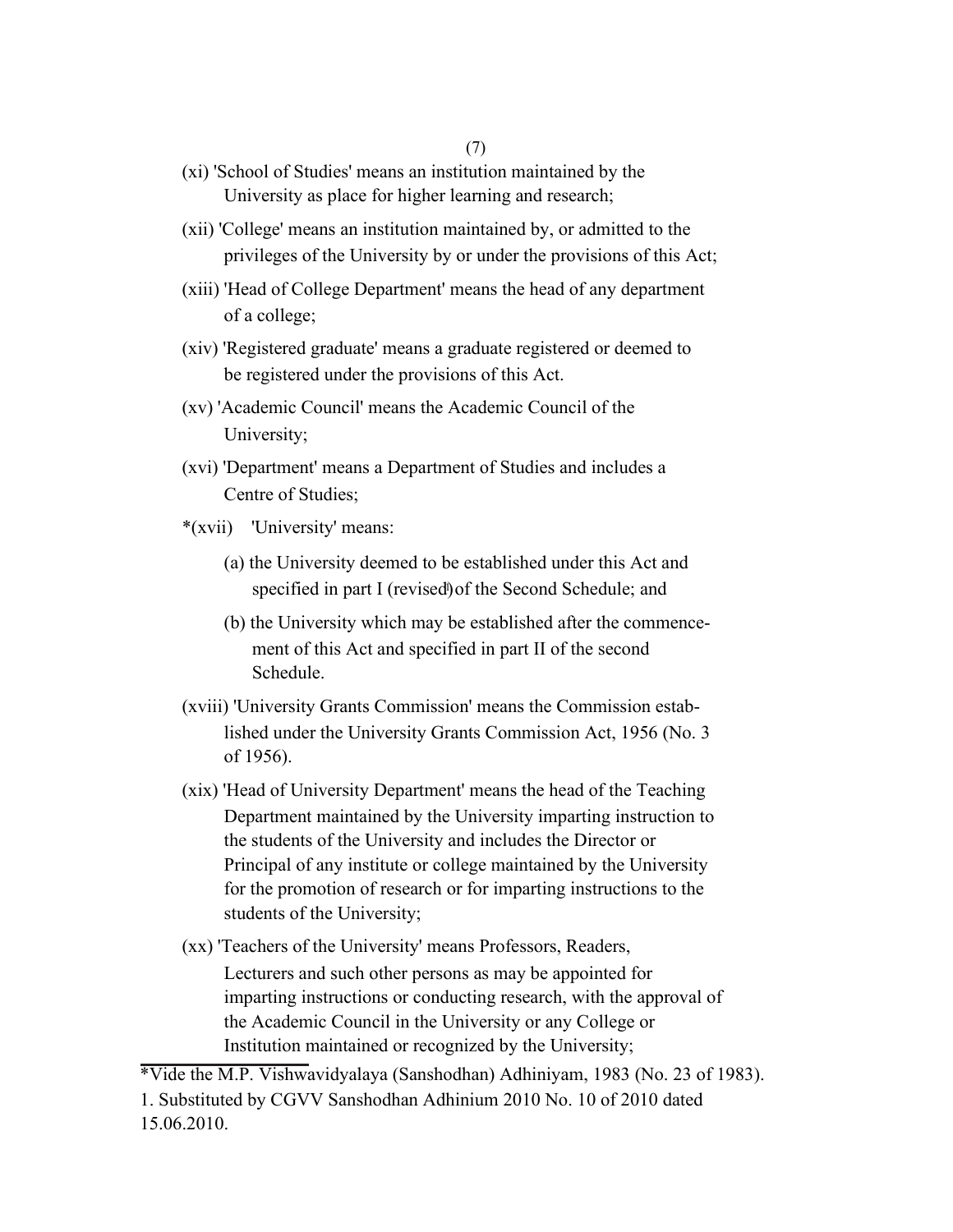(xi) 'School of Studies' means an institution maintained by the University as place for higher learning and research;

(xii) 'College' means an institution maintained by, or admitted to the privileges of the University by or under the provisions of this Act;

(xiii) 'Head of College Department' means the head of any department of a college;

(xiv) 'Registered graduate' means a graduate registered or deemed to be registered under the provisions of this Act.

(xv) 'Academic Council' means the Academic Council of the University;

(xvi) 'Department' means a Department of Studies and includes a Centre of Studies;

*(xvii) 'University' means:

(a) the University deemed to be established under this Act and specified in part I (revised[1]) of the Second Schedule; and

(b) the University which may be established after the commencement of this Act and specified in part II of the second Schedule.

(xviii) 'University Grants Commission' means the Commission established under the University Grants Commission Act, 1956 (No. 3 of 1956).

(xix) 'Head of University Department' means the head of the Teaching Department maintained by the University imparting instruction to the students of the University and includes the Director or Principal of any institute or college maintained by the University for the promotion of research or for imparting instructions to the students of the University;

(xx) 'Teachers of the University' means Professors, Readers, Lecturers and such other persons as may be appointed for imparting instructions or conducting research, with the approval of the Academic Council in the University or any College or Institution maintained or recognized by the University;

---

*Vide the M.P. Vishwavidyalaya (Sanshodhan) Adhiniyam, 1983 (No. 23 of 1983).

1. Substituted by CGVV Sanshodhan Adhinium 2010 No. 10 of 2010 dated 15.06.2010.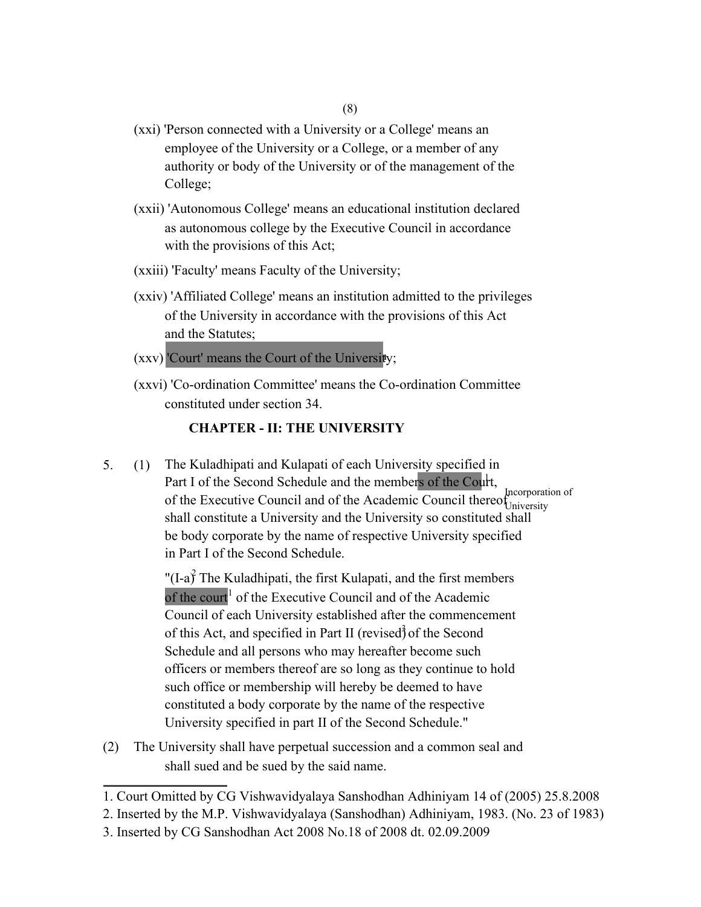(xxi) 'Person connected with a University or a College' means an employee of the University or a College, or a member of any authority or body of the University or of the management of the College;

(xxii) 'Autonomous College' means an educational institution declared as autonomous college by the Executive Council in accordance with the provisions of this Act;

(xxiii) 'Faculty' means Faculty of the University;

(xxiv) 'Affiliated College' means an institution admitted to the privileges of the University in accordance with the provisions of this Act and the Statutes;

(xxv) 'Court' means the Court of the University[1];

(xxvi) 'Co-ordination Committee' means the Co-ordination Committee constituted under section 34.

## CHAPTER - II: THE UNIVERSITY

**Incorporation of University**

5. (1) The Kuladhipati and Kulapati of each University specified in Part I of the Second Schedule and the members of the Court[1], of the Executive Council and of the Academic Council thereof shall constitute a University and the University so constituted shall be body corporate by the name of respective University specified in Part I of the Second Schedule.

"(I-a)[2] The Kuladhipati, the first Kulapati, and the first members of the court[1] of the Executive Council and of the Academic Council of each University established after the commencement of this Act, and specified in Part II (revised)[3] of the Second Schedule and all persons who may hereafter become such officers or members thereof are so long as they continue to hold such office or membership will hereby be deemed to have constituted a body corporate by the name of the respective University specified in part II of the Second Schedule."

(2) The University shall have perpetual succession and a common seal and shall sued and be sued by the said name.

---

1. Court Omitted by CG Vishwavidyalaya Sanshodhan Adhiniyam 14 of (2005) 25.8.2008
2. Inserted by the M.P. Vishwavidyalaya (Sanshodhan) Adhiniyam, 1983. (No. 23 of 1983)
3. Inserted by CG Sanshodhan Act 2008 No.18 of 2008 dt. 02.09.2009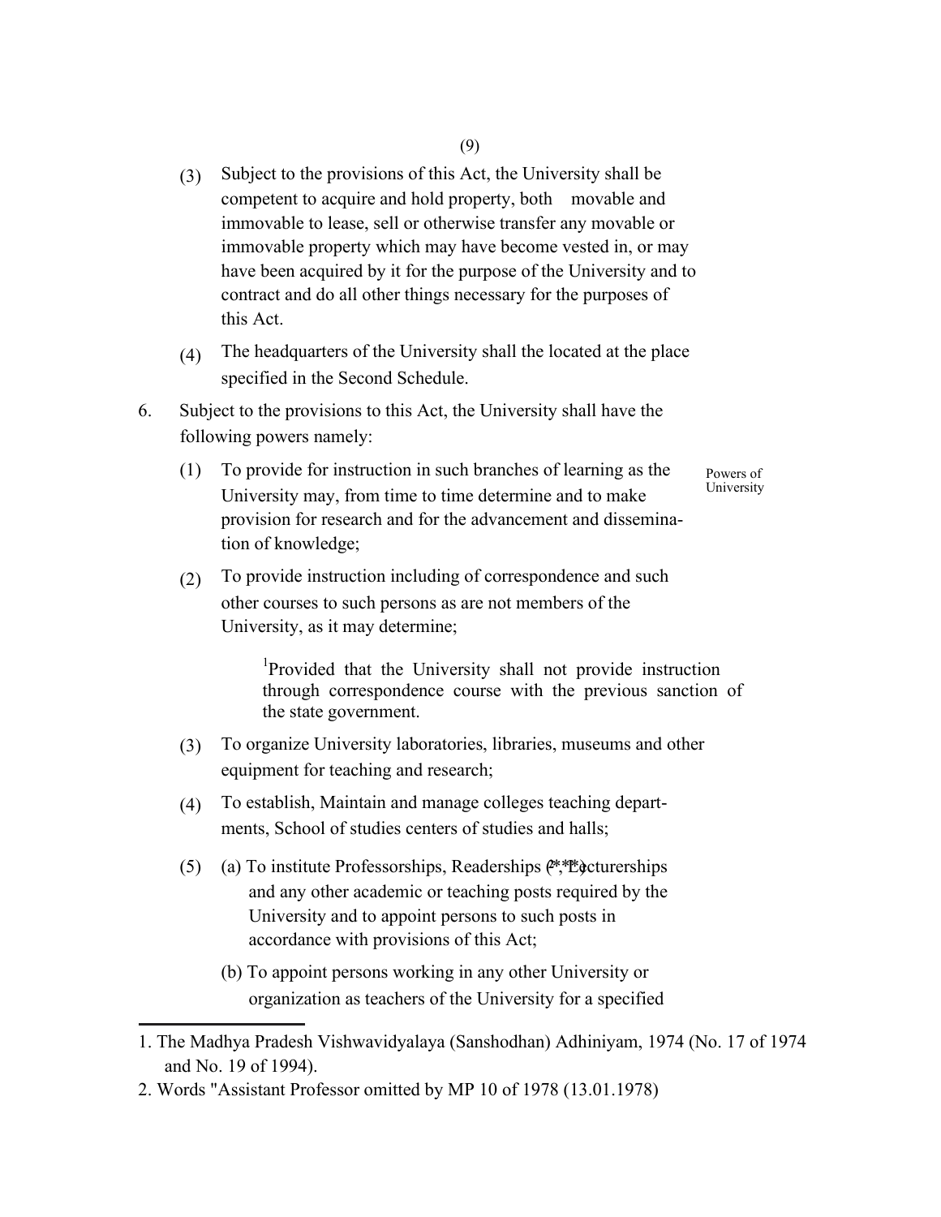(3) Subject to the provisions of this Act, the University shall be competent to acquire and hold property, both movable and immovable to lease, sell or otherwise transfer any movable or immovable property which may have become vested in, or may have been acquired by it for the purpose of the University and to contract and do all other things necessary for the purposes of this Act.

(4) The headquarters of the University shall the located at the place specified in the Second Schedule.

6. Subject to the provisions to this Act, the University shall have the following powers namely:

Powers of University

(1) To provide for instruction in such branches of learning as the University may, from time to time determine and to make provision for research and for the advancement and dissemination of knowledge;

(2) To provide instruction including of correspondence and such other courses to such persons as are not members of the University, as it may determine;

> [1]Provided that the University shall not provide instruction through correspondence course with the previous sanction of the state government.

(3) To organize University laboratories, libraries, museums and other equipment for teaching and research;

(4) To establish, Maintain and manage colleges teaching departments, School of studies centers of studies and halls;

(5) (a) To institute Professorships, Readerships ([2]***) Lecturerships and any other academic or teaching posts required by the University and to appoint persons to such posts in accordance with provisions of this Act;

(b) To appoint persons working in any other University or organization as teachers of the University for a specified

---

1. The Madhya Pradesh Vishwavidyalaya (Sanshodhan) Adhiniyam, 1974 (No. 17 of 1974 and No. 19 of 1994).
2. Words "Assistant Professor omitted by MP 10 of 1978 (13.01.1978)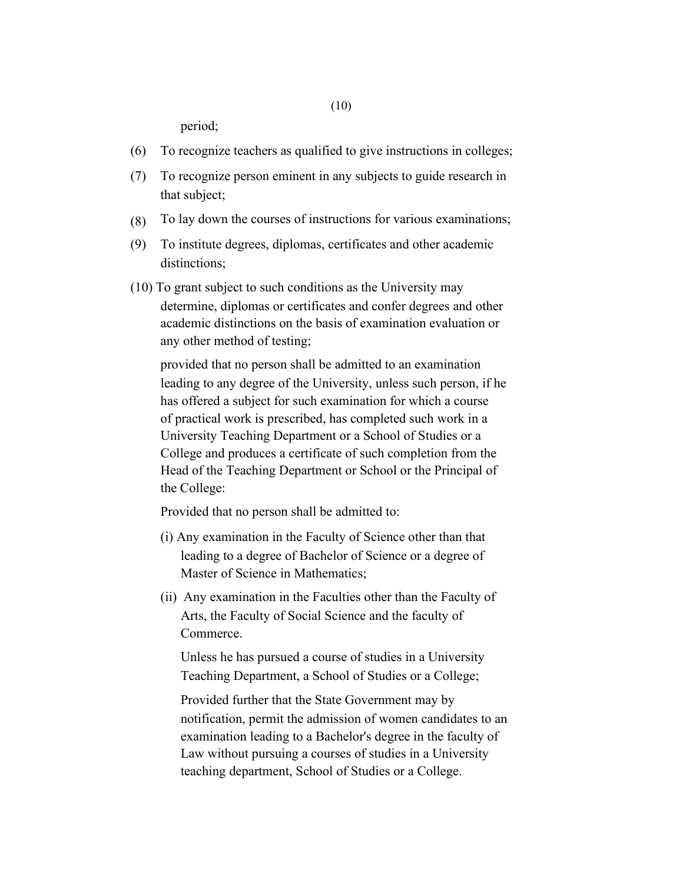period;

(6) To recognize teachers as qualified to give instructions in colleges;

(7) To recognize person eminent in any subjects to guide research in that subject;

(8) To lay down the courses of instructions for various examinations;

(9) To institute degrees, diplomas, certificates and other academic distinctions;

(10) To grant subject to such conditions as the University may determine, diplomas or certificates and confer degrees and other academic distinctions on the basis of examination evaluation or any other method of testing;

provided that no person shall be admitted to an examination leading to any degree of the University, unless such person, if he has offered a subject for such examination for which a course of practical work is prescribed, has completed such work in a University Teaching Department or a School of Studies or a College and produces a certificate of such completion from the Head of the Teaching Department or School or the Principal of the College:

Provided that no person shall be admitted to:

(i) Any examination in the Faculty of Science other than that leading to a degree of Bachelor of Science or a degree of Master of Science in Mathematics;

(ii) Any examination in the Faculties other than the Faculty of Arts, the Faculty of Social Science and the faculty of Commerce.

Unless he has pursued a course of studies in a University Teaching Department, a School of Studies or a College;

Provided further that the State Government may by notification, permit the admission of women candidates to an examination leading to a Bachelor's degree in the faculty of Law without pursuing a courses of studies in a University teaching department, School of Studies or a College.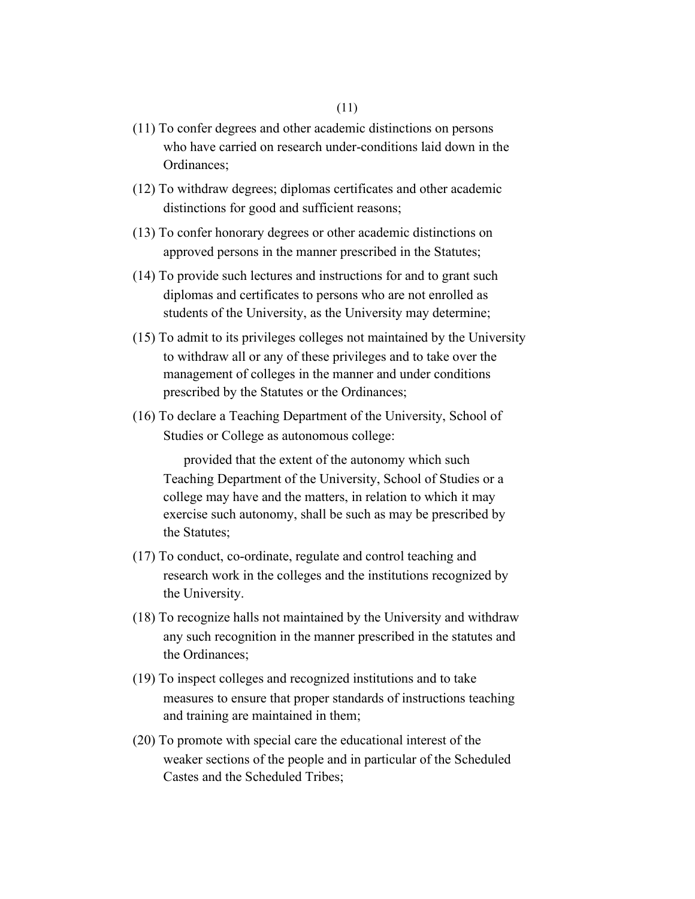(11) To confer degrees and other academic distinctions on persons who have carried on research under-conditions laid down in the Ordinances;

(12) To withdraw degrees; diplomas certificates and other academic distinctions for good and sufficient reasons;

(13) To confer honorary degrees or other academic distinctions on approved persons in the manner prescribed in the Statutes;

(14) To provide such lectures and instructions for and to grant such diplomas and certificates to persons who are not enrolled as students of the University, as the University may determine;

(15) To admit to its privileges colleges not maintained by the University to withdraw all or any of these privileges and to take over the management of colleges in the manner and under conditions prescribed by the Statutes or the Ordinances;

(16) To declare a Teaching Department of the University, School of Studies or College as autonomous college:

provided that the extent of the autonomy which such Teaching Department of the University, School of Studies or a college may have and the matters, in relation to which it may exercise such autonomy, shall be such as may be prescribed by the Statutes;

(17) To conduct, co-ordinate, regulate and control teaching and research work in the colleges and the institutions recognized by the University.

(18) To recognize halls not maintained by the University and withdraw any such recognition in the manner prescribed in the statutes and the Ordinances;

(19) To inspect colleges and recognized institutions and to take measures to ensure that proper standards of instructions teaching and training are maintained in them;

(20) To promote with special care the educational interest of the weaker sections of the people and in particular of the Scheduled Castes and the Scheduled Tribes;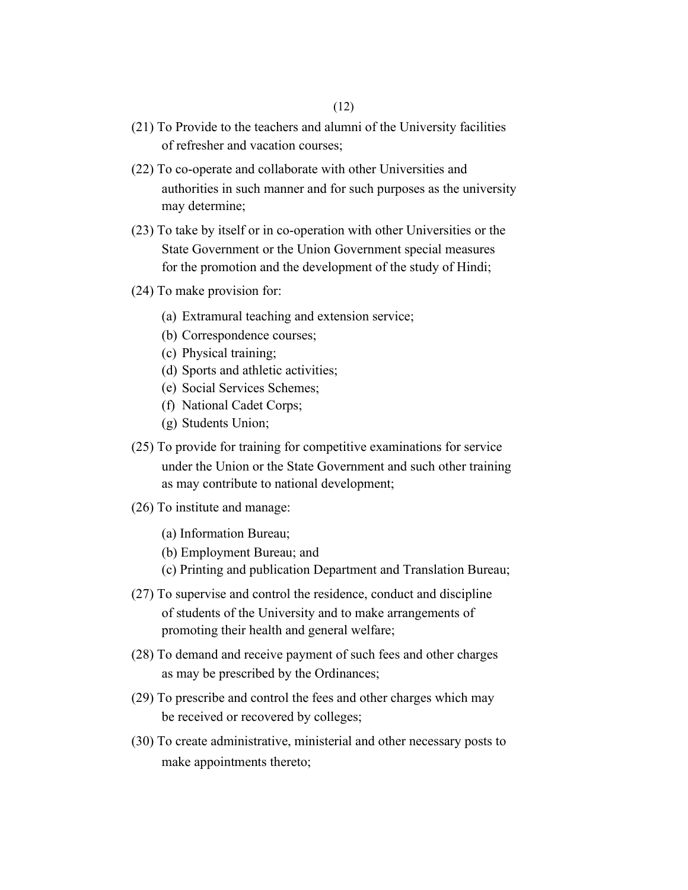(21) To Provide to the teachers and alumni of the University facilities of refresher and vacation courses;

(22) To co-operate and collaborate with other Universities and authorities in such manner and for such purposes as the university may determine;

(23) To take by itself or in co-operation with other Universities or the State Government or the Union Government special measures for the promotion and the development of the study of Hindi;

(24) To make provision for:

- (a) Extramural teaching and extension service;
- (b) Correspondence courses;
- (c) Physical training;
- (d) Sports and athletic activities;
- (e) Social Services Schemes;
- (f) National Cadet Corps;
- (g) Students Union;

(25) To provide for training for competitive examinations for service under the Union or the State Government and such other training as may contribute to national development;

(26) To institute and manage:

- (a) Information Bureau;
- (b) Employment Bureau; and
- (c) Printing and publication Department and Translation Bureau;

(27) To supervise and control the residence, conduct and discipline of students of the University and to make arrangements of promoting their health and general welfare;

(28) To demand and receive payment of such fees and other charges as may be prescribed by the Ordinances;

(29) To prescribe and control the fees and other charges which may be received or recovered by colleges;

(30) To create administrative, ministerial and other necessary posts to make appointments thereto;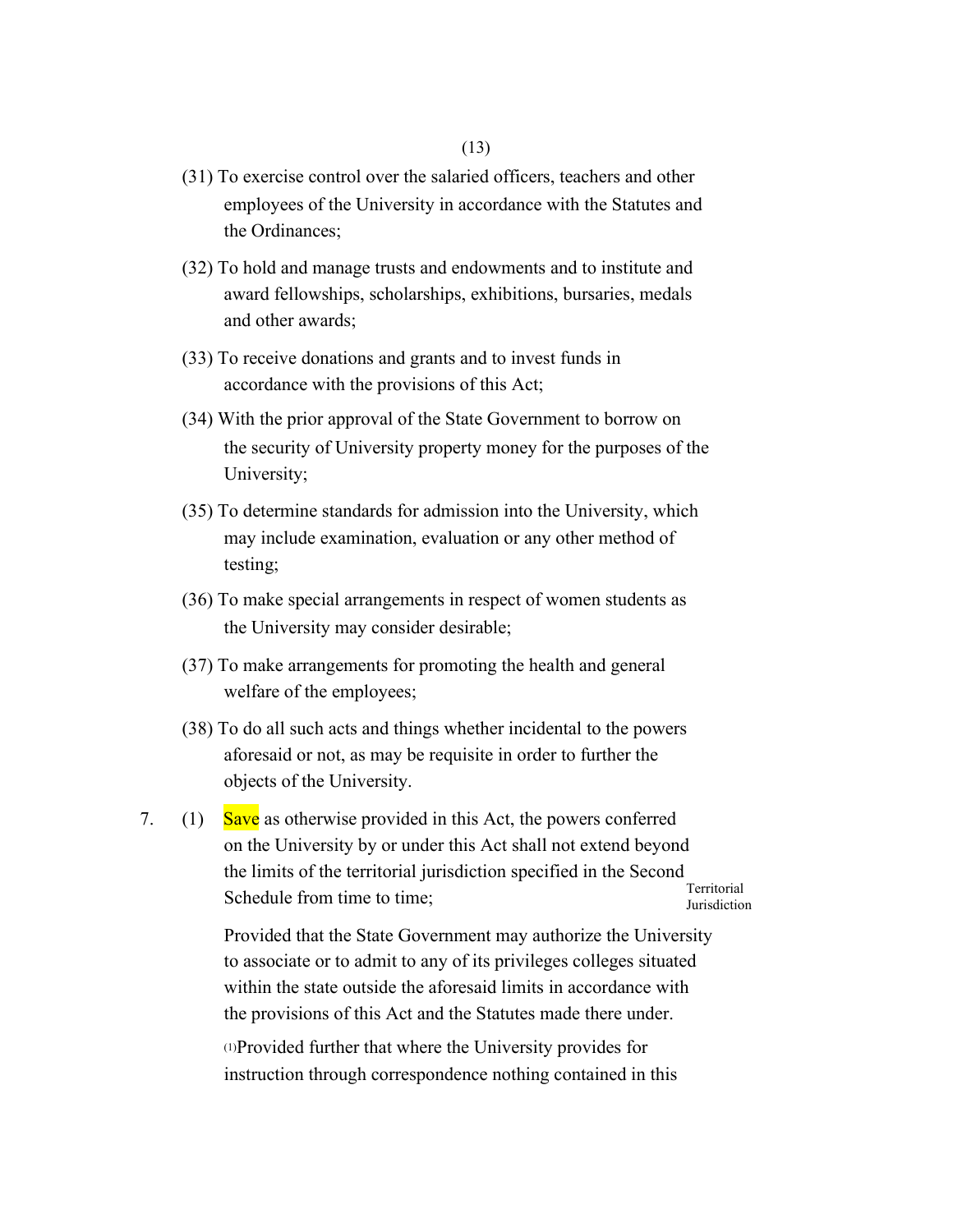(31) To exercise control over the salaried officers, teachers and other employees of the University in accordance with the Statutes and the Ordinances;

(32) To hold and manage trusts and endowments and to institute and award fellowships, scholarships, exhibitions, bursaries, medals and other awards;

(33) To receive donations and grants and to invest funds in accordance with the provisions of this Act;

(34) With the prior approval of the State Government to borrow on the security of University property money for the purposes of the University;

(35) To determine standards for admission into the University, which may include examination, evaluation or any other method of testing;

(36) To make special arrangements in respect of women students as the University may consider desirable;

(37) To make arrangements for promoting the health and general welfare of the employees;

(38) To do all such acts and things whether incidental to the powers aforesaid or not, as may be requisite in order to further the objects of the University.

7. (1) Save as otherwise provided in this Act, the powers conferred on the University by or under this Act shall not extend beyond the limits of the territorial jurisdiction specified in the Second Schedule from time to time; *Territorial Jurisdiction*

Provided that the State Government may authorize the University to associate or to admit to any of its privileges colleges situated within the state outside the aforesaid limits in accordance with the provisions of this Act and the Statutes made there under.

[1]Provided further that where the University provides for instruction through correspondence nothing contained in this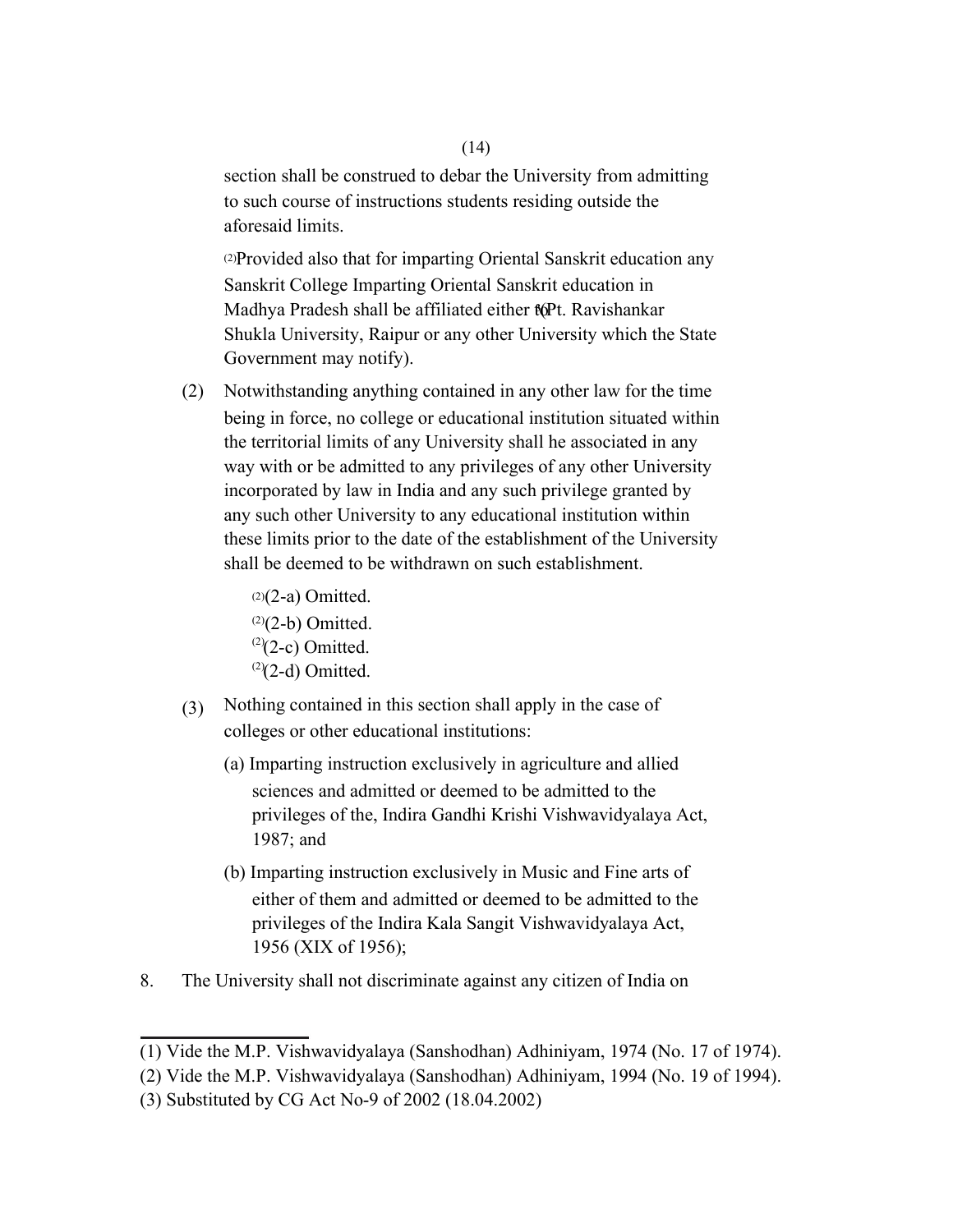section shall be construed to debar the University from admitting to such course of instructions students residing outside the aforesaid limits.

[2]Provided also that for imparting Oriental Sanskrit education any Sanskrit College Imparting Oriental Sanskrit education in Madhya Pradesh shall be affiliated either to[3](Pt. Ravishankar Shukla University, Raipur or any other University which the State Government may notify).

(2) Notwithstanding anything contained in any other law for the time being in force, no college or educational institution situated within the territorial limits of any University shall he associated in any way with or be admitted to any privileges of any other University incorporated by law in India and any such privilege granted by any such other University to any educational institution within these limits prior to the date of the establishment of the University shall be deemed to be withdrawn on such establishment.

[2](2-a) Omitted.
[2](2-b) Omitted.
[2](2-c) Omitted.
[2](2-d) Omitted.

(3) Nothing contained in this section shall apply in the case of colleges or other educational institutions:

(a) Imparting instruction exclusively in agriculture and allied sciences and admitted or deemed to be admitted to the privileges of the, Indira Gandhi Krishi Vishwavidyalaya Act, 1987; and

(b) Imparting instruction exclusively in Music and Fine arts of either of them and admitted or deemed to be admitted to the privileges of the Indira Kala Sangit Vishwavidyalaya Act, 1956 (XIX of 1956);

8. The University shall not discriminate against any citizen of India on

---

(1) Vide the M.P. Vishwavidyalaya (Sanshodhan) Adhiniyam, 1974 (No. 17 of 1974).
(2) Vide the M.P. Vishwavidyalaya (Sanshodhan) Adhiniyam, 1994 (No. 19 of 1994).
(3) Substituted by CG Act No-9 of 2002 (18.04.2002)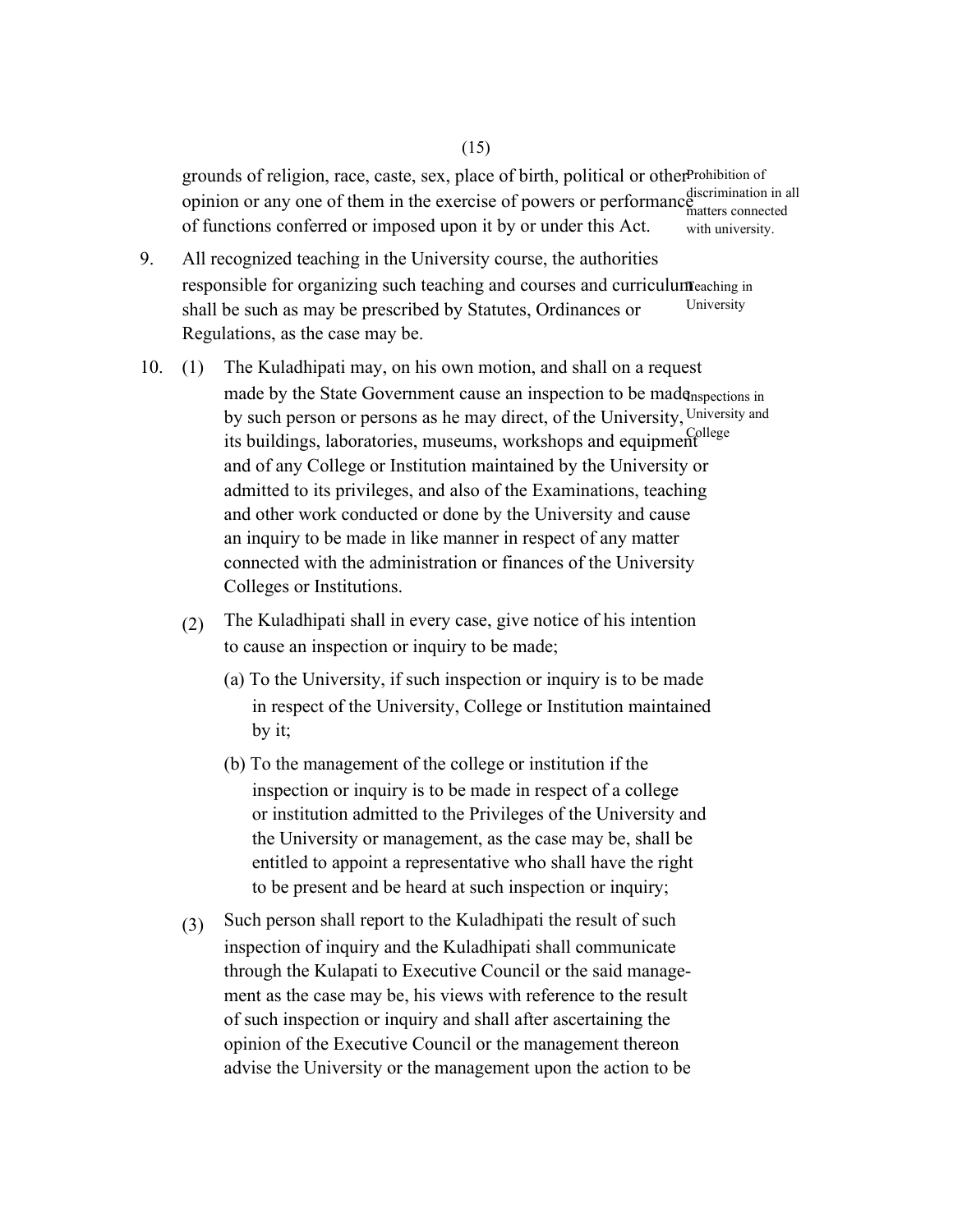grounds of religion, race, caste, sex, place of birth, political or other opinion or any one of them in the exercise of powers or performance of functions conferred or imposed upon it by or under this Act.

*Prohibition of discrimination in all matters connected with university.*

9. All recognized teaching in the University course, the authorities responsible for organizing such teaching and courses and curriculum shall be such as may be prescribed by Statutes, Ordinances or Regulations, as the case may be.

*Teaching in University*

10. (1) The Kuladhipati may, on his own motion, and shall on a request made by the State Government cause an inspection to be made by such person or persons as he may direct, of the University, its buildings, laboratories, museums, workshops and equipment and of any College or Institution maintained by the University or admitted to its privileges, and also of the Examinations, teaching and other work conducted or done by the University and cause an inquiry to be made in like manner in respect of any matter connected with the administration or finances of the University Colleges or Institutions.

*Inspections in University and College*

(2) The Kuladhipati shall in every case, give notice of his intention to cause an inspection or inquiry to be made;

(a) To the University, if such inspection or inquiry is to be made in respect of the University, College or Institution maintained by it;

(b) To the management of the college or institution if the inspection or inquiry is to be made in respect of a college or institution admitted to the Privileges of the University and the University or management, as the case may be, shall be entitled to appoint a representative who shall have the right to be present and be heard at such inspection or inquiry;

(3) Such person shall report to the Kuladhipati the result of such inspection of inquiry and the Kuladhipati shall communicate through the Kulapati to Executive Council or the said management as the case may be, his views with reference to the result of such inspection or inquiry and shall after ascertaining the opinion of the Executive Council or the management thereon advise the University or the management upon the action to be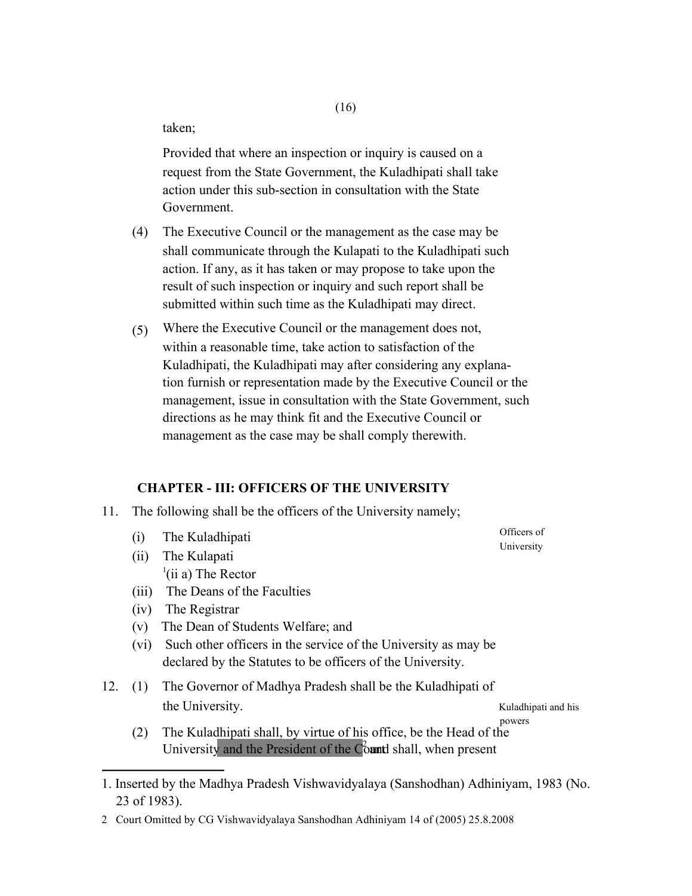taken;

Provided that where an inspection or inquiry is caused on a request from the State Government, the Kuladhipati shall take action under this sub-section in consultation with the State Government.

(4) The Executive Council or the management as the case may be shall communicate through the Kulapati to the Kuladhipati such action. If any, as it has taken or may propose to take upon the result of such inspection or inquiry and such report shall be submitted within such time as the Kuladhipati may direct.

(5) Where the Executive Council or the management does not, within a reasonable time, take action to satisfaction of the Kuladhipati, the Kuladhipati may after considering any explanation furnish or representation made by the Executive Council or the management, issue in consultation with the State Government, such directions as he may think fit and the Executive Council or management as the case may be shall comply therewith.

## CHAPTER - III: OFFICERS OF THE UNIVERSITY

*Officers of University*

11. The following shall be the officers of the University namely;

    (i) The Kuladhipati

    (ii) The Kulapati

    [1](ii a) The Rector

    (iii) The Deans of the Faculties

    (iv) The Registrar

    (v) The Dean of Students Welfare; and

    (vi) Such other officers in the service of the University as may be declared by the Statutes to be officers of the University.

*Kuladhipati and his powers*

12. (1) The Governor of Madhya Pradesh shall be the Kuladhipati of the University.

    (2) The Kuladhipati shall, by virtue of his office, be the Head of the University and the President of the Court[2] and shall, when present

---

1. Inserted by the Madhya Pradesh Vishwavidyalaya (Sanshodhan) Adhiniyam, 1983 (No. 23 of 1983).

2 Court Omitted by CG Vishwavidyalaya Sanshodhan Adhiniyam 14 of (2005) 25.8.2008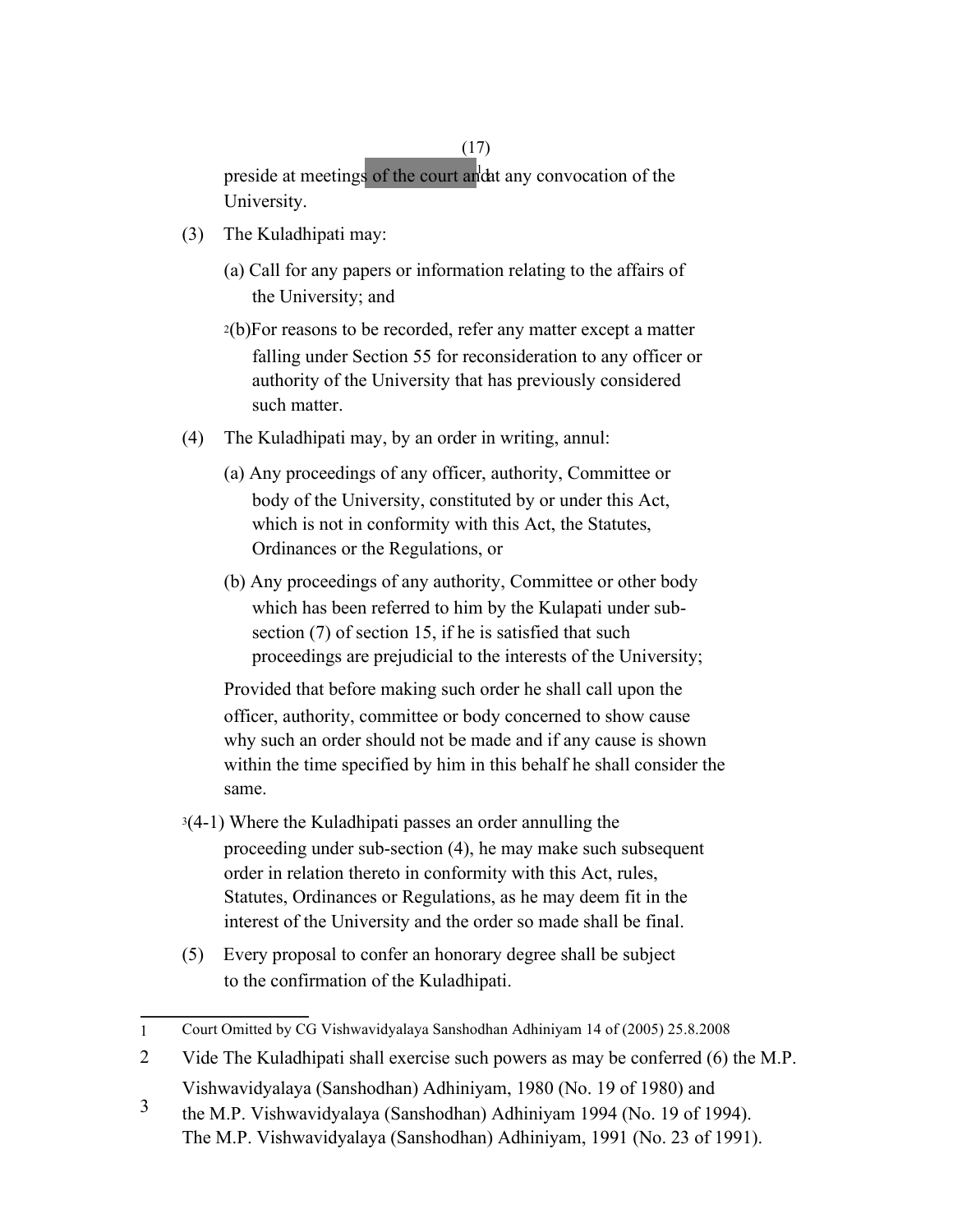preside at meetings of the court and[1] at any convocation of the University.

(3) The Kuladhipati may:

(a) Call for any papers or information relating to the affairs of the University; and

[2](b)For reasons to be recorded, refer any matter except a matter falling under Section 55 for reconsideration to any officer or authority of the University that has previously considered such matter.

(4) The Kuladhipati may, by an order in writing, annul:

(a) Any proceedings of any officer, authority, Committee or body of the University, constituted by or under this Act, which is not in conformity with this Act, the Statutes, Ordinances or the Regulations, or

(b) Any proceedings of any authority, Committee or other body which has been referred to him by the Kulapati under sub-section (7) of section 15, if he is satisfied that such proceedings are prejudicial to the interests of the University;

Provided that before making such order he shall call upon the officer, authority, committee or body concerned to show cause why such an order should not be made and if any cause is shown within the time specified by him in this behalf he shall consider the same.

[3](4-1) Where the Kuladhipati passes an order annulling the proceeding under sub-section (4), he may make such subsequent order in relation thereto in conformity with this Act, rules, Statutes, Ordinances or Regulations, as he may deem fit in the interest of the University and the order so made shall be final.

(5) Every proposal to confer an honorary degree shall be subject to the confirmation of the Kuladhipati.

---

1 Court Omitted by CG Vishwavidyalaya Sanshodhan Adhiniyam 14 of (2005) 25.8.2008

2 Vide The Kuladhipati shall exercise such powers as may be conferred (6) the M.P. Vishwavidyalaya (Sanshodhan) Adhiniyam, 1980 (No. 19 of 1980) and the M.P. Vishwavidyalaya (Sanshodhan) Adhiniyam 1994 (No. 19 of 1994).

3 The M.P. Vishwavidyalaya (Sanshodhan) Adhiniyam, 1991 (No. 23 of 1991).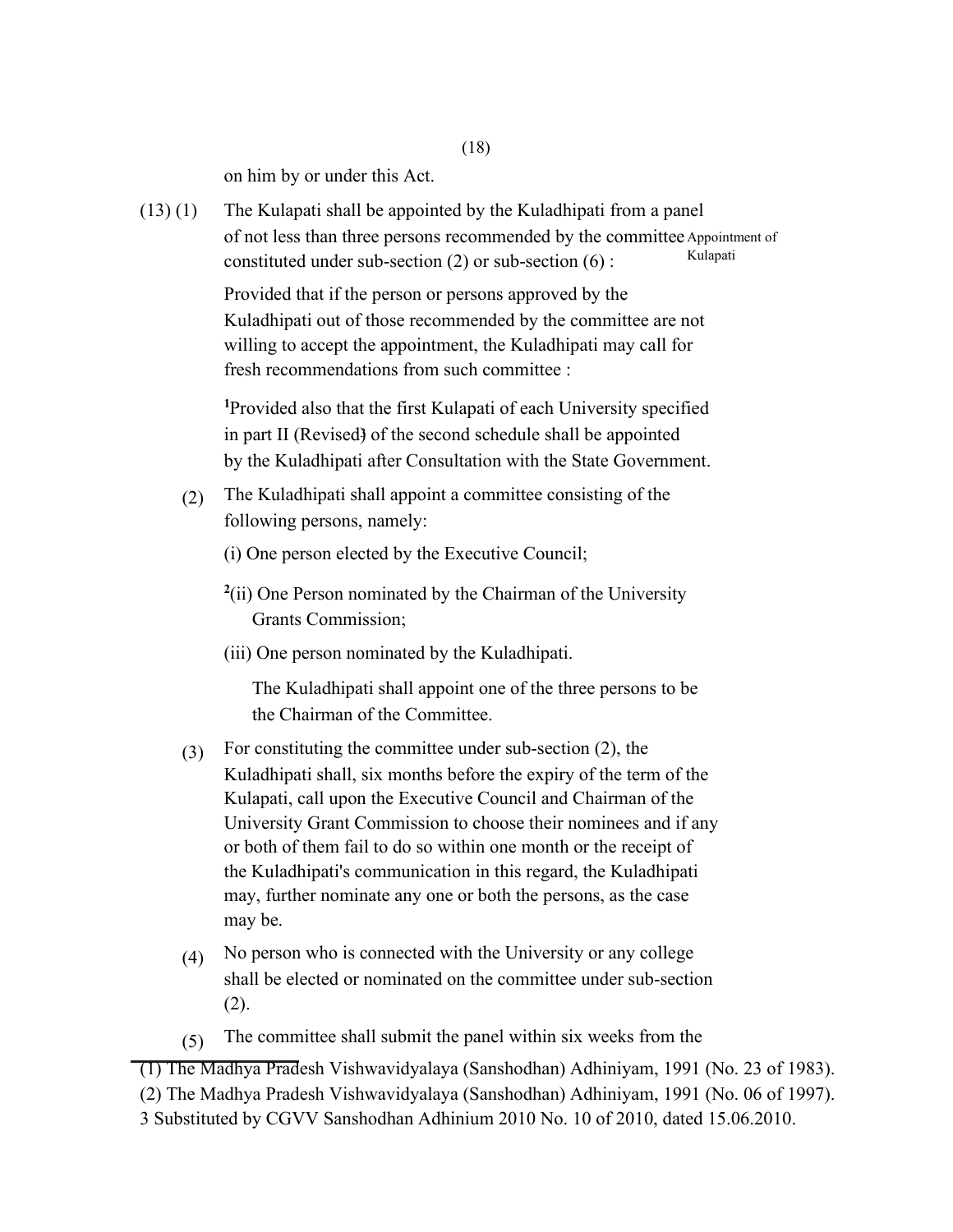on him by or under this Act.

(13) (1) The Kulapati shall be appointed by the Kuladhipati from a panel of not less than three persons recommended by the committee constituted under sub-section (2) or sub-section (6) :

Appointment of Kulapati

Provided that if the person or persons approved by the Kuladhipati out of those recommended by the committee are not willing to accept the appointment, the Kuladhipati may call for fresh recommendations from such committee :

[1]Provided also that the first Kulapati of each University specified in part II (Revised) of the second schedule shall be appointed by the Kuladhipati after Consultation with the State Government.

(2) The Kuladhipati shall appoint a committee consisting of the following persons, namely:

(i) One person elected by the Executive Council;

[2](ii) One Person nominated by the Chairman of the University Grants Commission;

(iii) One person nominated by the Kuladhipati.

The Kuladhipati shall appoint one of the three persons to be the Chairman of the Committee.

(3) For constituting the committee under sub-section (2), the Kuladhipati shall, six months before the expiry of the term of the Kulapati, call upon the Executive Council and Chairman of the University Grant Commission to choose their nominees and if any or both of them fail to do so within one month or the receipt of the Kuladhipati's communication in this regard, the Kuladhipati may, further nominate any one or both the persons, as the case may be.

(4) No person who is connected with the University or any college shall be elected or nominated on the committee under sub-section (2).

(5) The committee shall submit the panel within six weeks from the

---

(1) The Madhya Pradesh Vishwavidyalaya (Sanshodhan) Adhiniyam, 1991 (No. 23 of 1983).

(2) The Madhya Pradesh Vishwavidyalaya (Sanshodhan) Adhiniyam, 1991 (No. 06 of 1997).

3 Substituted by CGVV Sanshodhan Adhinium 2010 No. 10 of 2010, dated 15.06.2010.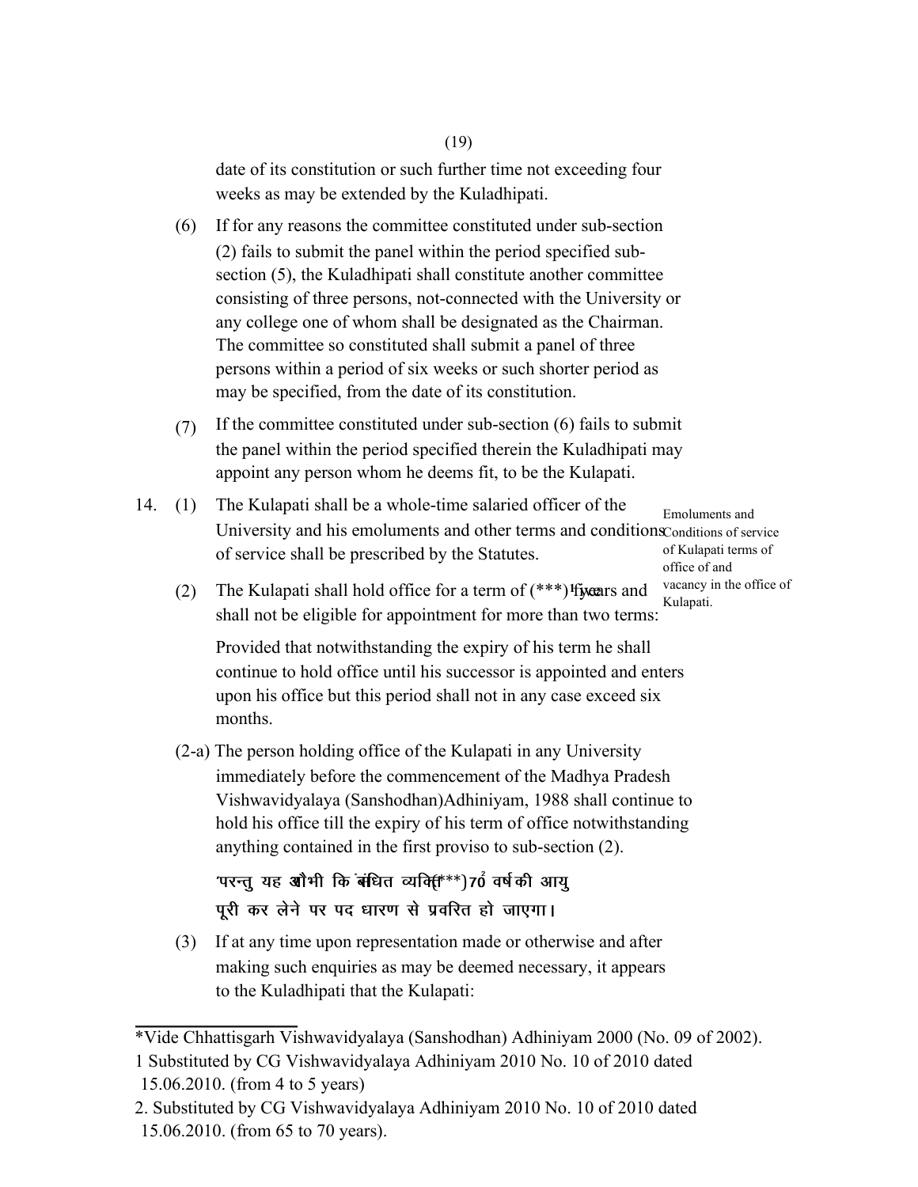date of its constitution or such further time not exceeding four weeks as may be extended by the Kuladhipati.

(6) If for any reasons the committee constituted under sub-section (2) fails to submit the panel within the period specified sub-section (5), the Kuladhipati shall constitute another committee consisting of three persons, not-connected with the University or any college one of whom shall be designated as the Chairman. The committee so constituted shall submit a panel of three persons within a period of six weeks or such shorter period as may be specified, from the date of its constitution.

(7) If the committee constituted under sub-section (6) fails to submit the panel within the period specified therein the Kuladhipati may appoint any person whom he deems fit, to be the Kulapati.

*Emoluments and Conditions of service of Kulapati terms of office of and vacancy in the office of Kulapati.*

14. (1) The Kulapati shall be a whole-time salaried officer of the University and his emoluments and other terms and conditions of service shall be prescribed by the Statutes.

(2) The Kulapati shall hold office for a term of (***) [1]five years and shall not be eligible for appointment for more than two terms:

Provided that notwithstanding the expiry of his term he shall continue to hold office until his successor is appointed and enters upon his office but this period shall not in any case exceed six months.

(2-a) The person holding office of the Kulapati in any University immediately before the commencement of the Madhya Pradesh Vishwavidyalaya (Sanshodhan)Adhiniyam, 1988 shall continue to hold his office till the expiry of his term of office notwithstanding anything contained in the first proviso to sub-section (2).

'परन्तु यह और भी कि संबंधित व्यक्ति (***) [2]70 वर्ष की आयु पूरी कर लेने पर पद धारण से प्रवरित हो जाएगा।

(3) If at any time upon representation made or otherwise and after making such enquiries as may be deemed necessary, it appears to the Kuladhipati that the Kulapati:

---

*Vide Chhattisgarh Vishwavidyalaya (Sanshodhan) Adhiniyam 2000 (No. 09 of 2002).

1 Substituted by CG Vishwavidyalaya Adhiniyam 2010 No. 10 of 2010 dated 15.06.2010. (from 4 to 5 years)

2. Substituted by CG Vishwavidyalaya Adhiniyam 2010 No. 10 of 2010 dated 15.06.2010. (from 65 to 70 years).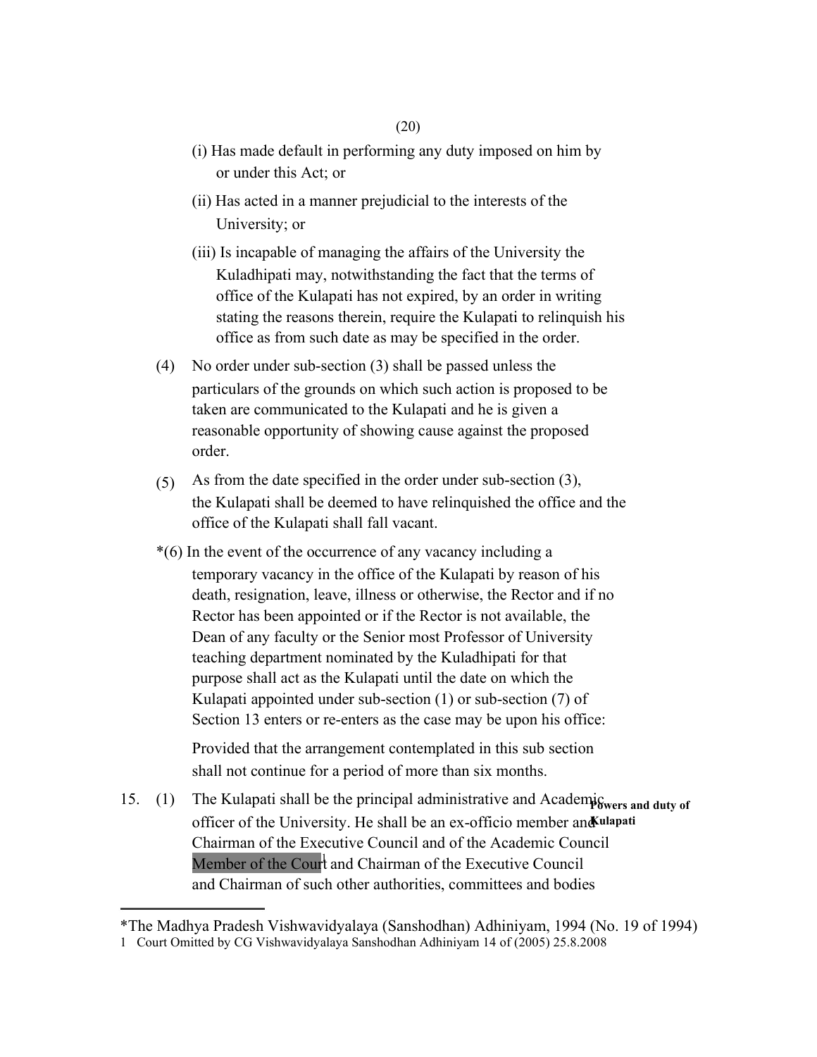(i) Has made default in performing any duty imposed on him by or under this Act; or

(ii) Has acted in a manner prejudicial to the interests of the University; or

(iii) Is incapable of managing the affairs of the University the Kuladhipati may, notwithstanding the fact that the terms of office of the Kulapati has not expired, by an order in writing stating the reasons therein, require the Kulapati to relinquish his office as from such date as may be specified in the order.

(4) No order under sub-section (3) shall be passed unless the particulars of the grounds on which such action is proposed to be taken are communicated to the Kulapati and he is given a reasonable opportunity of showing cause against the proposed order.

(5) As from the date specified in the order under sub-section (3), the Kulapati shall be deemed to have relinquished the office and the office of the Kulapati shall fall vacant.

*(6) In the event of the occurrence of any vacancy including a temporary vacancy in the office of the Kulapati by reason of his death, resignation, leave, illness or otherwise, the Rector and if no Rector has been appointed or if the Rector is not available, the Dean of any faculty or the Senior most Professor of University teaching department nominated by the Kuladhipati for that purpose shall act as the Kulapati until the date on which the Kulapati appointed under sub-section (1) or sub-section (7) of Section 13 enters or re-enters as the case may be upon his office:

Provided that the arrangement contemplated in this sub section shall not continue for a period of more than six months.

**Powers and duty of Kulapati**

15. (1) The Kulapati shall be the principal administrative and Academic officer of the University. He shall be an ex-officio member and Chairman of the Executive Council and of the Academic Council Member of the Court[1] and Chairman of the Executive Council and Chairman of such other authorities, committees and bodies

---

*The Madhya Pradesh Vishwavidyalaya (Sanshodhan) Adhiniyam, 1994 (No. 19 of 1994)

1 Court Omitted by CG Vishwavidyalaya Sanshodhan Adhiniyam 14 of (2005) 25.8.2008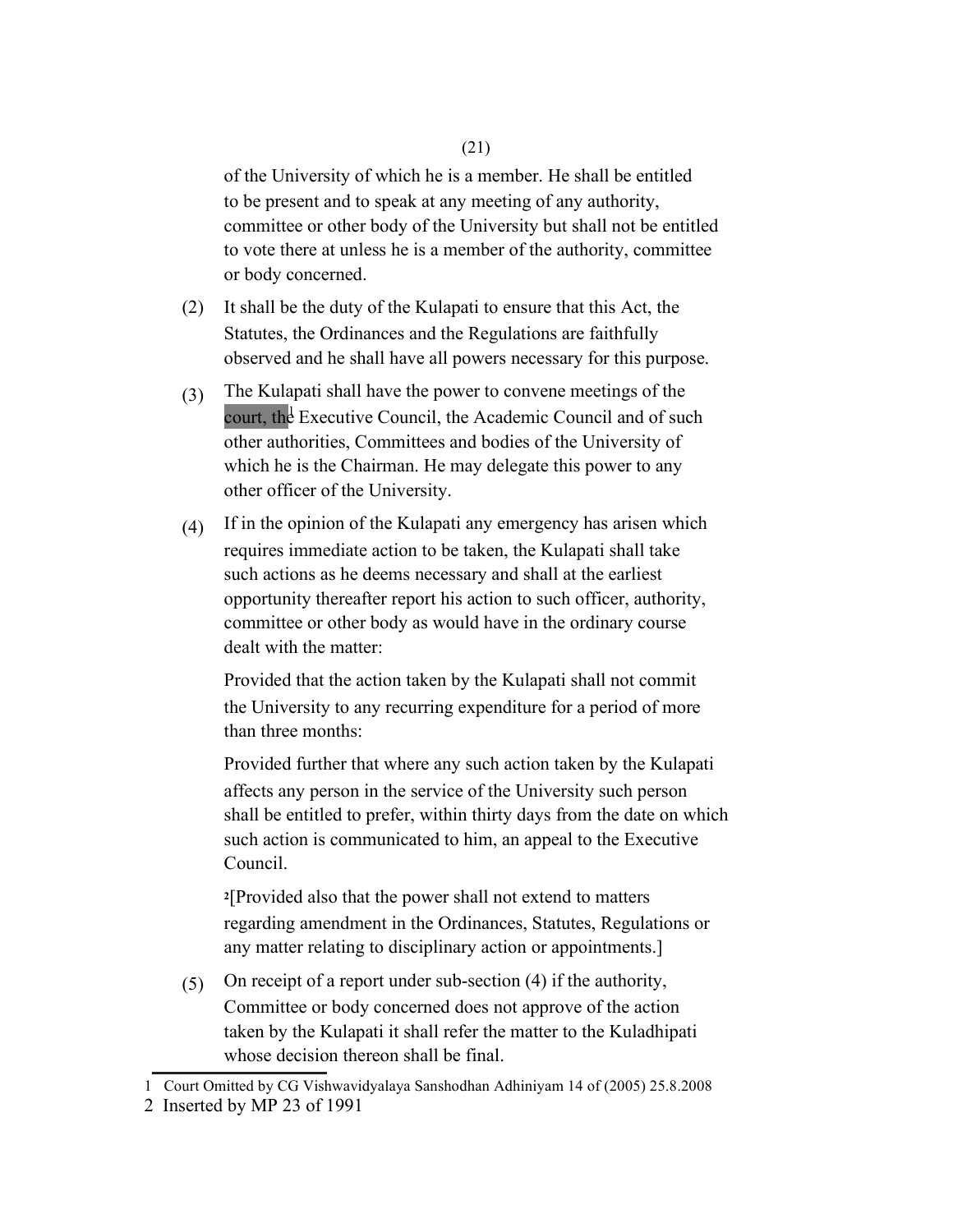of the University of which he is a member. He shall be entitled to be present and to speak at any meeting of any authority, committee or other body of the University but shall not be entitled to vote there at unless he is a member of the authority, committee or body concerned.

(2) It shall be the duty of the Kulapati to ensure that this Act, the Statutes, the Ordinances and the Regulations are faithfully observed and he shall have all powers necessary for this purpose.

(3) The Kulapati shall have the power to convene meetings of the court, the[1] Executive Council, the Academic Council and of such other authorities, Committees and bodies of the University of which he is the Chairman. He may delegate this power to any other officer of the University.

(4) If in the opinion of the Kulapati any emergency has arisen which requires immediate action to be taken, the Kulapati shall take such actions as he deems necessary and shall at the earliest opportunity thereafter report his action to such officer, authority, committee or other body as would have in the ordinary course dealt with the matter:

Provided that the action taken by the Kulapati shall not commit the University to any recurring expenditure for a period of more than three months:

Provided further that where any such action taken by the Kulapati affects any person in the service of the University such person shall be entitled to prefer, within thirty days from the date on which such action is communicated to him, an appeal to the Executive Council.

[2][Provided also that the power shall not extend to matters regarding amendment in the Ordinances, Statutes, Regulations or any matter relating to disciplinary action or appointments.]

(5) On receipt of a report under sub-section (4) if the authority, Committee or body concerned does not approve of the action taken by the Kulapati it shall refer the matter to the Kuladhipati whose decision thereon shall be final.

---

1 Court Omitted by CG Vishwavidyalaya Sanshodhan Adhiniyam 14 of (2005) 25.8.2008

2 Inserted by MP 23 of 1991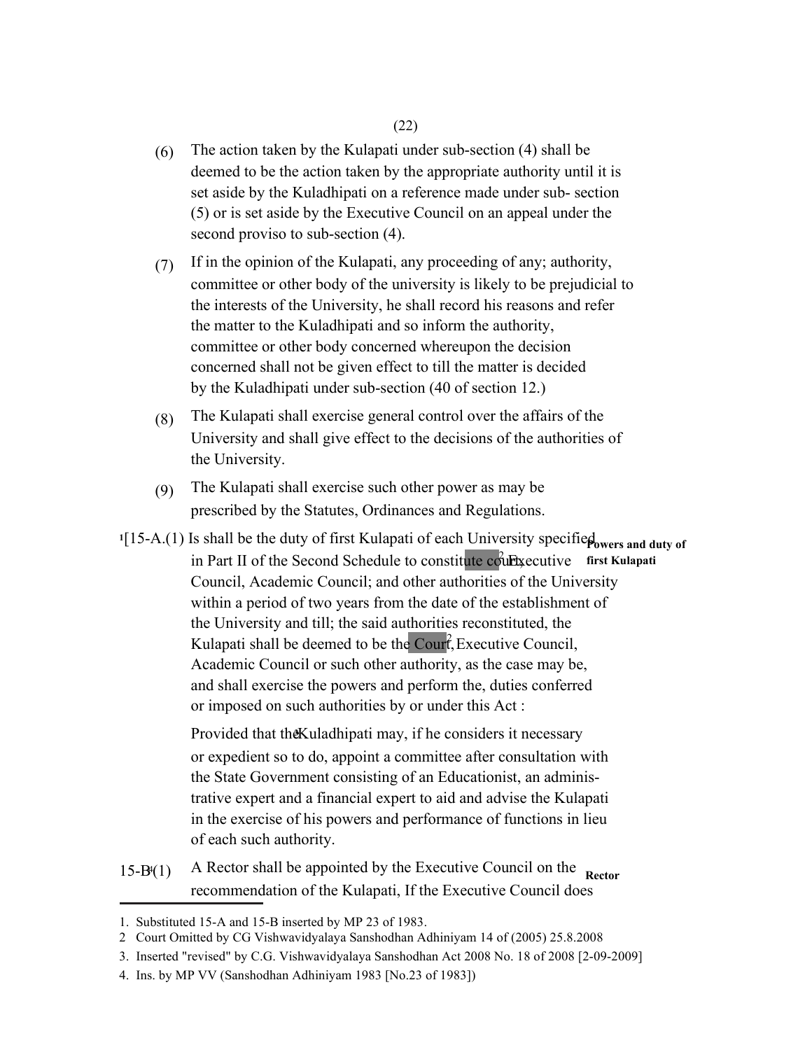(6) The action taken by the Kulapati under sub-section (4) shall be deemed to be the action taken by the appropriate authority until it is set aside by the Kuladhipati on a reference made under sub- section (5) or is set aside by the Executive Council on an appeal under the second proviso to sub-section (4).

(7) If in the opinion of the Kulapati, any proceeding of any; authority, committee or other body of the university is likely to be prejudicial to the interests of the University, he shall record his reasons and refer the matter to the Kuladhipati and so inform the authority, committee or other body concerned whereupon the decision concerned shall not be given effect to till the matter is decided by the Kuladhipati under sub-section (40 of section 12.)

(8) The Kulapati shall exercise general control over the affairs of the University and shall give effect to the decisions of the authorities of the University.

(9) The Kulapati shall exercise such other power as may be prescribed by the Statutes, Ordinances and Regulations.

**Powers and duty of first Kulapati**

[1][15-A.(1) Is shall be the duty of first Kulapati of each University specified in Part II of the Second Schedule to constitute court[2], Executive Council, Academic Council; and other authorities of the University within a period of two years from the date of the establishment of the University and till; the said authorities reconstituted, the Kulapati shall be deemed to be the Court[2], Executive Council, Academic Council or such other authority, as the case may be, and shall exercise the powers and perform the, duties conferred or imposed on such authorities by or under this Act :

Provided that the[3] Kuladhipati may, if he considers it necessary or expedient so to do, appoint a committee after consultation with the State Government consisting of an Educationist, an administrative expert and a financial expert to aid and advise the Kulapati in the exercise of his powers and performance of functions in lieu of each such authority.

**Rector**

15-B[4](1) A Rector shall be appointed by the Executive Council on the recommendation of the Kulapati, If the Executive Council does

---

1. Substituted 15-A and 15-B inserted by MP 23 of 1983.
2. Court Omitted by CG Vishwavidyalaya Sanshodhan Adhiniyam 14 of (2005) 25.8.2008
3. Inserted "revised" by C.G. Vishwavidyalaya Sanshodhan Act 2008 No. 18 of 2008 [2-09-2009]
4. Ins. by MP VV (Sanshodhan Adhiniyam 1983 [No.23 of 1983])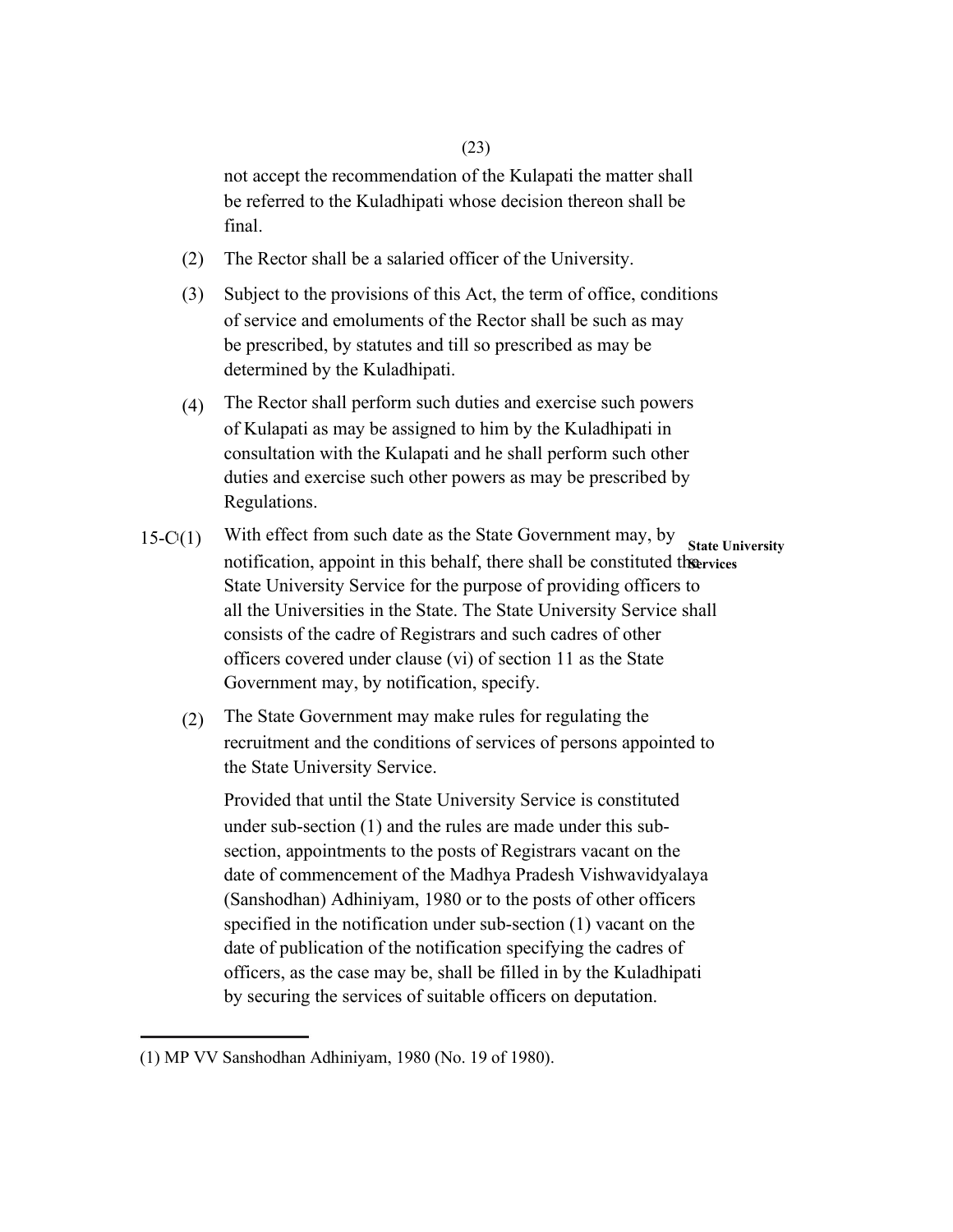not accept the recommendation of the Kulapati the matter shall be referred to the Kuladhipati whose decision thereon shall be final.

(2) The Rector shall be a salaried officer of the University.

(3) Subject to the provisions of this Act, the term of office, conditions of service and emoluments of the Rector shall be such as may be prescribed, by statutes and till so prescribed as may be determined by the Kuladhipati.

(4) The Rector shall perform such duties and exercise such powers of Kulapati as may be assigned to him by the Kuladhipati in consultation with the Kulapati and he shall perform such other duties and exercise such other powers as may be prescribed by Regulations.

**State University Services**

15-C[1](1) With effect from such date as the State Government may, by notification, appoint in this behalf, there shall be constituted the State University Service for the purpose of providing officers to all the Universities in the State. The State University Service shall consists of the cadre of Registrars and such cadres of other officers covered under clause (vi) of section 11 as the State Government may, by notification, specify.

(2) The State Government may make rules for regulating the recruitment and the conditions of services of persons appointed to the State University Service.

Provided that until the State University Service is constituted under sub-section (1) and the rules are made under this sub-section, appointments to the posts of Registrars vacant on the date of commencement of the Madhya Pradesh Vishwavidyalaya (Sanshodhan) Adhiniyam, 1980 or to the posts of other officers specified in the notification under sub-section (1) vacant on the date of publication of the notification specifying the cadres of officers, as the case may be, shall be filled in by the Kuladhipati by securing the services of suitable officers on deputation.

---

(1) MP VV Sanshodhan Adhiniyam, 1980 (No. 19 of 1980).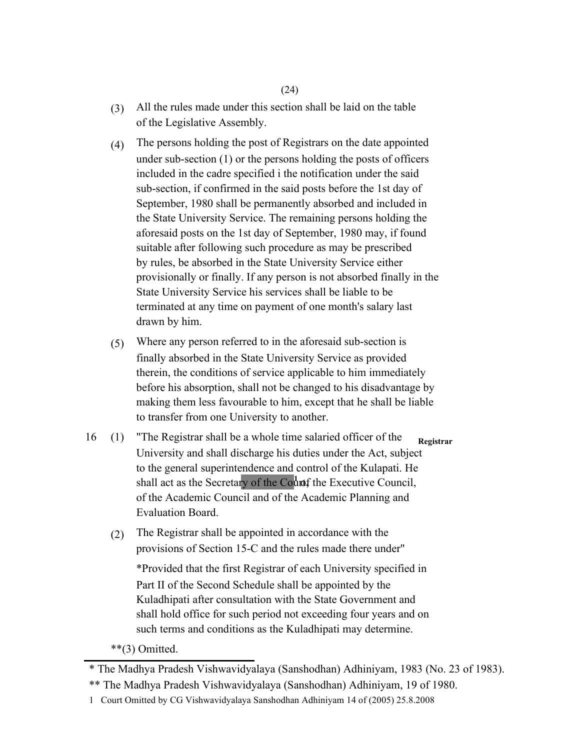(3) All the rules made under this section shall be laid on the table of the Legislative Assembly.

(4) The persons holding the post of Registrars on the date appointed under sub-section (1) or the persons holding the posts of officers included in the cadre specified i the notification under the said sub-section, if confirmed in the said posts before the 1st day of September, 1980 shall be permanently absorbed and included in the State University Service. The remaining persons holding the aforesaid posts on the 1st day of September, 1980 may, if found suitable after following such procedure as may be prescribed by rules, be absorbed in the State University Service either provisionally or finally. If any person is not absorbed finally in the State University Service his services shall be liable to be terminated at any time on payment of one month's salary last drawn by him.

(5) Where any person referred to in the aforesaid sub-section is finally absorbed in the State University Service as provided therein, the conditions of service applicable to him immediately before his absorption, shall not be changed to his disadvantage by making them less favourable to him, except that he shall be liable to transfer from one University to another.

**Registrar**

16 (1) "The Registrar shall be a whole time salaried officer of the University and shall discharge his duties under the Act, subject to the general superintendence and control of the Kulapati. He shall act as the Secretary of the Court[1] of the Executive Council, of the Academic Council and of the Academic Planning and Evaluation Board.

(2) The Registrar shall be appointed in accordance with the provisions of Section 15-C and the rules made there under"

*Provided that the first Registrar of each University specified in Part II of the Second Schedule shall be appointed by the Kuladhipati after consultation with the State Government and shall hold office for such period not exceeding four years and on such terms and conditions as the Kuladhipati may determine.

**(3) Omitted.

---

* The Madhya Pradesh Vishwavidyalaya (Sanshodhan) Adhiniyam, 1983 (No. 23 of 1983).

** The Madhya Pradesh Vishwavidyalaya (Sanshodhan) Adhiniyam, 19 of 1980.

1 Court Omitted by CG Vishwavidyalaya Sanshodhan Adhiniyam 14 of (2005) 25.8.2008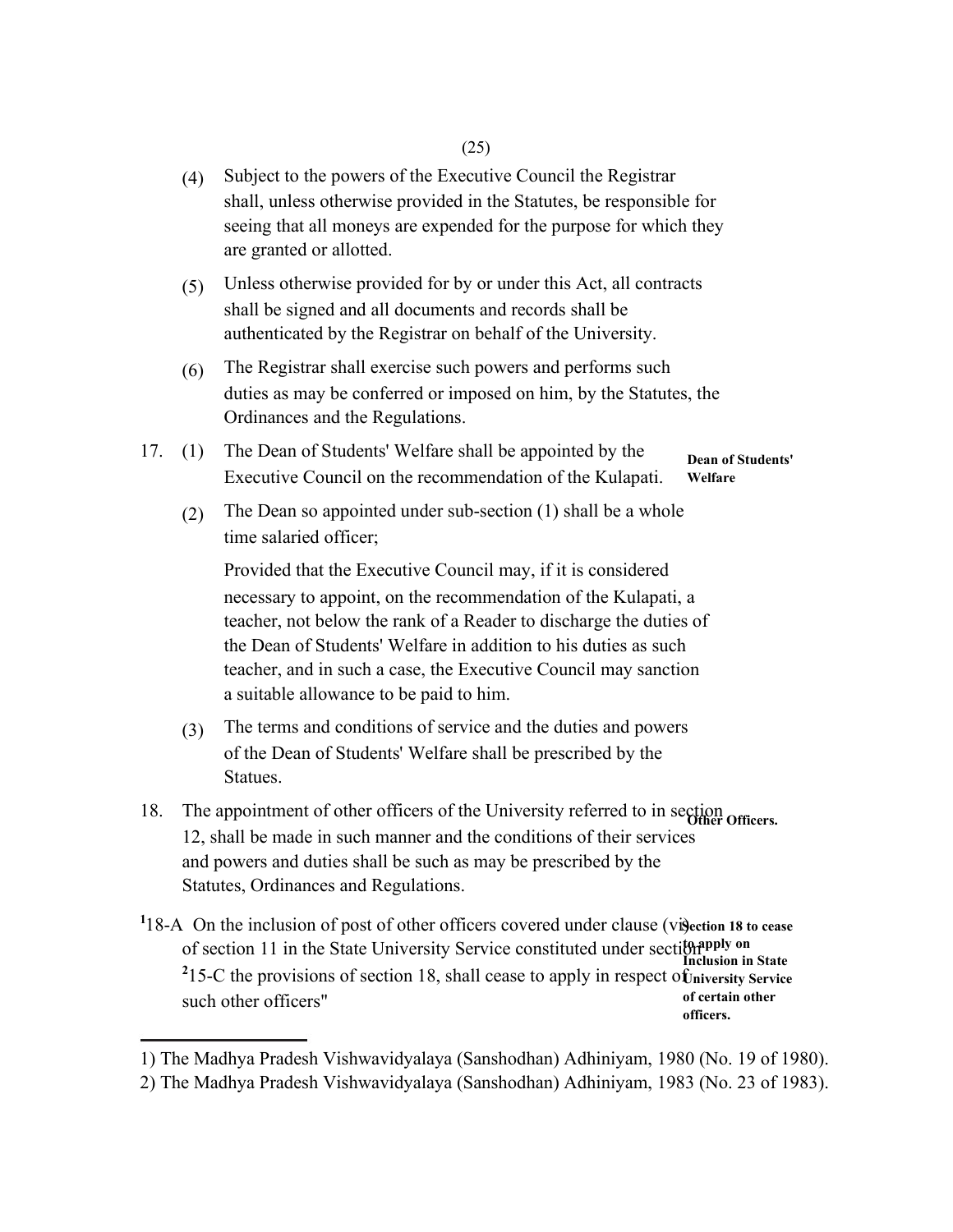(4) Subject to the powers of the Executive Council the Registrar shall, unless otherwise provided in the Statutes, be responsible for seeing that all moneys are expended for the purpose for which they are granted or allotted.

(5) Unless otherwise provided for by or under this Act, all contracts shall be signed and all documents and records shall be authenticated by the Registrar on behalf of the University.

(6) The Registrar shall exercise such powers and performs such duties as may be conferred or imposed on him, by the Statutes, the Ordinances and the Regulations.

**Dean of Students' Welfare**

17. (1) The Dean of Students' Welfare shall be appointed by the Executive Council on the recommendation of the Kulapati.

(2) The Dean so appointed under sub-section (1) shall be a whole time salaried officer;

Provided that the Executive Council may, if it is considered necessary to appoint, on the recommendation of the Kulapati, a teacher, not below the rank of a Reader to discharge the duties of the Dean of Students' Welfare in addition to his duties as such teacher, and in such a case, the Executive Council may sanction a suitable allowance to be paid to him.

(3) The terms and conditions of service and the duties and powers of the Dean of Students' Welfare shall be prescribed by the Statues.

**Other Officers.**

18. The appointment of other officers of the University referred to in section 12, shall be made in such manner and the conditions of their services and powers and duties shall be such as may be prescribed by the Statutes, Ordinances and Regulations.

**Section 18 to cease to apply on Inclusion in State University Service of certain other officers.**

[1]18-A On the inclusion of post of other officers covered under clause (vi) of section 11 in the State University Service constituted under section [2]15-C the provisions of section 18, shall cease to apply in respect of such other officers"

---

1) The Madhya Pradesh Vishwavidyalaya (Sanshodhan) Adhiniyam, 1980 (No. 19 of 1980).

2) The Madhya Pradesh Vishwavidyalaya (Sanshodhan) Adhiniyam, 1983 (No. 23 of 1983).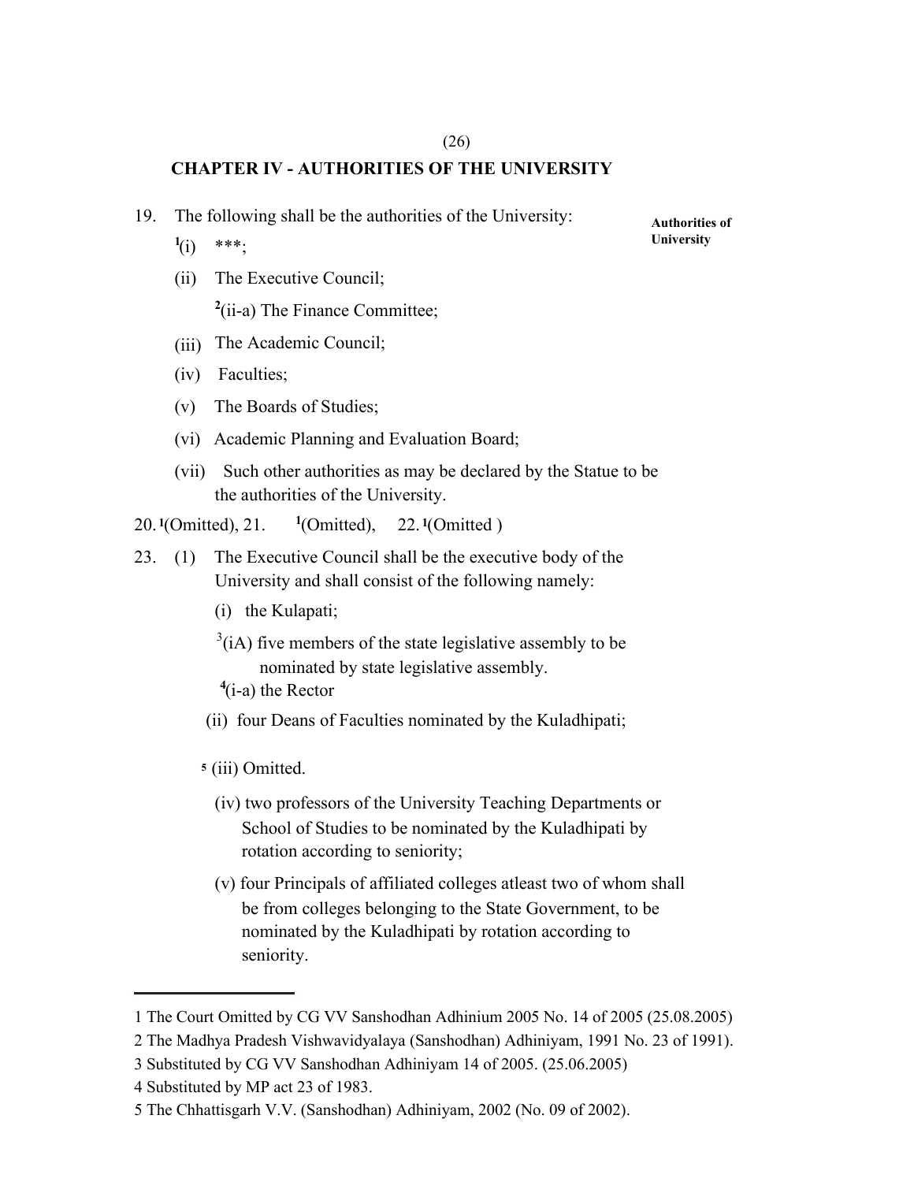## CHAPTER IV - AUTHORITIES OF THE UNIVERSITY

19. The following shall be the authorities of the University: **Authorities of University**

   [1](i) ***;

   (ii) The Executive Council;

   [2](ii-a) The Finance Committee;

   (iii) The Academic Council;

   (iv) Faculties;

   (v) The Boards of Studies;

   (vi) Academic Planning and Evaluation Board;

   (vii) Such other authorities as may be declared by the Statue to be the authorities of the University.

20. [1](Omitted), 21. [1](Omitted), 22. [1](Omitted )

23. (1) The Executive Council shall be the executive body of the University and shall consist of the following namely:

   (i) the Kulapati;

   [3](iA) five members of the state legislative assembly to be nominated by state legislative assembly.

   [4](i-a) the Rector

   (ii) four Deans of Faculties nominated by the Kuladhipati;

   [5] (iii) Omitted.

   (iv) two professors of the University Teaching Departments or School of Studies to be nominated by the Kuladhipati by rotation according to seniority;

   (v) four Principals of affiliated colleges atleast two of whom shall be from colleges belonging to the State Government, to be nominated by the Kuladhipati by rotation according to seniority.

---

1 The Court Omitted by CG VV Sanshodhan Adhinium 2005 No. 14 of 2005 (25.08.2005)

2 The Madhya Pradesh Vishwavidyalaya (Sanshodhan) Adhiniyam, 1991 No. 23 of 1991).

3 Substituted by CG VV Sanshodhan Adhiniyam 14 of 2005. (25.06.2005)

4 Substituted by MP act 23 of 1983.

5 The Chhattisgarh V.V. (Sanshodhan) Adhiniyam, 2002 (No. 09 of 2002).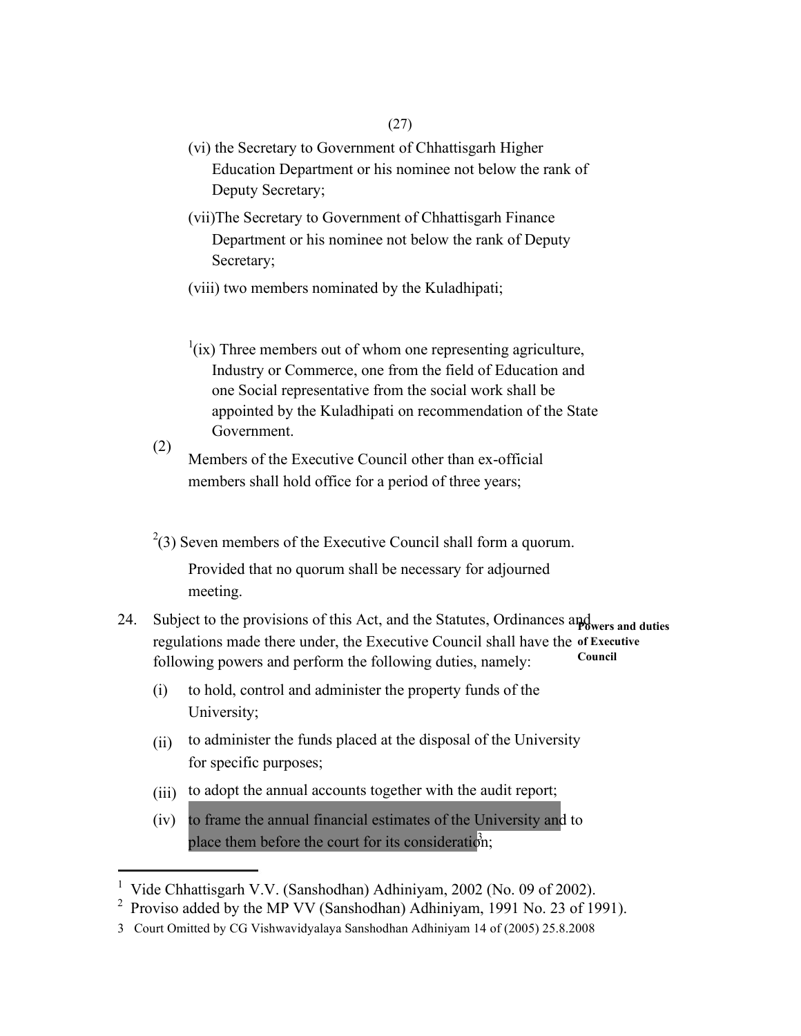(vi) the Secretary to Government of Chhattisgarh Higher Education Department or his nominee not below the rank of Deputy Secretary;

(vii)The Secretary to Government of Chhattisgarh Finance Department or his nominee not below the rank of Deputy Secretary;

(viii) two members nominated by the Kuladhipati;

[1](ix) Three members out of whom one representing agriculture, Industry or Commerce, one from the field of Education and one Social representative from the social work shall be appointed by the Kuladhipati on recommendation of the State Government.

(2) Members of the Executive Council other than ex-official members shall hold office for a period of three years;

[2](3) Seven members of the Executive Council shall form a quorum.

Provided that no quorum shall be necessary for adjourned meeting.

**Powers and duties of Executive Council**

24. Subject to the provisions of this Act, and the Statutes, Ordinances and regulations made there under, the Executive Council shall have the following powers and perform the following duties, namely:

(i) to hold, control and administer the property funds of the University;

(ii) to administer the funds placed at the disposal of the University for specific purposes;

(iii) to adopt the annual accounts together with the audit report;

(iv) to frame the annual financial estimates of the University and to place them before the court for its consideration[3];

---

[1] Vide Chhattisgarh V.V. (Sanshodhan) Adhiniyam, 2002 (No. 09 of 2002).

[2] Proviso added by the MP VV (Sanshodhan) Adhiniyam, 1991 No. 23 of 1991).

[3] Court Omitted by CG Vishwavidyalaya Sanshodhan Adhiniyam 14 of (2005) 25.8.2008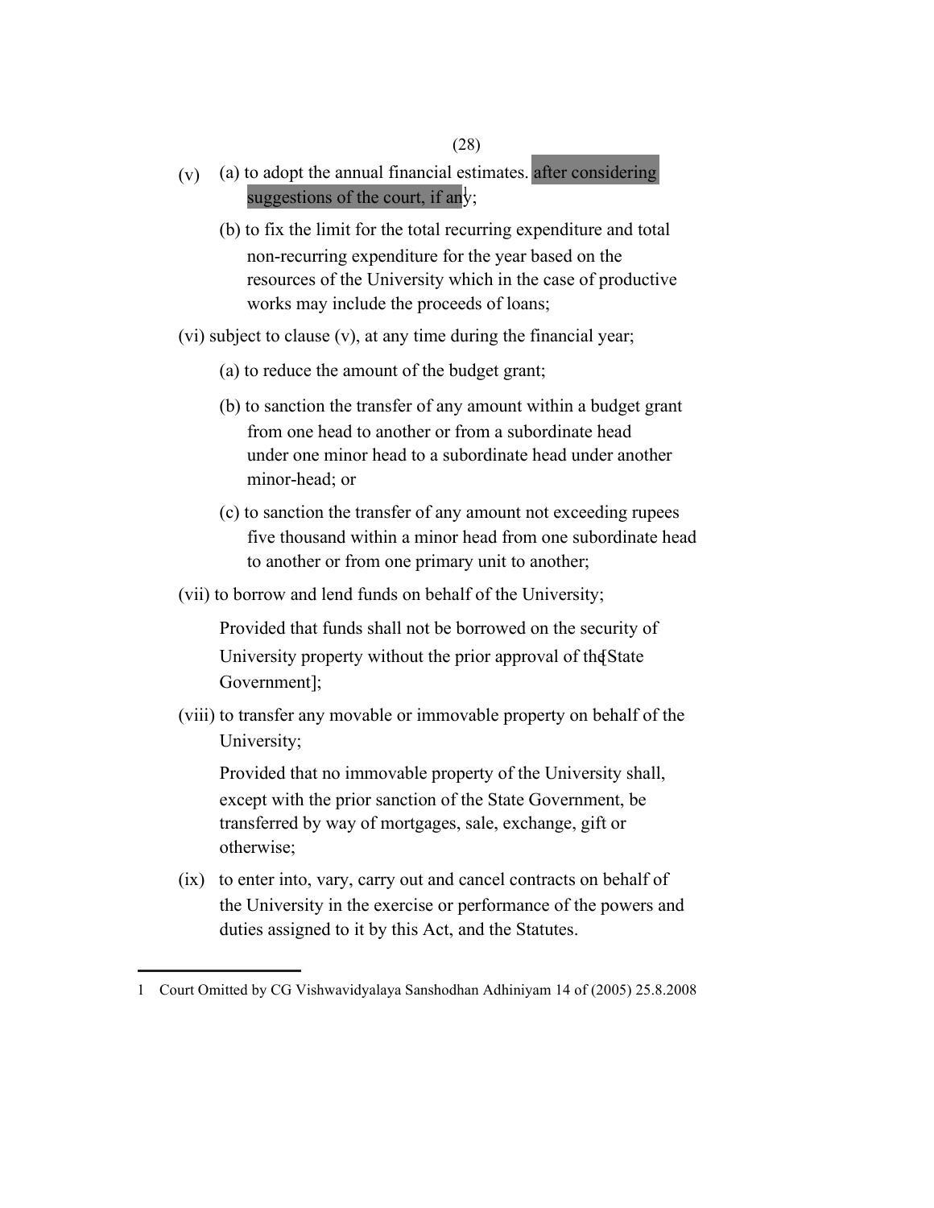(v) (a) to adopt the annual financial estimates. after considering suggestions of the court, if any[1];

(b) to fix the limit for the total recurring expenditure and total non-recurring expenditure for the year based on the resources of the University which in the case of productive works may include the proceeds of loans;

(vi) subject to clause (v), at any time during the financial year;

(a) to reduce the amount of the budget grant;

(b) to sanction the transfer of any amount within a budget grant from one head to another or from a subordinate head under one minor head to a subordinate head under another minor-head; or

(c) to sanction the transfer of any amount not exceeding rupees five thousand within a minor head from one subordinate head to another or from one primary unit to another;

(vii) to borrow and lend funds on behalf of the University;

Provided that funds shall not be borrowed on the security of University property without the prior approval of the [State Government];

(viii) to transfer any movable or immovable property on behalf of the University;

Provided that no immovable property of the University shall, except with the prior sanction of the State Government, be transferred by way of mortgages, sale, exchange, gift or otherwise;

(ix) to enter into, vary, carry out and cancel contracts on behalf of the University in the exercise or performance of the powers and duties assigned to it by this Act, and the Statutes.

---

1 Court Omitted by CG Vishwavidyalaya Sanshodhan Adhiniyam 14 of (2005) 25.8.2008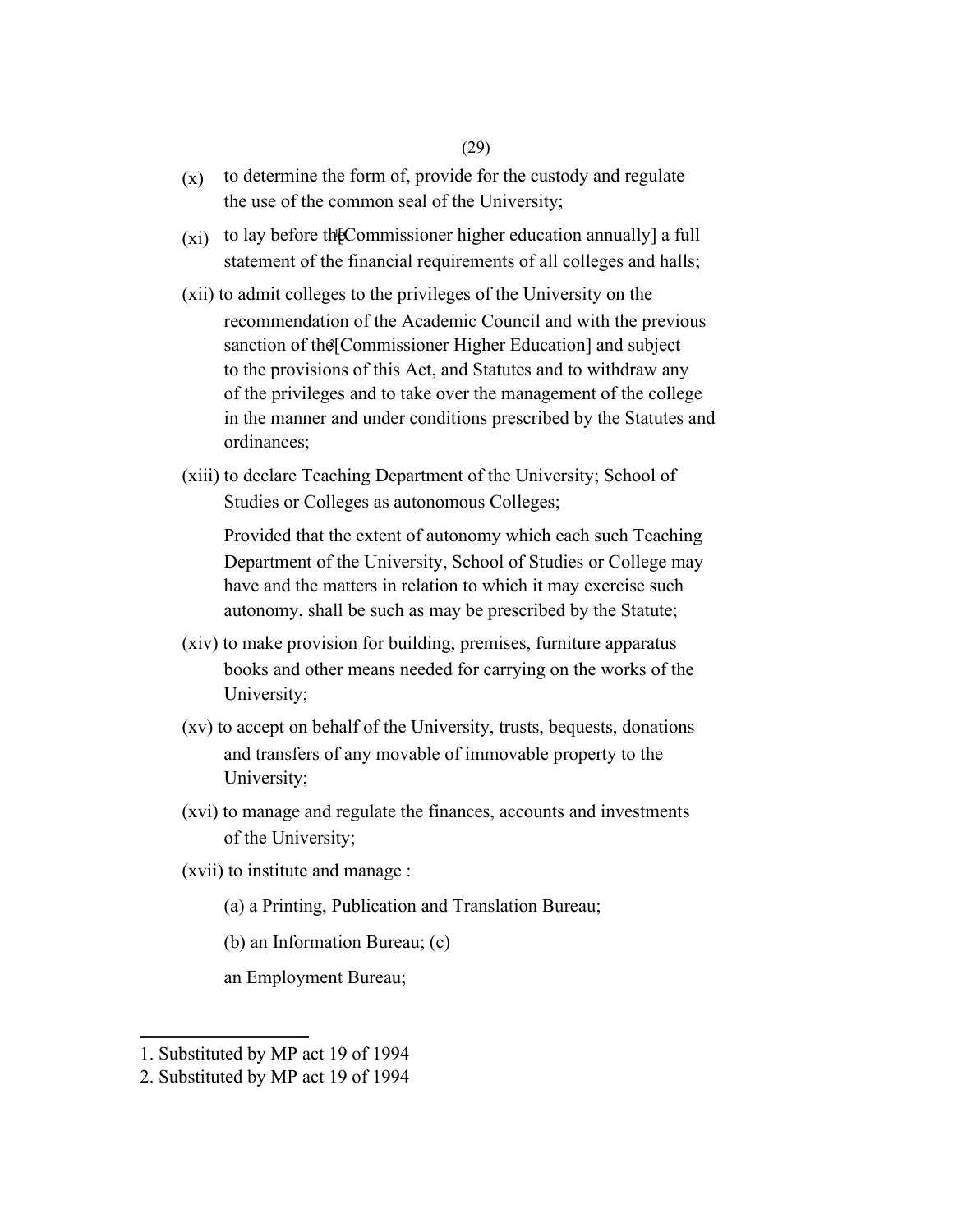(x) to determine the form of, provide for the custody and regulate the use of the common seal of the University;

(xi) to lay before the [1] [Commissioner higher education annually] a full statement of the financial requirements of all colleges and halls;

(xii) to admit colleges to the privileges of the University on the recommendation of the Academic Council and with the previous sanction of the [2] [Commissioner Higher Education] and subject to the provisions of this Act, and Statutes and to withdraw any of the privileges and to take over the management of the college in the manner and under conditions prescribed by the Statutes and ordinances;

(xiii) to declare Teaching Department of the University; School of Studies or Colleges as autonomous Colleges;

Provided that the extent of autonomy which each such Teaching Department of the University, School of Studies or College may have and the matters in relation to which it may exercise such autonomy, shall be such as may be prescribed by the Statute;

(xiv) to make provision for building, premises, furniture apparatus books and other means needed for carrying on the works of the University;

(xv) to accept on behalf of the University, trusts, bequests, donations and transfers of any movable of immovable property to the University;

(xvi) to manage and regulate the finances, accounts and investments of the University;

(xvii) to institute and manage :

(a) a Printing, Publication and Translation Bureau;

(b) an Information Bureau; (c)

an Employment Bureau;

---

1. Substituted by MP act 19 of 1994
2. Substituted by MP act 19 of 1994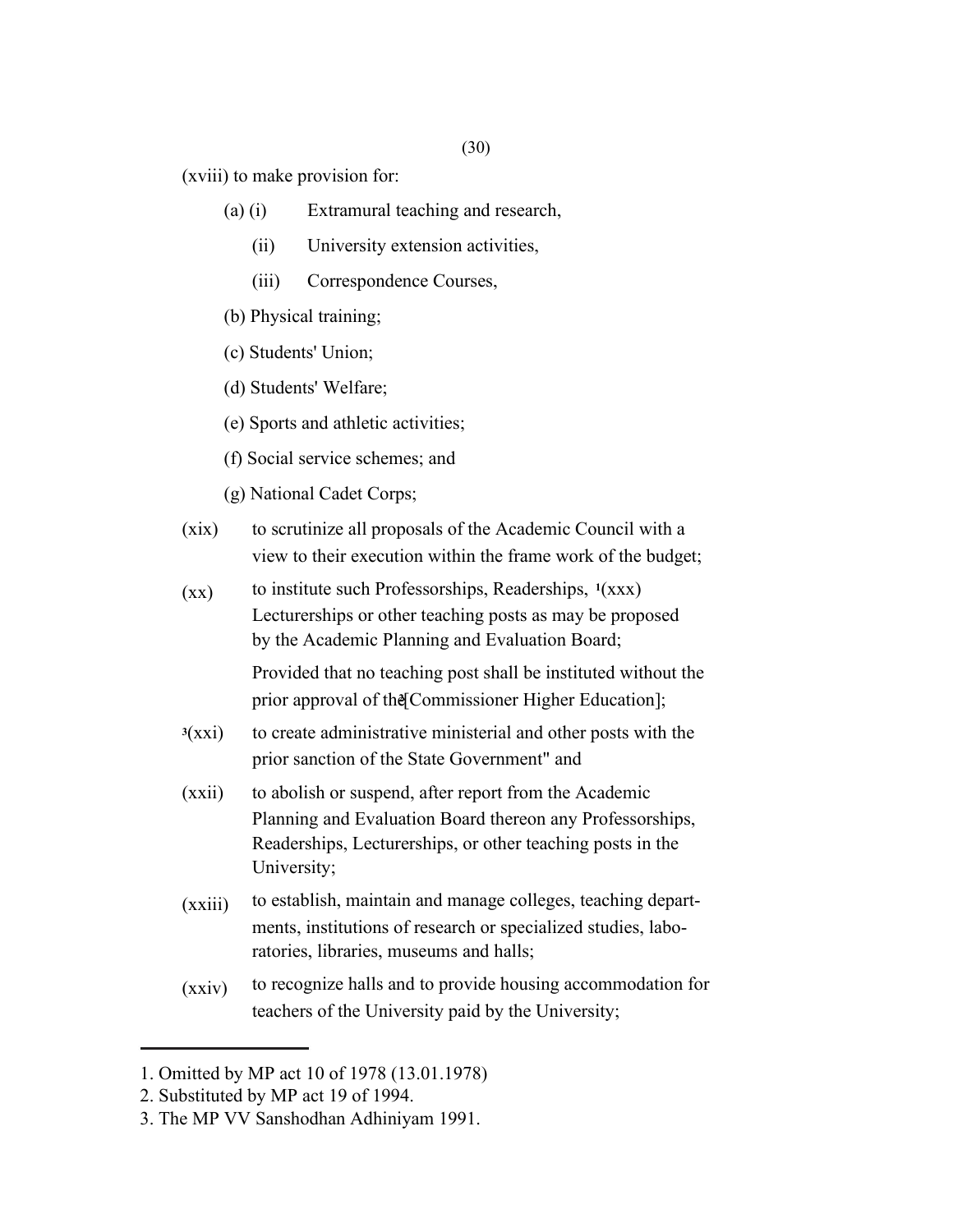(xviii) to make provision for:

(a) (i) Extramural teaching and research,

(ii) University extension activities,

(iii) Correspondence Courses,

(b) Physical training;

(c) Students' Union;

(d) Students' Welfare;

(e) Sports and athletic activities;

(f) Social service schemes; and

(g) National Cadet Corps;

(xix) to scrutinize all proposals of the Academic Council with a view to their execution within the frame work of the budget;

(xx) to institute such Professorships, Readerships, [1](xxx) Lecturerships or other teaching posts as may be proposed by the Academic Planning and Evaluation Board;

Provided that no teaching post shall be instituted without the prior approval of the [2][Commissioner Higher Education];

[3](xxi) to create administrative ministerial and other posts with the prior sanction of the State Government" and

(xxii) to abolish or suspend, after report from the Academic Planning and Evaluation Board thereon any Professorships, Readerships, Lecturerships, or other teaching posts in the University;

(xxiii) to establish, maintain and manage colleges, teaching departments, institutions of research or specialized studies, laboratories, libraries, museums and halls;

(xxiv) to recognize halls and to provide housing accommodation for teachers of the University paid by the University;

---

1. Omitted by MP act 10 of 1978 (13.01.1978)
2. Substituted by MP act 19 of 1994.
3. The MP VV Sanshodhan Adhiniyam 1991.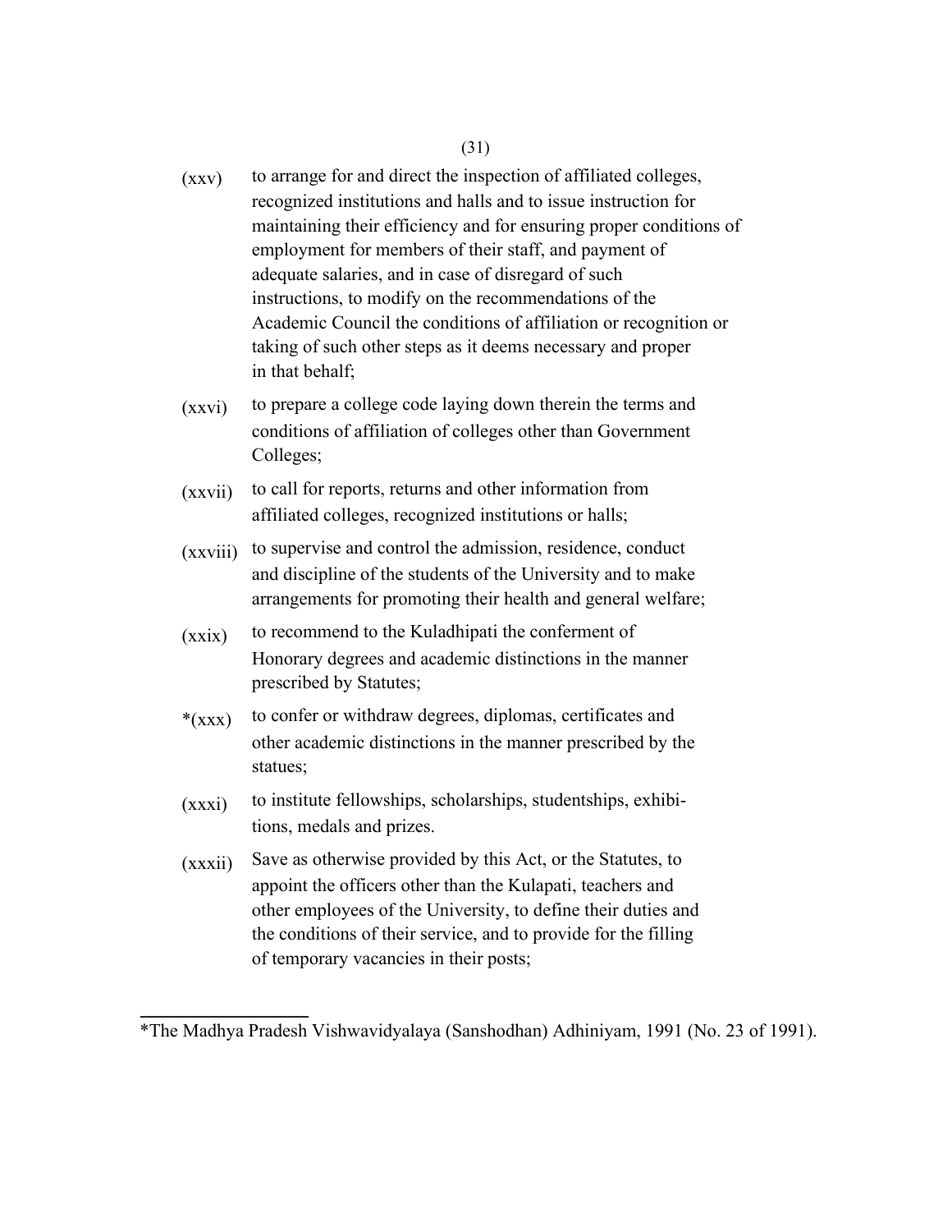(xxv) to arrange for and direct the inspection of affiliated colleges, recognized institutions and halls and to issue instruction for maintaining their efficiency and for ensuring proper conditions of employment for members of their staff, and payment of adequate salaries, and in case of disregard of such instructions, to modify on the recommendations of the Academic Council the conditions of affiliation or recognition or taking of such other steps as it deems necessary and proper in that behalf;

(xxvi) to prepare a college code laying down therein the terms and conditions of affiliation of colleges other than Government Colleges;

(xxvii) to call for reports, returns and other information from affiliated colleges, recognized institutions or halls;

(xxviii) to supervise and control the admission, residence, conduct and discipline of the students of the University and to make arrangements for promoting their health and general welfare;

(xxix) to recommend to the Kuladhipati the conferment of Honorary degrees and academic distinctions in the manner prescribed by Statutes;

*(xxx) to confer or withdraw degrees, diplomas, certificates and other academic distinctions in the manner prescribed by the statues;

(xxxi) to institute fellowships, scholarships, studentships, exhibitions, medals and prizes.

(xxxii) Save as otherwise provided by this Act, or the Statutes, to appoint the officers other than the Kulapati, teachers and other employees of the University, to define their duties and the conditions of their service, and to provide for the filling of temporary vacancies in their posts;

---

*The Madhya Pradesh Vishwavidyalaya (Sanshodhan) Adhiniyam, 1991 (No. 23 of 1991).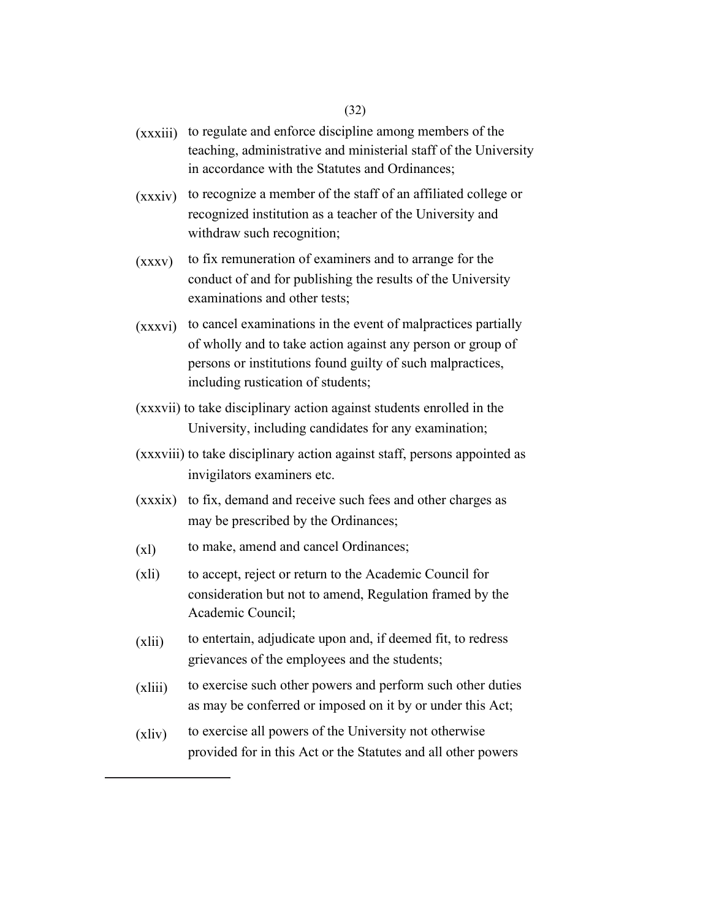(xxxiii) to regulate and enforce discipline among members of the teaching, administrative and ministerial staff of the University in accordance with the Statutes and Ordinances;

(xxxiv) to recognize a member of the staff of an affiliated college or recognized institution as a teacher of the University and withdraw such recognition;

(xxxv) to fix remuneration of examiners and to arrange for the conduct of and for publishing the results of the University examinations and other tests;

(xxxvi) to cancel examinations in the event of malpractices partially of wholly and to take action against any person or group of persons or institutions found guilty of such malpractices, including rustication of students;

(xxxvii) to take disciplinary action against students enrolled in the University, including candidates for any examination;

(xxxviii) to take disciplinary action against staff, persons appointed as invigilators examiners etc.

(xxxix) to fix, demand and receive such fees and other charges as may be prescribed by the Ordinances;

(xl) to make, amend and cancel Ordinances;

(xli) to accept, reject or return to the Academic Council for consideration but not to amend, Regulation framed by the Academic Council;

(xlii) to entertain, adjudicate upon and, if deemed fit, to redress grievances of the employees and the students;

(xliii) to exercise such other powers and perform such other duties as may be conferred or imposed on it by or under this Act;

(xliv) to exercise all powers of the University not otherwise provided for in this Act or the Statutes and all other powers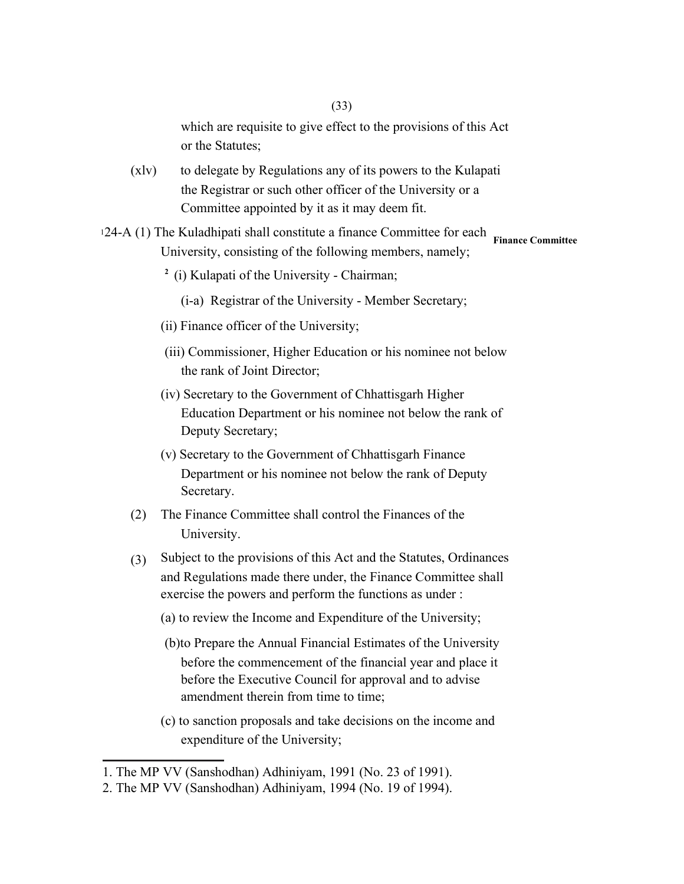which are requisite to give effect to the provisions of this Act or the Statutes;

(xlv) to delegate by Regulations any of its powers to the Kulapati the Registrar or such other officer of the University or a Committee appointed by it as it may deem fit.

**Finance Committee**

[1]24-A (1) The Kuladhipati shall constitute a finance Committee for each University, consisting of the following members, namely;

[2] (i) Kulapati of the University - Chairman;

(i-a) Registrar of the University - Member Secretary;

(ii) Finance officer of the University;

(iii) Commissioner, Higher Education or his nominee not below the rank of Joint Director;

(iv) Secretary to the Government of Chhattisgarh Higher Education Department or his nominee not below the rank of Deputy Secretary;

(v) Secretary to the Government of Chhattisgarh Finance Department or his nominee not below the rank of Deputy Secretary.

(2) The Finance Committee shall control the Finances of the University.

(3) Subject to the provisions of this Act and the Statutes, Ordinances and Regulations made there under, the Finance Committee shall exercise the powers and perform the functions as under :

(a) to review the Income and Expenditure of the University;

(b)to Prepare the Annual Financial Estimates of the University before the commencement of the financial year and place it before the Executive Council for approval and to advise amendment therein from time to time;

(c) to sanction proposals and take decisions on the income and expenditure of the University;

---

1. The MP VV (Sanshodhan) Adhiniyam, 1991 (No. 23 of 1991).
2. The MP VV (Sanshodhan) Adhiniyam, 1994 (No. 19 of 1994).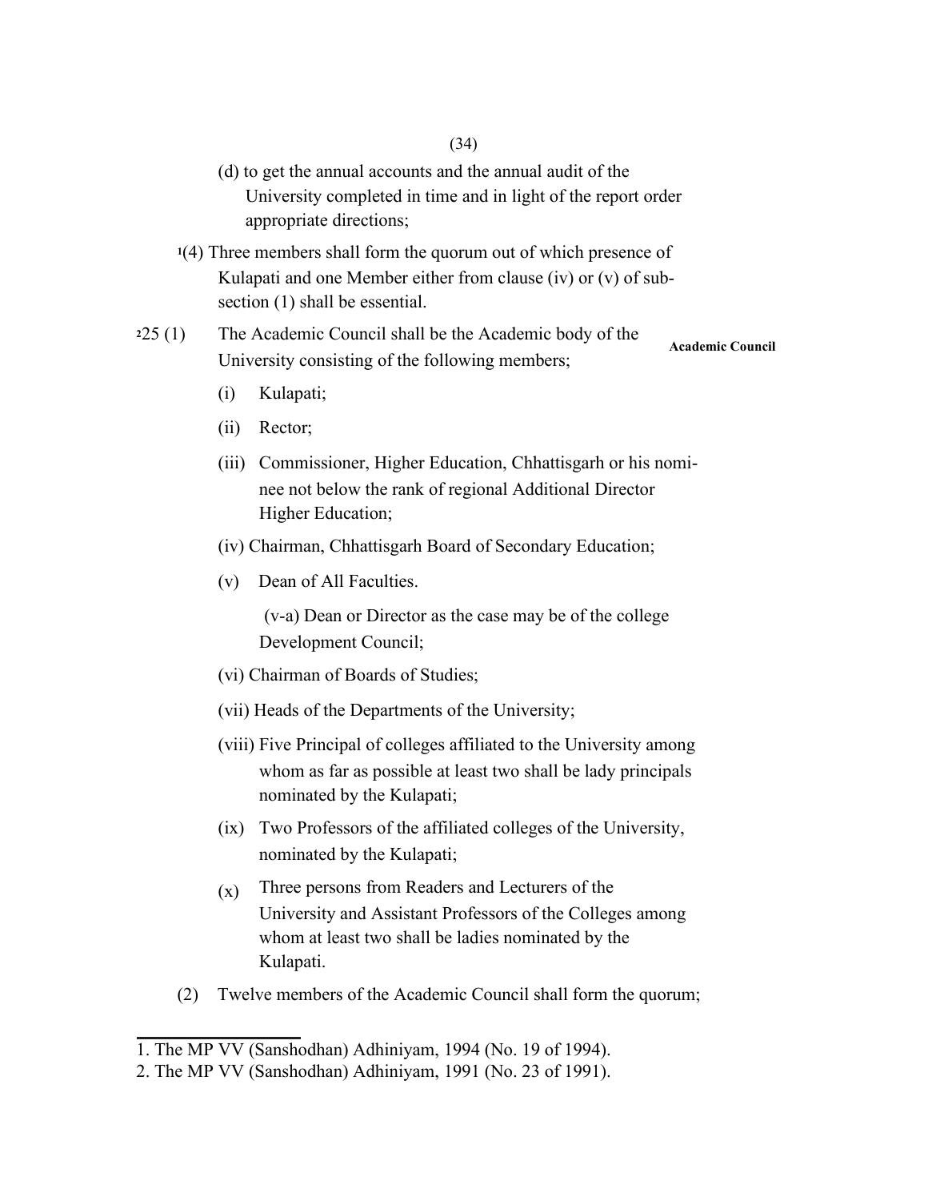(d) to get the annual accounts and the annual audit of the University completed in time and in light of the report order appropriate directions;

[1](4) Three members shall form the quorum out of which presence of Kulapati and one Member either from clause (iv) or (v) of sub-section (1) shall be essential.

**Academic Council**

[2]25 (1) The Academic Council shall be the Academic body of the University consisting of the following members;

(i) Kulapati;

(ii) Rector;

(iii) Commissioner, Higher Education, Chhattisgarh or his nominee not below the rank of regional Additional Director Higher Education;

(iv) Chairman, Chhattisgarh Board of Secondary Education;

(v) Dean of All Faculties.

(v-a) Dean or Director as the case may be of the college Development Council;

(vi) Chairman of Boards of Studies;

(vii) Heads of the Departments of the University;

(viii) Five Principal of colleges affiliated to the University among whom as far as possible at least two shall be lady principals nominated by the Kulapati;

(ix) Two Professors of the affiliated colleges of the University, nominated by the Kulapati;

(x) Three persons from Readers and Lecturers of the University and Assistant Professors of the Colleges among whom at least two shall be ladies nominated by the Kulapati.

(2) Twelve members of the Academic Council shall form the quorum;

---

1. The MP VV (Sanshodhan) Adhiniyam, 1994 (No. 19 of 1994).
2. The MP VV (Sanshodhan) Adhiniyam, 1991 (No. 23 of 1991).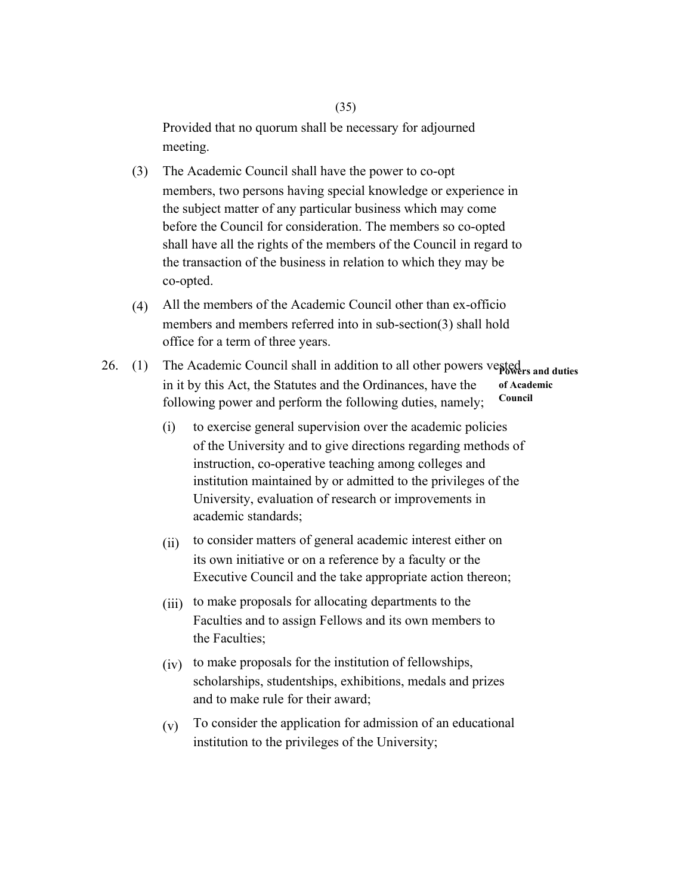Provided that no quorum shall be necessary for adjourned meeting.

(3) The Academic Council shall have the power to co-opt members, two persons having special knowledge or experience in the subject matter of any particular business which may come before the Council for consideration. The members so co-opted shall have all the rights of the members of the Council in regard to the transaction of the business in relation to which they may be co-opted.

(4) All the members of the Academic Council other than ex-officio members and members referred into in sub-section(3) shall hold office for a term of three years.

**Powers and duties of Academic Council**

26. (1) The Academic Council shall in addition to all other powers vested in it by this Act, the Statutes and the Ordinances, have the following power and perform the following duties, namely;

(i) to exercise general supervision over the academic policies of the University and to give directions regarding methods of instruction, co-operative teaching among colleges and institution maintained by or admitted to the privileges of the University, evaluation of research or improvements in academic standards;

(ii) to consider matters of general academic interest either on its own initiative or on a reference by a faculty or the Executive Council and the take appropriate action thereon;

(iii) to make proposals for allocating departments to the Faculties and to assign Fellows and its own members to the Faculties;

(iv) to make proposals for the institution of fellowships, scholarships, studentships, exhibitions, medals and prizes and to make rule for their award;

(v) To consider the application for admission of an educational institution to the privileges of the University;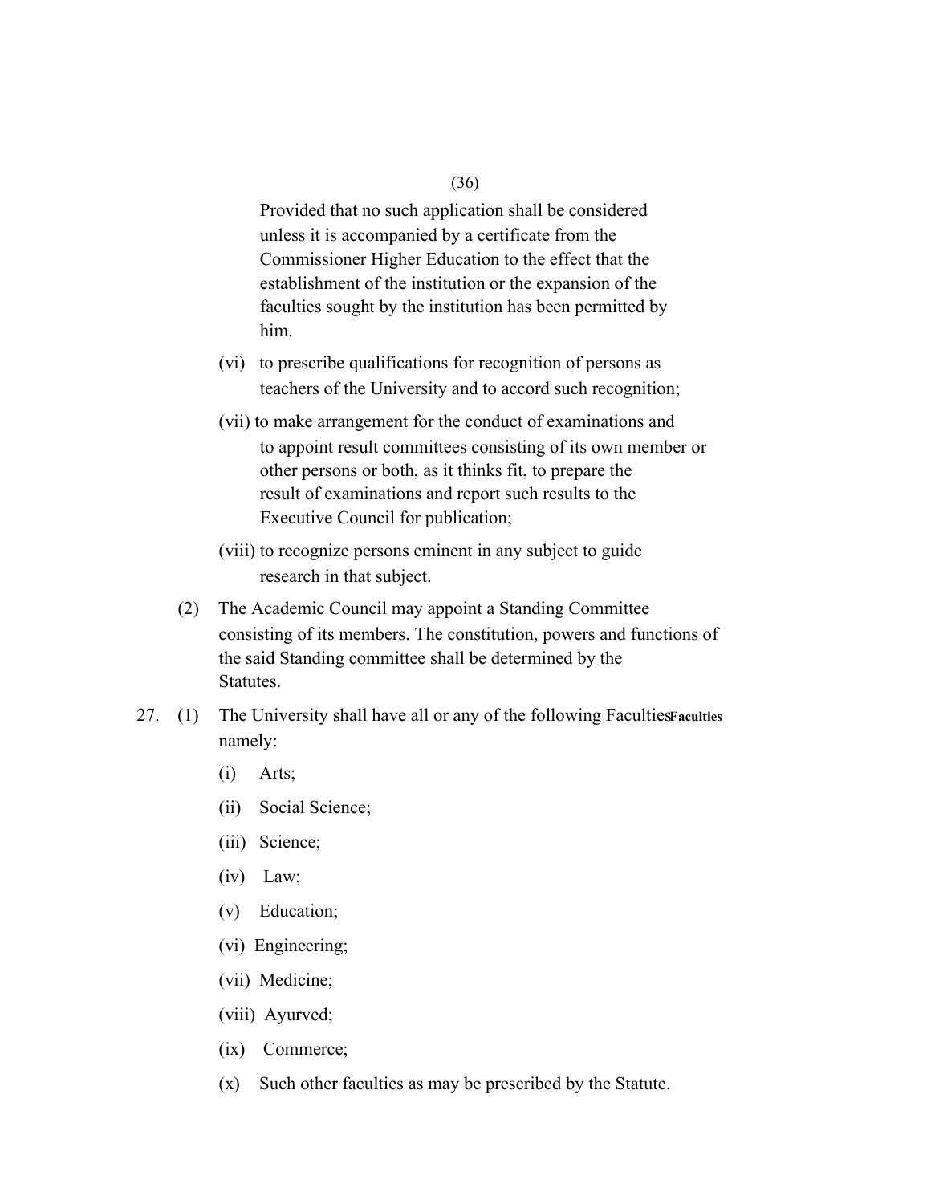Provided that no such application shall be considered unless it is accompanied by a certificate from the Commissioner Higher Education to the effect that the establishment of the institution or the expansion of the faculties sought by the institution has been permitted by him.

(vi) to prescribe qualifications for recognition of persons as teachers of the University and to accord such recognition;

(vii) to make arrangement for the conduct of examinations and to appoint result committees consisting of its own member or other persons or both, as it thinks fit, to prepare the result of examinations and report such results to the Executive Council for publication;

(viii) to recognize persons eminent in any subject to guide research in that subject.

(2) The Academic Council may appoint a Standing Committee consisting of its members. The constitution, powers and functions of the said Standing committee shall be determined by the Statutes.

**Faculties**

27. (1) The University shall have all or any of the following Faculties namely:

(i) Arts;

(ii) Social Science;

(iii) Science;

(iv) Law;

(v) Education;

(vi) Engineering;

(vii) Medicine;

(viii) Ayurved;

(ix) Commerce;

(x) Such other faculties as may be prescribed by the Statute.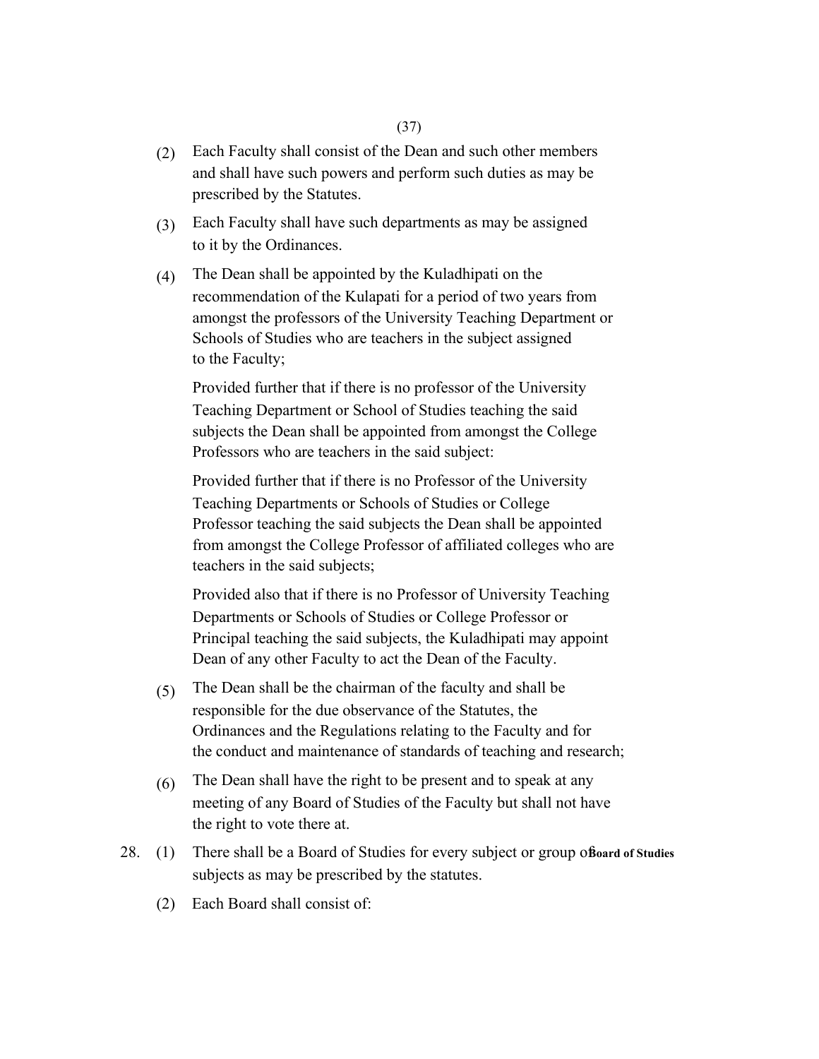(2) Each Faculty shall consist of the Dean and such other members and shall have such powers and perform such duties as may be prescribed by the Statutes.

(3) Each Faculty shall have such departments as may be assigned to it by the Ordinances.

(4) The Dean shall be appointed by the Kuladhipati on the recommendation of the Kulapati for a period of two years from amongst the professors of the University Teaching Department or Schools of Studies who are teachers in the subject assigned to the Faculty;

Provided further that if there is no professor of the University Teaching Department or School of Studies teaching the said subjects the Dean shall be appointed from amongst the College Professors who are teachers in the said subject:

Provided further that if there is no Professor of the University Teaching Departments or Schools of Studies or College Professor teaching the said subjects the Dean shall be appointed from amongst the College Professor of affiliated colleges who are teachers in the said subjects;

Provided also that if there is no Professor of University Teaching Departments or Schools of Studies or College Professor or Principal teaching the said subjects, the Kuladhipati may appoint Dean of any other Faculty to act the Dean of the Faculty.

(5) The Dean shall be the chairman of the faculty and shall be responsible for the due observance of the Statutes, the Ordinances and the Regulations relating to the Faculty and for the conduct and maintenance of standards of teaching and research;

(6) The Dean shall have the right to be present and to speak at any meeting of any Board of Studies of the Faculty but shall not have the right to vote there at.

**Board of Studies**

28. (1) There shall be a Board of Studies for every subject or group of subjects as may be prescribed by the statutes.

(2) Each Board shall consist of: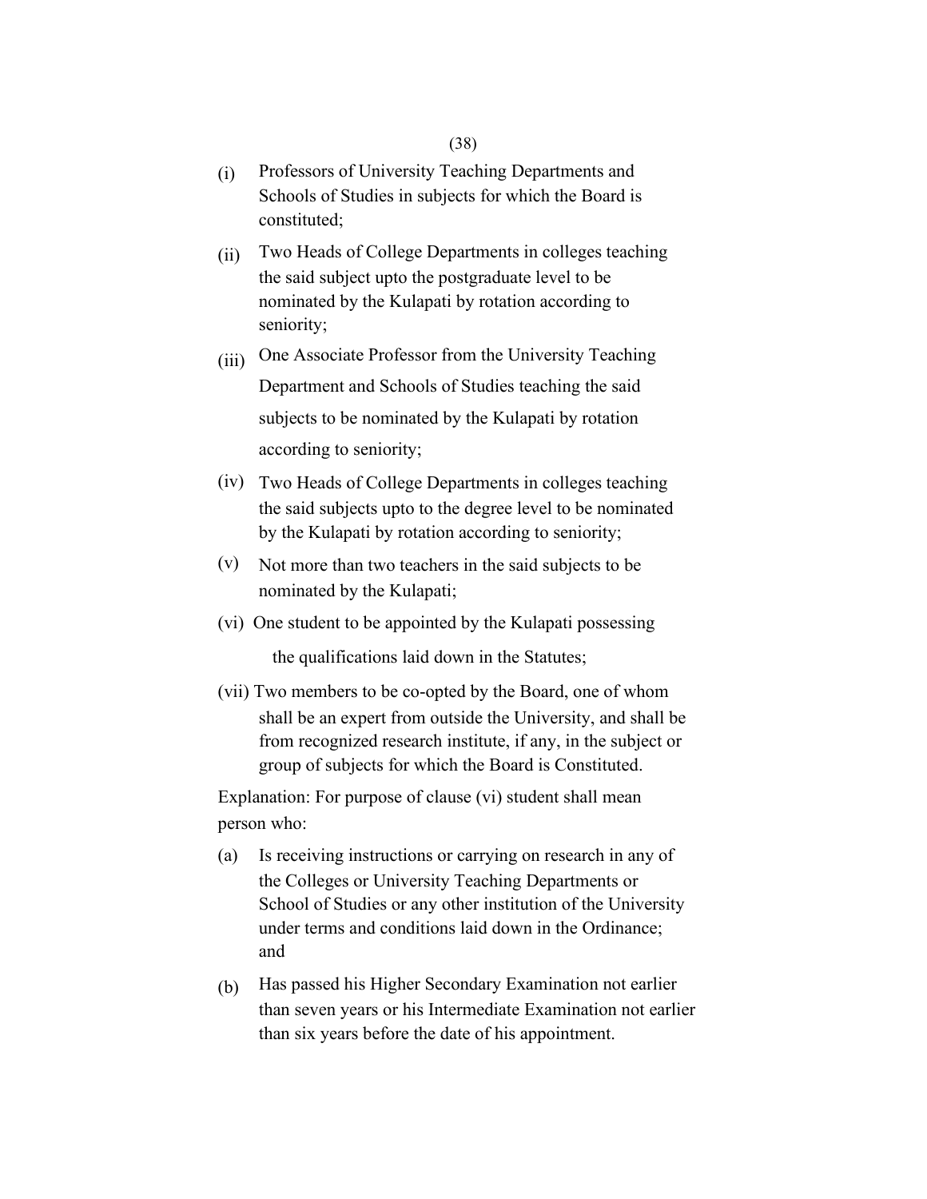(i) Professors of University Teaching Departments and Schools of Studies in subjects for which the Board is constituted;

(ii) Two Heads of College Departments in colleges teaching the said subject upto the postgraduate level to be nominated by the Kulapati by rotation according to seniority;

(iii) One Associate Professor from the University Teaching Department and Schools of Studies teaching the said subjects to be nominated by the Kulapati by rotation according to seniority;

(iv) Two Heads of College Departments in colleges teaching the said subjects upto to the degree level to be nominated by the Kulapati by rotation according to seniority;

(v) Not more than two teachers in the said subjects to be nominated by the Kulapati;

(vi) One student to be appointed by the Kulapati possessing the qualifications laid down in the Statutes;

(vii) Two members to be co-opted by the Board, one of whom shall be an expert from outside the University, and shall be from recognized research institute, if any, in the subject or group of subjects for which the Board is Constituted.

Explanation: For purpose of clause (vi) student shall mean person who:

(a) Is receiving instructions or carrying on research in any of the Colleges or University Teaching Departments or School of Studies or any other institution of the University under terms and conditions laid down in the Ordinance; and

(b) Has passed his Higher Secondary Examination not earlier than seven years or his Intermediate Examination not earlier than six years before the date of his appointment.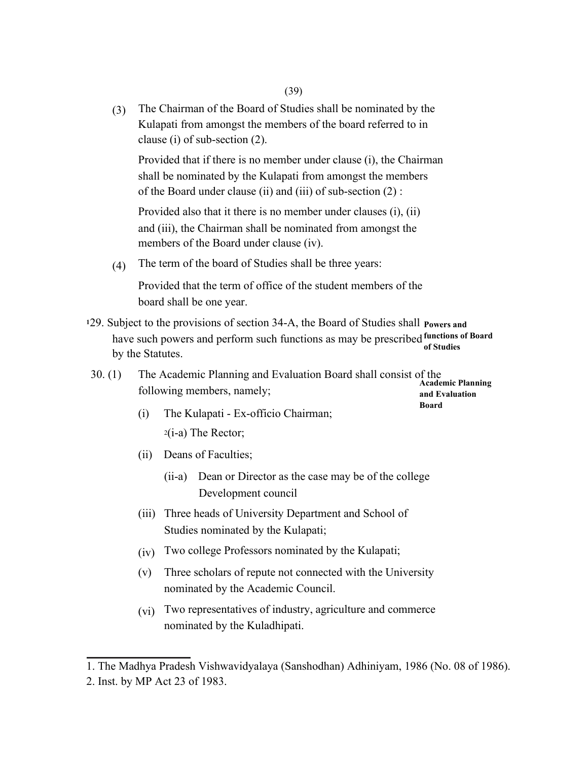(3) The Chairman of the Board of Studies shall be nominated by the Kulapati from amongst the members of the board referred to in clause (i) of sub-section (2).

Provided that if there is no member under clause (i), the Chairman shall be nominated by the Kulapati from amongst the members of the Board under clause (ii) and (iii) of sub-section (2) :

Provided also that it there is no member under clauses (i), (ii) and (iii), the Chairman shall be nominated from amongst the members of the Board under clause (iv).

(4) The term of the board of Studies shall be three years:

Provided that the term of office of the student members of the board shall be one year.

**Powers and functions of Board of Studies**

[1]29. Subject to the provisions of section 34-A, the Board of Studies shall have such powers and perform such functions as may be prescribed by the Statutes.

**Academic Planning and Evaluation Board**

30. (1) The Academic Planning and Evaluation Board shall consist of the following members, namely;

(i) The Kulapati - Ex-officio Chairman;

[2](i-a) The Rector;

(ii) Deans of Faculties;

(ii-a) Dean or Director as the case may be of the college Development council

(iii) Three heads of University Department and School of Studies nominated by the Kulapati;

(iv) Two college Professors nominated by the Kulapati;

(v) Three scholars of repute not connected with the University nominated by the Academic Council.

(vi) Two representatives of industry, agriculture and commerce nominated by the Kuladhipati.

---

1. The Madhya Pradesh Vishwavidyalaya (Sanshodhan) Adhiniyam, 1986 (No. 08 of 1986).
2. Inst. by MP Act 23 of 1983.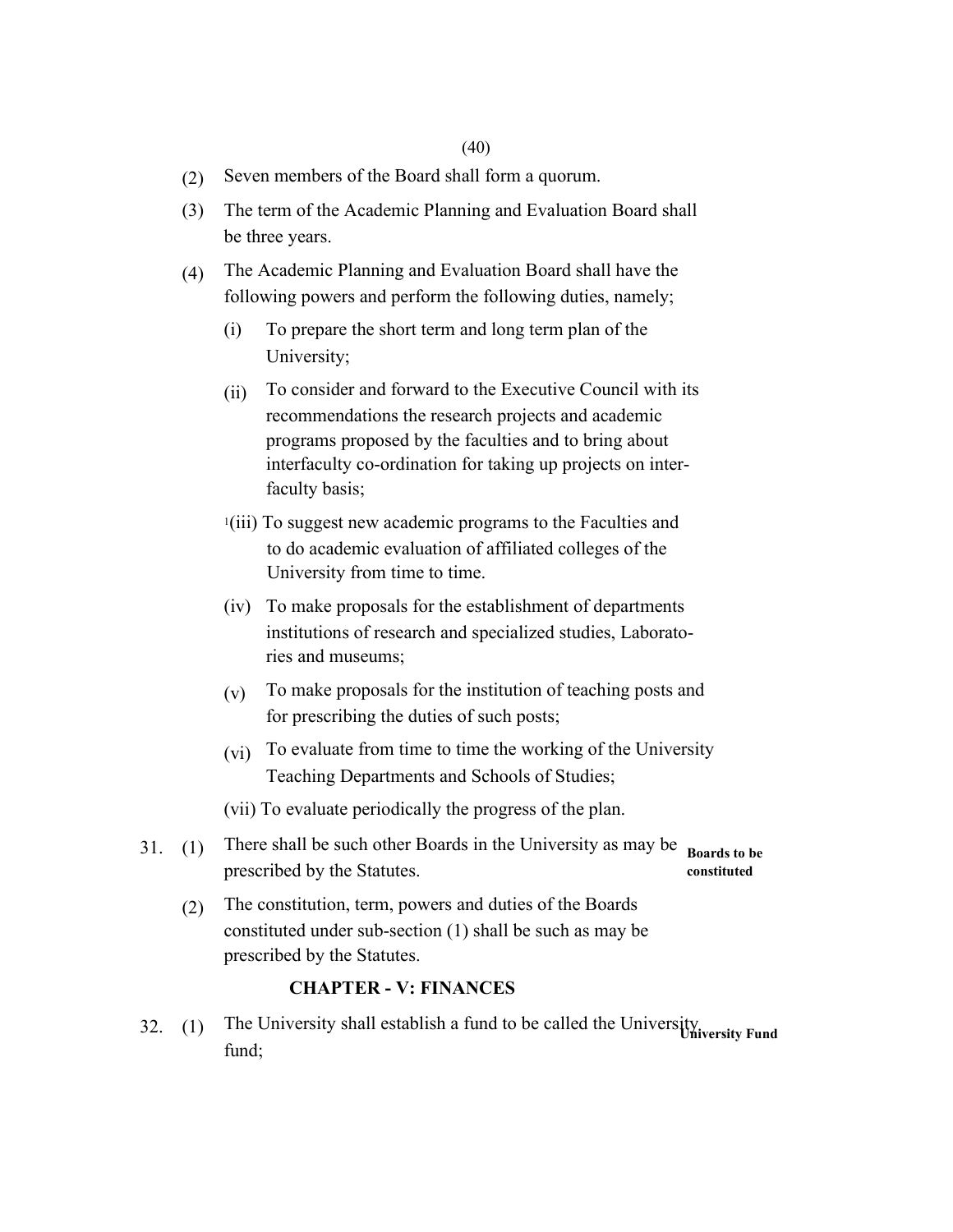(2) Seven members of the Board shall form a quorum.

(3) The term of the Academic Planning and Evaluation Board shall be three years.

(4) The Academic Planning and Evaluation Board shall have the following powers and perform the following duties, namely;

(i) To prepare the short term and long term plan of the University;

(ii) To consider and forward to the Executive Council with its recommendations the research projects and academic programs proposed by the faculties and to bring about interfaculty co-ordination for taking up projects on inter-faculty basis;

[1](iii) To suggest new academic programs to the Faculties and to do academic evaluation of affiliated colleges of the University from time to time.

(iv) To make proposals for the establishment of departments institutions of research and specialized studies, Laboratories and museums;

(v) To make proposals for the institution of teaching posts and for prescribing the duties of such posts;

(vi) To evaluate from time to time the working of the University Teaching Departments and Schools of Studies;

(vii) To evaluate periodically the progress of the plan.

**Boards to be constituted**

31. (1) There shall be such other Boards in the University as may be prescribed by the Statutes.

(2) The constitution, term, powers and duties of the Boards constituted under sub-section (1) shall be such as may be prescribed by the Statutes.

## CHAPTER - V: FINANCES

**University Fund**

32. (1) The University shall establish a fund to be called the University fund;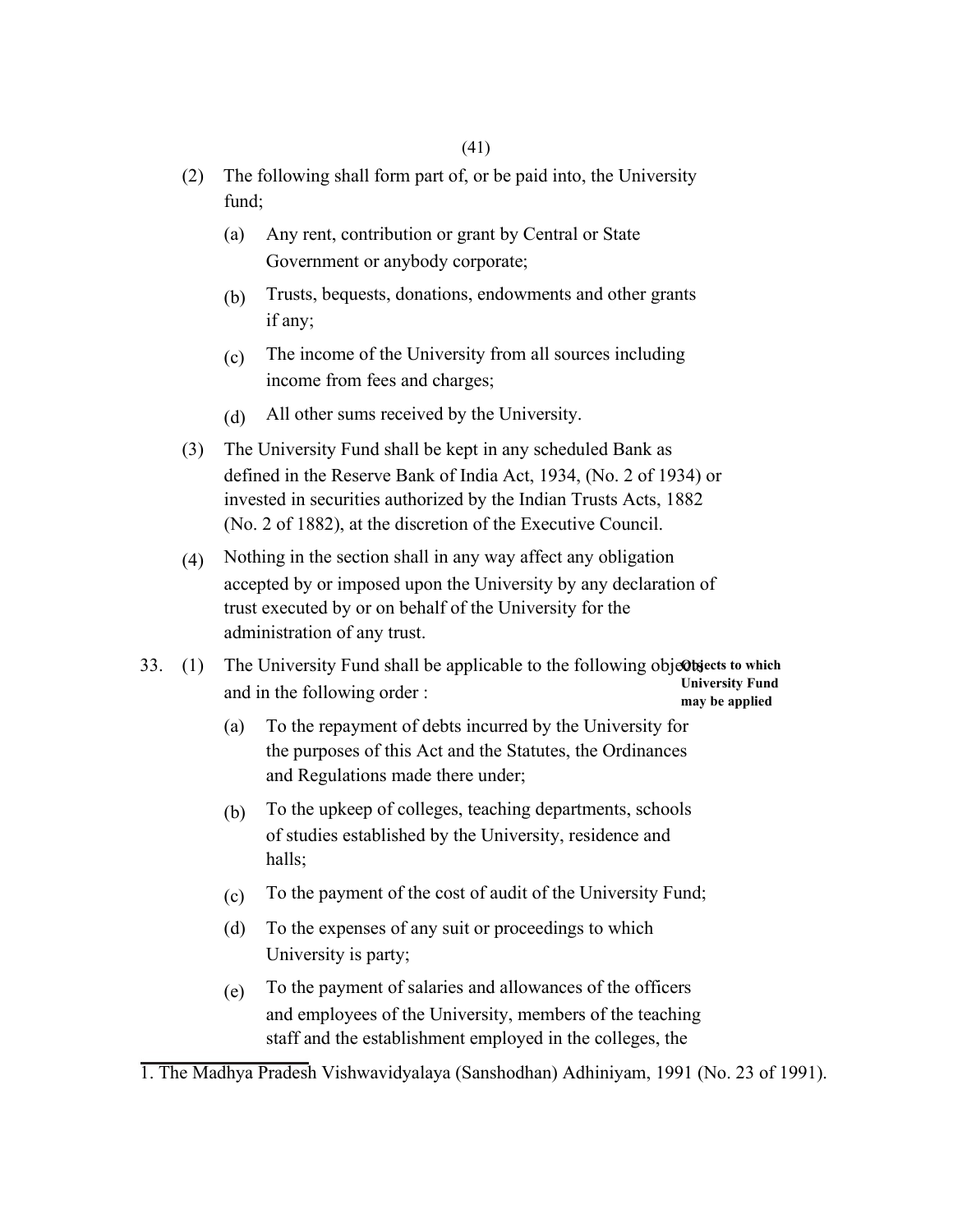(2) The following shall form part of, or be paid into, the University fund;

(a) Any rent, contribution or grant by Central or State Government or anybody corporate;

(b) Trusts, bequests, donations, endowments and other grants if any;

(c) The income of the University from all sources including income from fees and charges;

(d) All other sums received by the University.

(3) The University Fund shall be kept in any scheduled Bank as defined in the Reserve Bank of India Act, 1934, (No. 2 of 1934) or invested in securities authorized by the Indian Trusts Acts, 1882 (No. 2 of 1882), at the discretion of the Executive Council.

(4) Nothing in the section shall in any way affect any obligation accepted by or imposed upon the University by any declaration of trust executed by or on behalf of the University for the administration of any trust.

**Objects to which University Fund may be applied**

33. (1) The University Fund shall be applicable to the following objects and in the following order :

(a) To the repayment of debts incurred by the University for the purposes of this Act and the Statutes, the Ordinances and Regulations made there under;

(b) To the upkeep of colleges, teaching departments, schools of studies established by the University, residence and halls;

(c) To the payment of the cost of audit of the University Fund;

(d) To the expenses of any suit or proceedings to which University is party;

(e) To the payment of salaries and allowances of the officers and employees of the University, members of the teaching staff and the establishment employed in the colleges, the

---

1. The Madhya Pradesh Vishwavidyalaya (Sanshodhan) Adhiniyam, 1991 (No. 23 of 1991).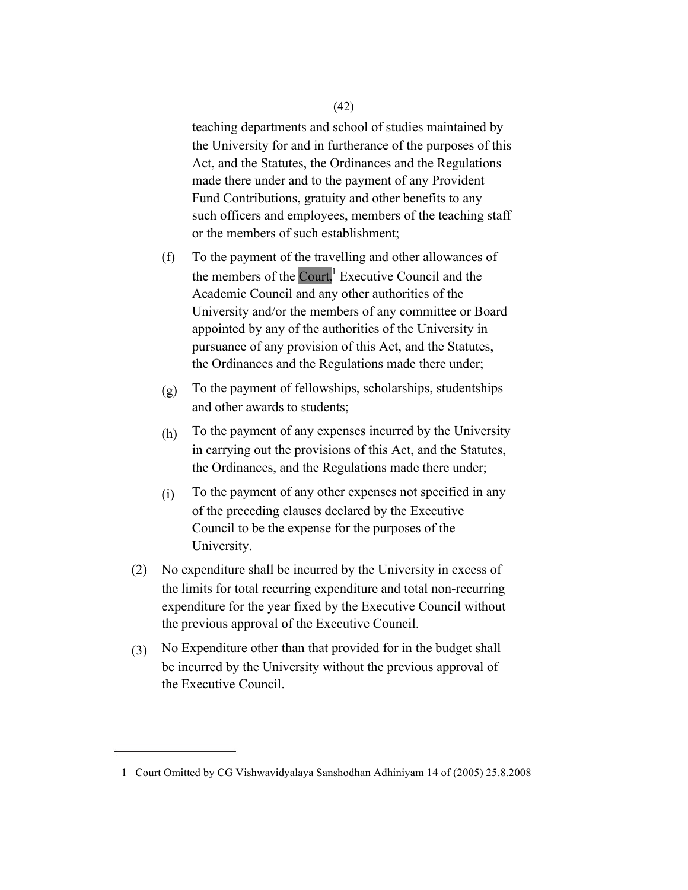teaching departments and school of studies maintained by the University for and in furtherance of the purposes of this Act, and the Statutes, the Ordinances and the Regulations made there under and to the payment of any Provident Fund Contributions, gratuity and other benefits to any such officers and employees, members of the teaching staff or the members of such establishment;

(f) To the payment of the travelling and other allowances of the members of the Court,[1] Executive Council and the Academic Council and any other authorities of the University and/or the members of any committee or Board appointed by any of the authorities of the University in pursuance of any provision of this Act, and the Statutes, the Ordinances and the Regulations made there under;

(g) To the payment of fellowships, scholarships, studentships and other awards to students;

(h) To the payment of any expenses incurred by the University in carrying out the provisions of this Act, and the Statutes, the Ordinances, and the Regulations made there under;

(i) To the payment of any other expenses not specified in any of the preceding clauses declared by the Executive Council to be the expense for the purposes of the University.

(2) No expenditure shall be incurred by the University in excess of the limits for total recurring expenditure and total non-recurring expenditure for the year fixed by the Executive Council without the previous approval of the Executive Council.

(3) No Expenditure other than that provided for in the budget shall be incurred by the University without the previous approval of the Executive Council.

---

1 Court Omitted by CG Vishwavidyalaya Sanshodhan Adhiniyam 14 of (2005) 25.8.2008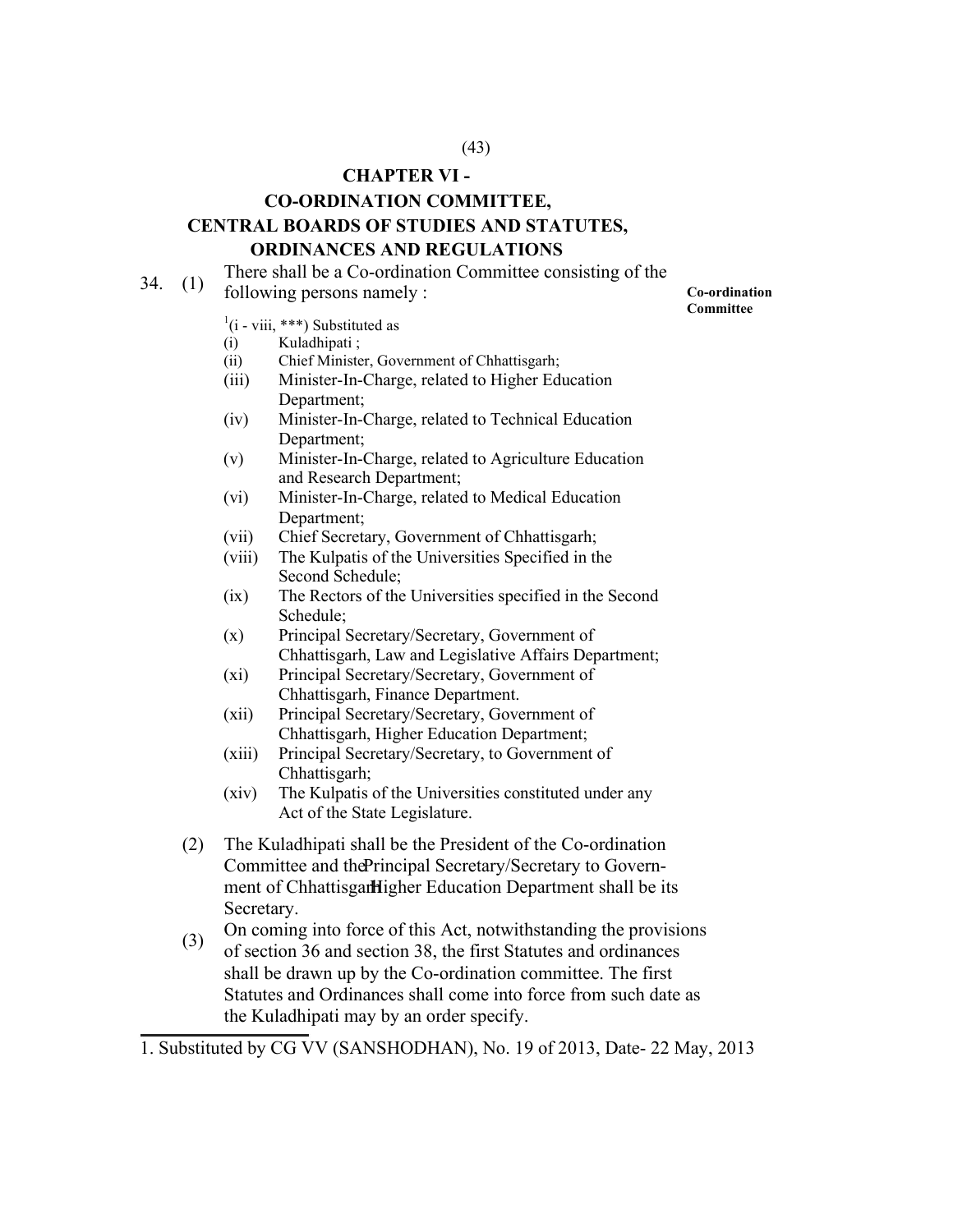## CHAPTER VI -
## CO-ORDINATION COMMITTEE, CENTRAL BOARDS OF STUDIES AND STATUTES, ORDINANCES AND REGULATIONS

**Co-ordination Committee**

34. (1) There shall be a Co-ordination Committee consisting of the following persons namely :

[1](i - viii, ***) Substituted as

- (i) Kuladhipati ;
- (ii) Chief Minister, Government of Chhattisgarh;
- (iii) Minister-In-Charge, related to Higher Education Department;
- (iv) Minister-In-Charge, related to Technical Education Department;
- (v) Minister-In-Charge, related to Agriculture Education and Research Department;
- (vi) Minister-In-Charge, related to Medical Education Department;
- (vii) Chief Secretary, Government of Chhattisgarh;
- (viii) The Kulpatis of the Universities Specified in the Second Schedule;
- (ix) The Rectors of the Universities specified in the Second Schedule;
- (x) Principal Secretary/Secretary, Government of Chhattisgarh, Law and Legislative Affairs Department;
- (xi) Principal Secretary/Secretary, Government of Chhattisgarh, Finance Department.
- (xii) Principal Secretary/Secretary, Government of Chhattisgarh, Higher Education Department;
- (xiii) Principal Secretary/Secretary, to Government of Chhattisgarh;
- (xiv) The Kulpatis of the Universities constituted under any Act of the State Legislature.

(2) The Kuladhipati shall be the President of the Co-ordination Committee and the Principal Secretary/Secretary to Government of Chhattisgarh Higher Education Department shall be its Secretary.

(3) On coming into force of this Act, notwithstanding the provisions of section 36 and section 38, the first Statutes and ordinances shall be drawn up by the Co-ordination committee. The first Statutes and Ordinances shall come into force from such date as the Kuladhipati may by an order specify.

---

1. Substituted by CG VV (SANSHODHAN), No. 19 of 2013, Date- 22 May, 2013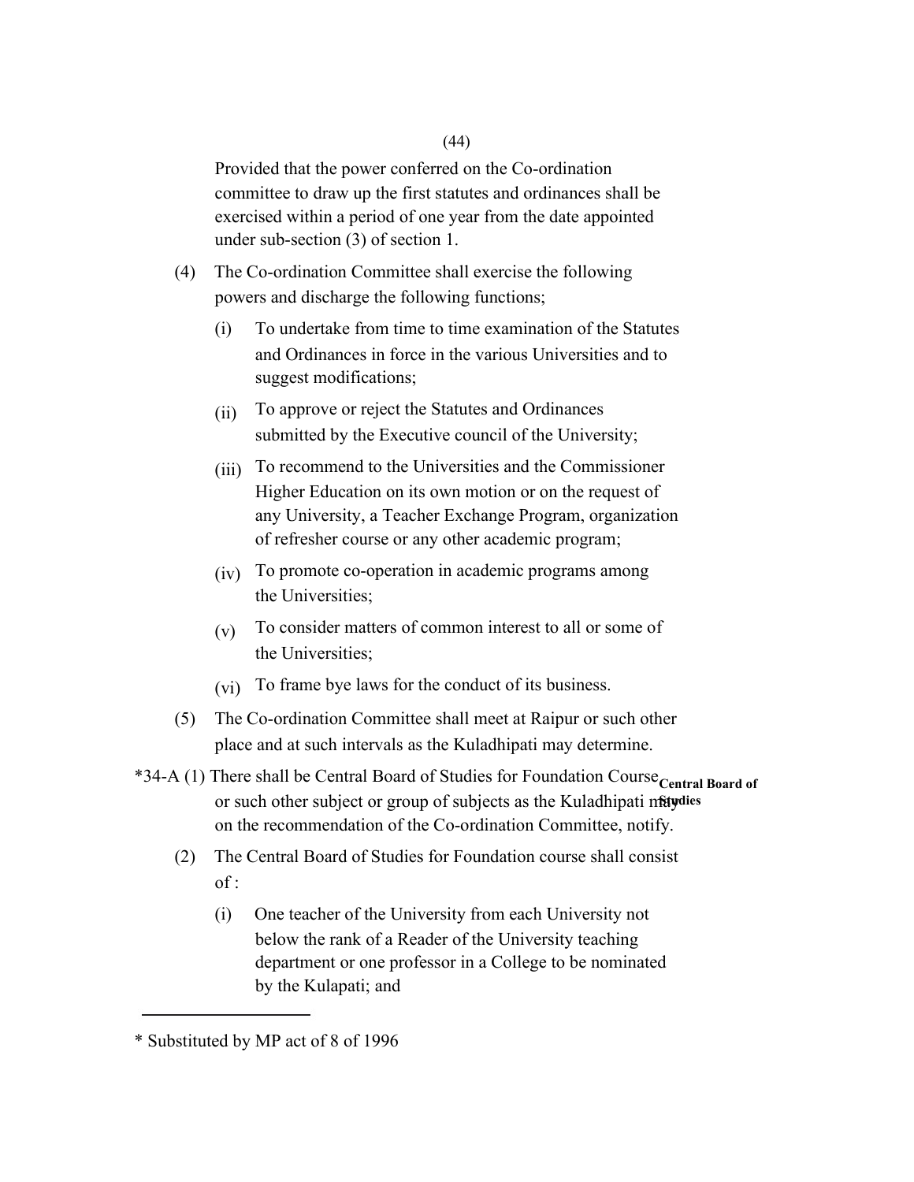Provided that the power conferred on the Co-ordination committee to draw up the first statutes and ordinances shall be exercised within a period of one year from the date appointed under sub-section (3) of section 1.

(4) The Co-ordination Committee shall exercise the following powers and discharge the following functions;

(i) To undertake from time to time examination of the Statutes and Ordinances in force in the various Universities and to suggest modifications;

(ii) To approve or reject the Statutes and Ordinances submitted by the Executive council of the University;

(iii) To recommend to the Universities and the Commissioner Higher Education on its own motion or on the request of any University, a Teacher Exchange Program, organization of refresher course or any other academic program;

(iv) To promote co-operation in academic programs among the Universities;

(v) To consider matters of common interest to all or some of the Universities;

(vi) To frame bye laws for the conduct of its business.

(5) The Co-ordination Committee shall meet at Raipur or such other place and at such intervals as the Kuladhipati may determine.

**Central Board of Studies**

*34-A (1) There shall be Central Board of Studies for Foundation Course or such other subject or group of subjects as the Kuladhipati may on the recommendation of the Co-ordination Committee, notify.

(2) The Central Board of Studies for Foundation course shall consist of :

(i) One teacher of the University from each University not below the rank of a Reader of the University teaching department or one professor in a College to be nominated by the Kulapati; and

---

* Substituted by MP act of 8 of 1996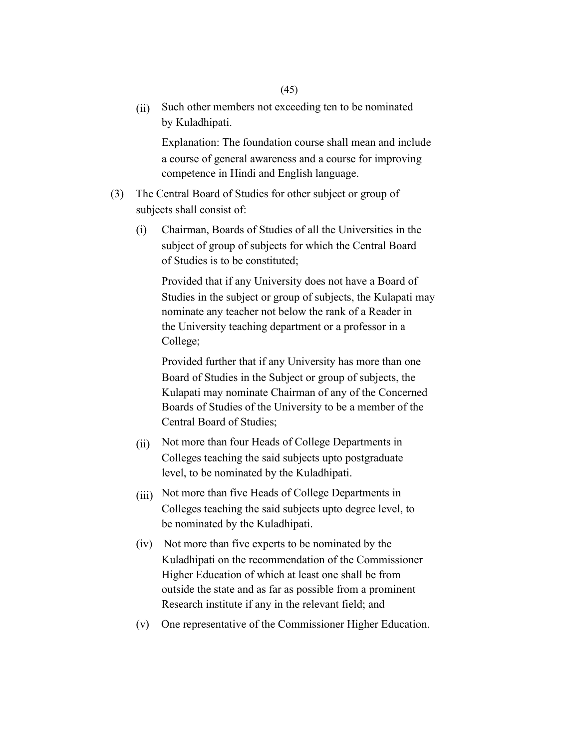(ii) Such other members not exceeding ten to be nominated by Kuladhipati.

Explanation: The foundation course shall mean and include a course of general awareness and a course for improving competence in Hindi and English language.

(3) The Central Board of Studies for other subject or group of subjects shall consist of:

(i) Chairman, Boards of Studies of all the Universities in the subject of group of subjects for which the Central Board of Studies is to be constituted;

Provided that if any University does not have a Board of Studies in the subject or group of subjects, the Kulapati may nominate any teacher not below the rank of a Reader in the University teaching department or a professor in a College;

Provided further that if any University has more than one Board of Studies in the Subject or group of subjects, the Kulapati may nominate Chairman of any of the Concerned Boards of Studies of the University to be a member of the Central Board of Studies;

(ii) Not more than four Heads of College Departments in Colleges teaching the said subjects upto postgraduate level, to be nominated by the Kuladhipati.

(iii) Not more than five Heads of College Departments in Colleges teaching the said subjects upto degree level, to be nominated by the Kuladhipati.

(iv) Not more than five experts to be nominated by the Kuladhipati on the recommendation of the Commissioner Higher Education of which at least one shall be from outside the state and as far as possible from a prominent Research institute if any in the relevant field; and

(v) One representative of the Commissioner Higher Education.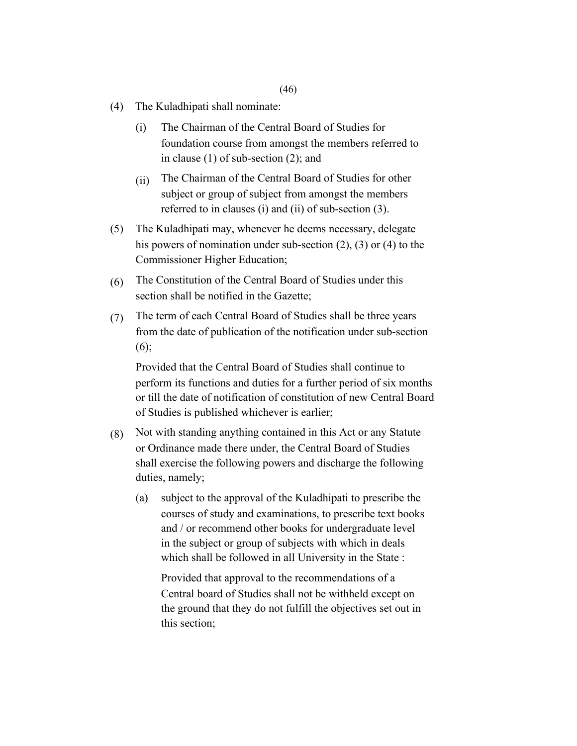(4) The Kuladhipati shall nominate:

 (i) The Chairman of the Central Board of Studies for foundation course from amongst the members referred to in clause (1) of sub-section (2); and

 (ii) The Chairman of the Central Board of Studies for other subject or group of subject from amongst the members referred to in clauses (i) and (ii) of sub-section (3).

(5) The Kuladhipati may, whenever he deems necessary, delegate his powers of nomination under sub-section (2), (3) or (4) to the Commissioner Higher Education;

(6) The Constitution of the Central Board of Studies under this section shall be notified in the Gazette;

(7) The term of each Central Board of Studies shall be three years from the date of publication of the notification under sub-section (6);

 Provided that the Central Board of Studies shall continue to perform its functions and duties for a further period of six months or till the date of notification of constitution of new Central Board of Studies is published whichever is earlier;

(8) Not with standing anything contained in this Act or any Statute or Ordinance made there under, the Central Board of Studies shall exercise the following powers and discharge the following duties, namely;

 (a) subject to the approval of the Kuladhipati to prescribe the courses of study and examinations, to prescribe text books and / or recommend other books for undergraduate level in the subject or group of subjects with which in deals which shall be followed in all University in the State :

 Provided that approval to the recommendations of a Central board of Studies shall not be withheld except on the ground that they do not fulfill the objectives set out in this section;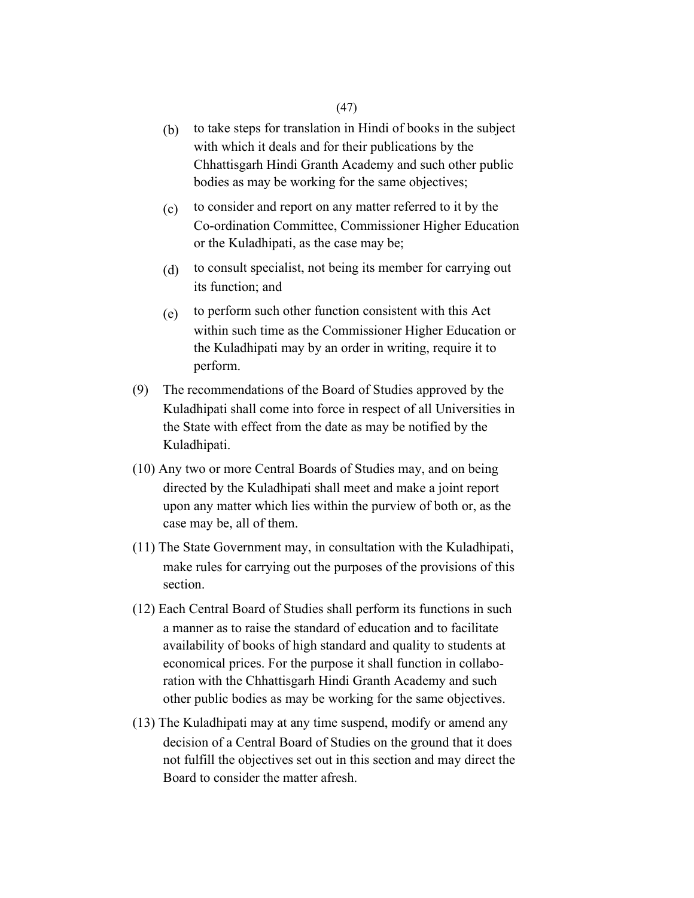(b) to take steps for translation in Hindi of books in the subject with which it deals and for their publications by the Chhattisgarh Hindi Granth Academy and such other public bodies as may be working for the same objectives;

(c) to consider and report on any matter referred to it by the Co-ordination Committee, Commissioner Higher Education or the Kuladhipati, as the case may be;

(d) to consult specialist, not being its member for carrying out its function; and

(e) to perform such other function consistent with this Act within such time as the Commissioner Higher Education or the Kuladhipati may by an order in writing, require it to perform.

(9) The recommendations of the Board of Studies approved by the Kuladhipati shall come into force in respect of all Universities in the State with effect from the date as may be notified by the Kuladhipati.

(10) Any two or more Central Boards of Studies may, and on being directed by the Kuladhipati shall meet and make a joint report upon any matter which lies within the purview of both or, as the case may be, all of them.

(11) The State Government may, in consultation with the Kuladhipati, make rules for carrying out the purposes of the provisions of this section.

(12) Each Central Board of Studies shall perform its functions in such a manner as to raise the standard of education and to facilitate availability of books of high standard and quality to students at economical prices. For the purpose it shall function in collaboration with the Chhattisgarh Hindi Granth Academy and such other public bodies as may be working for the same objectives.

(13) The Kuladhipati may at any time suspend, modify or amend any decision of a Central Board of Studies on the ground that it does not fulfill the objectives set out in this section and may direct the Board to consider the matter afresh.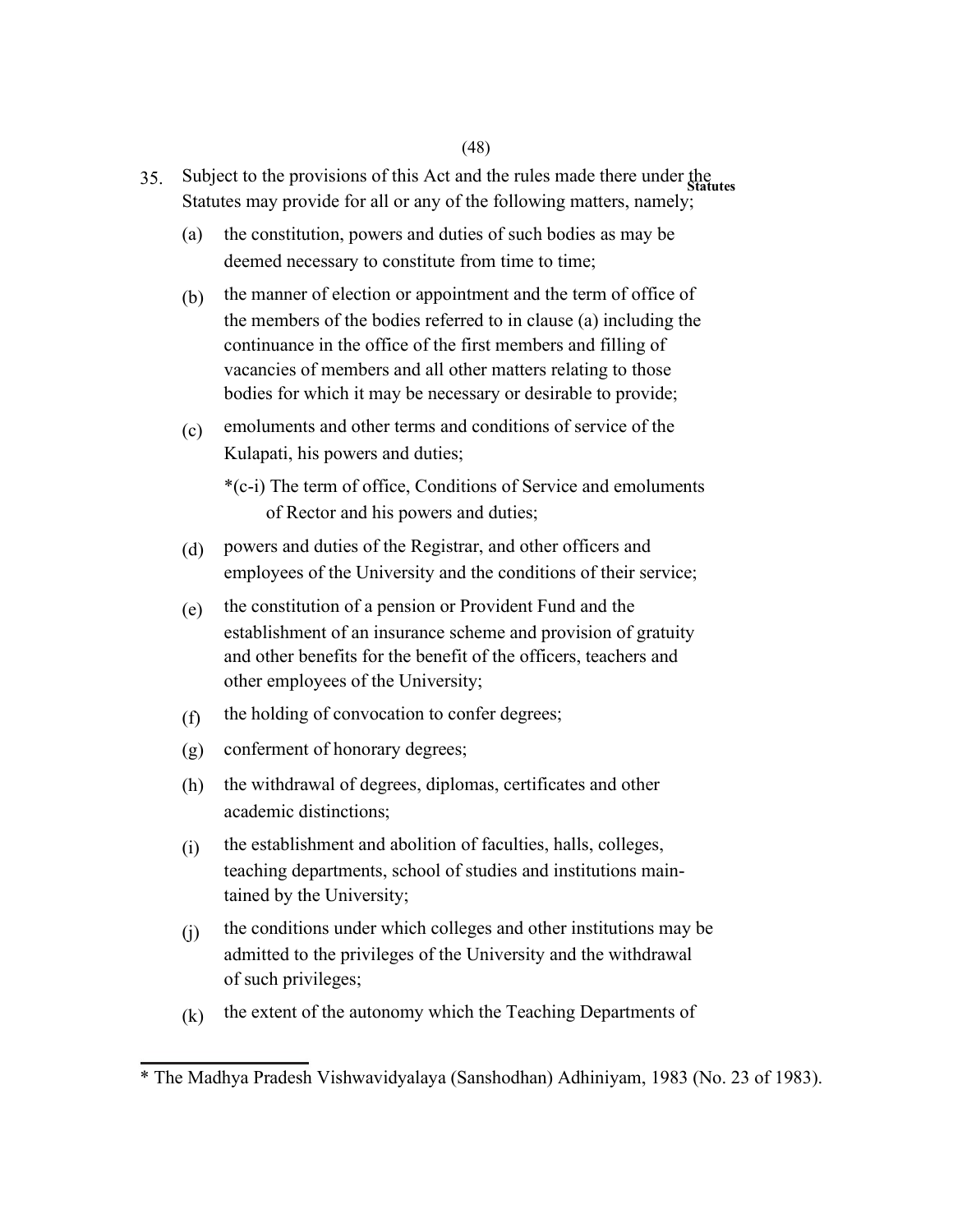35. Subject to the provisions of this Act and the rules made there under the Statutes may provide for all or any of the following matters, namely; **Statutes**

(a) the constitution, powers and duties of such bodies as may be deemed necessary to constitute from time to time;

(b) the manner of election or appointment and the term of office of the members of the bodies referred to in clause (a) including the continuance in the office of the first members and filling of vacancies of members and all other matters relating to those bodies for which it may be necessary or desirable to provide;

(c) emoluments and other terms and conditions of service of the Kulapati, his powers and duties;

*(c-i) The term of office, Conditions of Service and emoluments of Rector and his powers and duties;

(d) powers and duties of the Registrar, and other officers and employees of the University and the conditions of their service;

(e) the constitution of a pension or Provident Fund and the establishment of an insurance scheme and provision of gratuity and other benefits for the benefit of the officers, teachers and other employees of the University;

(f) the holding of convocation to confer degrees;

(g) conferment of honorary degrees;

(h) the withdrawal of degrees, diplomas, certificates and other academic distinctions;

(i) the establishment and abolition of faculties, halls, colleges, teaching departments, school of studies and institutions maintained by the University;

(j) the conditions under which colleges and other institutions may be admitted to the privileges of the University and the withdrawal of such privileges;

(k) the extent of the autonomy which the Teaching Departments of

---

* The Madhya Pradesh Vishwavidyalaya (Sanshodhan) Adhiniyam, 1983 (No. 23 of 1983).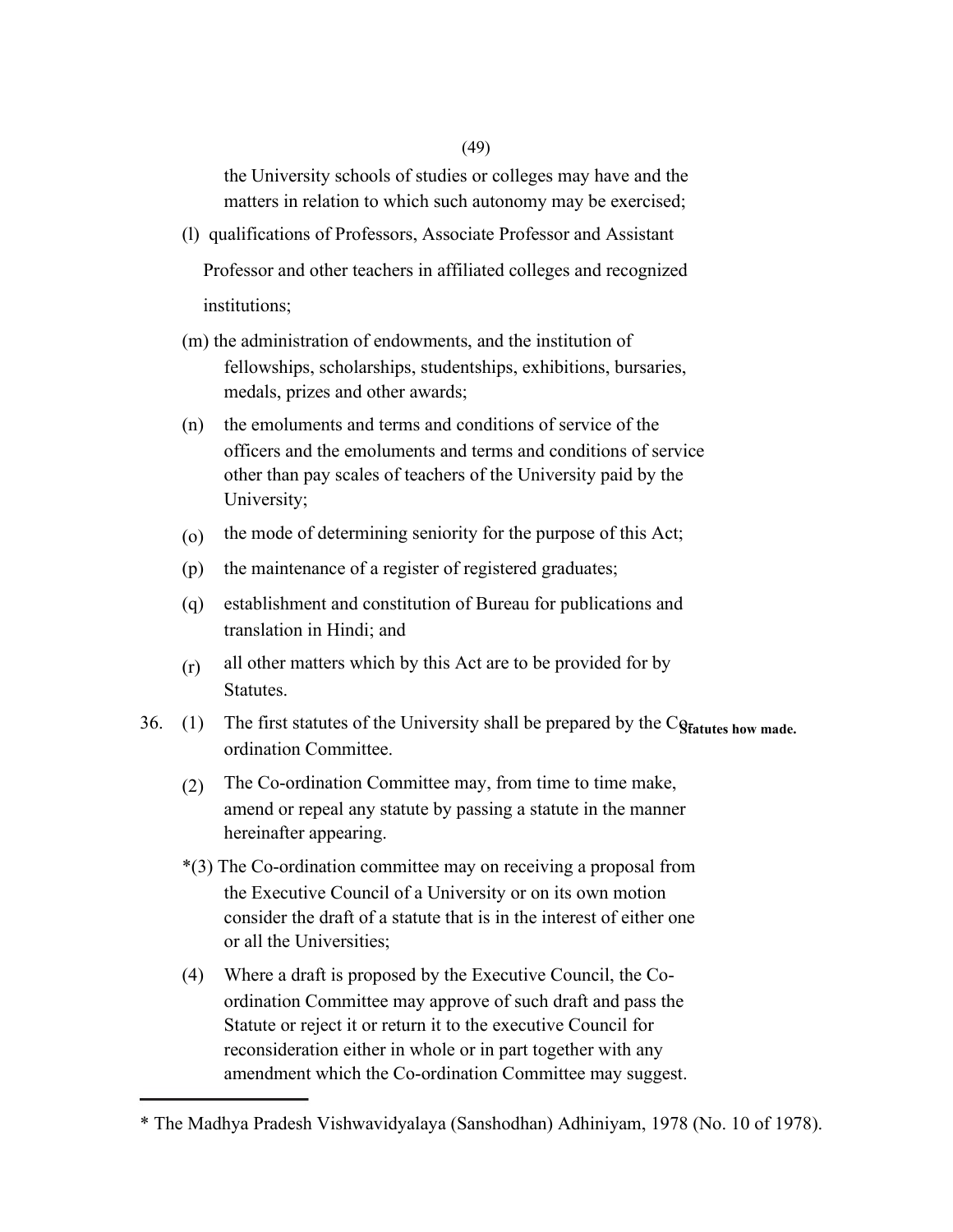the University schools of studies or colleges may have and the matters in relation to which such autonomy may be exercised;

(l) qualifications of Professors, Associate Professor and Assistant Professor and other teachers in affiliated colleges and recognized institutions;

(m) the administration of endowments, and the institution of fellowships, scholarships, studentships, exhibitions, bursaries, medals, prizes and other awards;

(n) the emoluments and terms and conditions of service of the officers and the emoluments and terms and conditions of service other than pay scales of teachers of the University paid by the University;

(o) the mode of determining seniority for the purpose of this Act;

(p) the maintenance of a register of registered graduates;

(q) establishment and constitution of Bureau for publications and translation in Hindi; and

(r) all other matters which by this Act are to be provided for by Statutes.

**Statutes how made.**

36. (1) The first statutes of the University shall be prepared by the Co-ordination Committee.

(2) The Co-ordination Committee may, from time to time make, amend or repeal any statute by passing a statute in the manner hereinafter appearing.

*(3) The Co-ordination committee may on receiving a proposal from the Executive Council of a University or on its own motion consider the draft of a statute that is in the interest of either one or all the Universities;

(4) Where a draft is proposed by the Executive Council, the Co-ordination Committee may approve of such draft and pass the Statute or reject it or return it to the executive Council for reconsideration either in whole or in part together with any amendment which the Co-ordination Committee may suggest.

---

* The Madhya Pradesh Vishwavidyalaya (Sanshodhan) Adhiniyam, 1978 (No. 10 of 1978).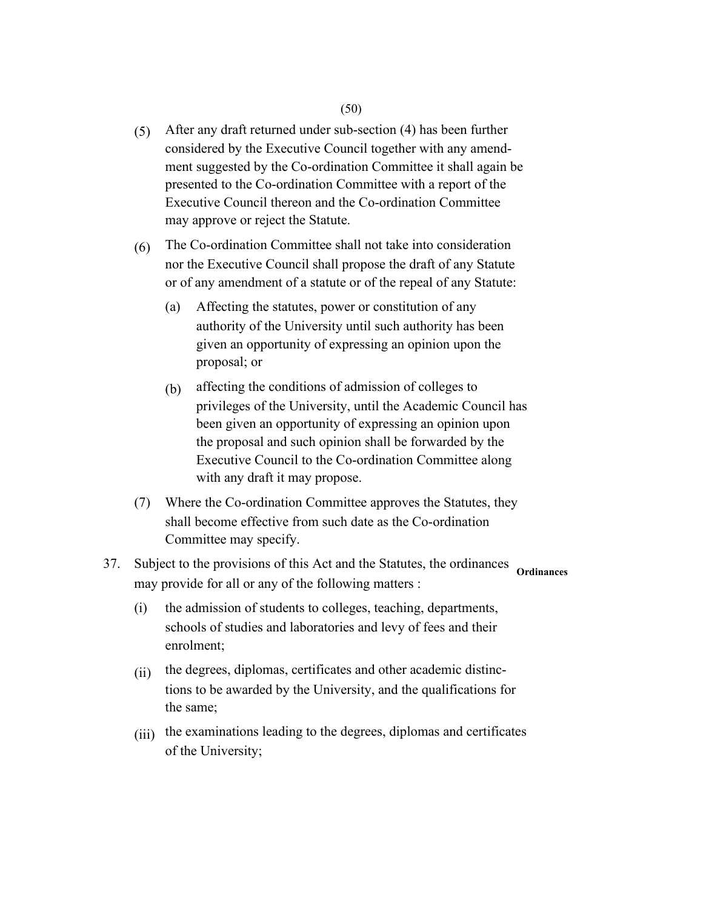(5) After any draft returned under sub-section (4) has been further considered by the Executive Council together with any amendment suggested by the Co-ordination Committee it shall again be presented to the Co-ordination Committee with a report of the Executive Council thereon and the Co-ordination Committee may approve or reject the Statute.

(6) The Co-ordination Committee shall not take into consideration nor the Executive Council shall propose the draft of any Statute or of any amendment of a statute or of the repeal of any Statute:

   (a) Affecting the statutes, power or constitution of any authority of the University until such authority has been given an opportunity of expressing an opinion upon the proposal; or

   (b) affecting the conditions of admission of colleges to privileges of the University, until the Academic Council has been given an opportunity of expressing an opinion upon the proposal and such opinion shall be forwarded by the Executive Council to the Co-ordination Committee along with any draft it may propose.

(7) Where the Co-ordination Committee approves the Statutes, they shall become effective from such date as the Co-ordination Committee may specify.

**Ordinances**

37. Subject to the provisions of this Act and the Statutes, the ordinances may provide for all or any of the following matters :

   (i) the admission of students to colleges, teaching, departments, schools of studies and laboratories and levy of fees and their enrolment;

   (ii) the degrees, diplomas, certificates and other academic distinctions to be awarded by the University, and the qualifications for the same;

   (iii) the examinations leading to the degrees, diplomas and certificates of the University;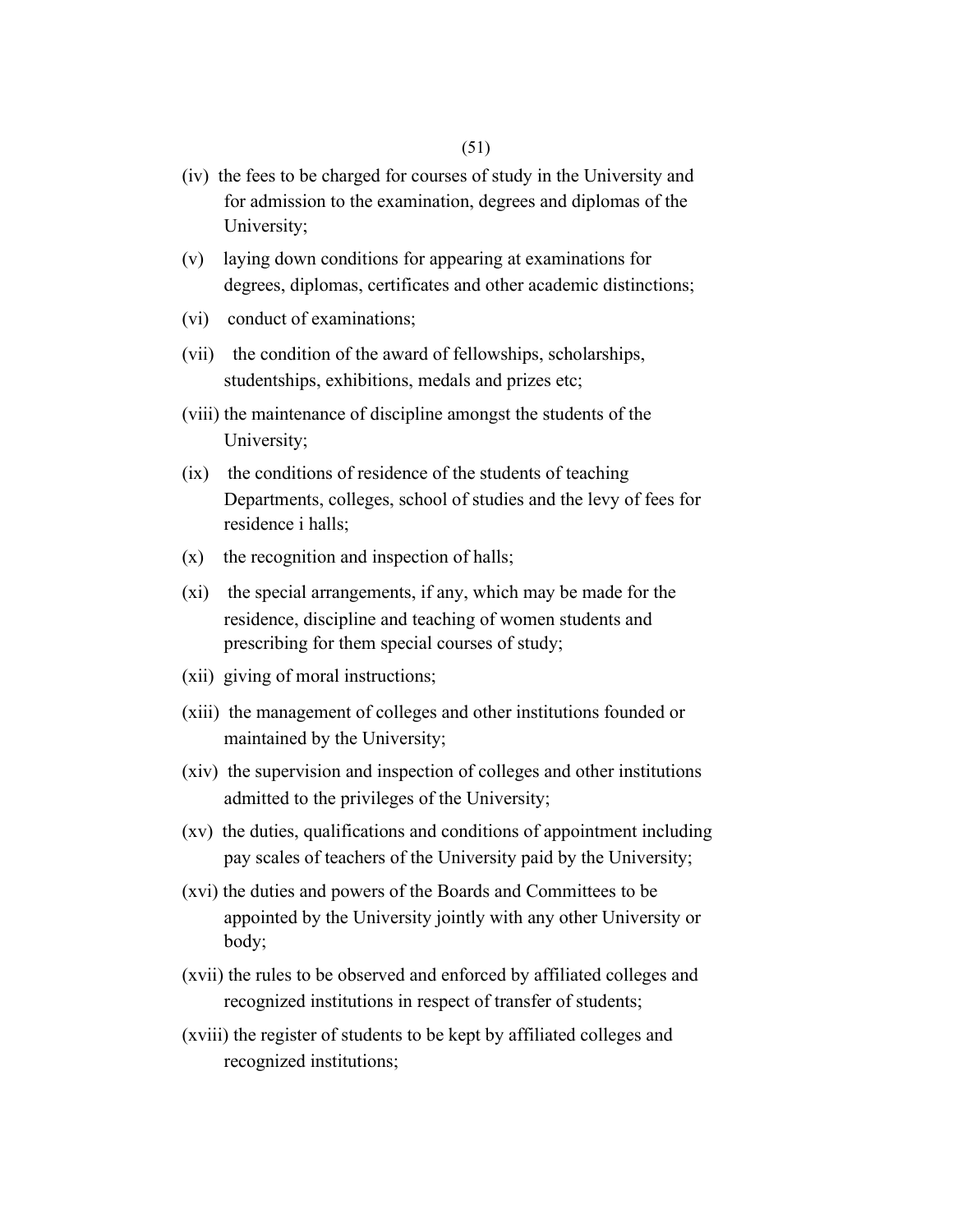(iv) the fees to be charged for courses of study in the University and for admission to the examination, degrees and diplomas of the University;

(v) laying down conditions for appearing at examinations for degrees, diplomas, certificates and other academic distinctions;

(vi) conduct of examinations;

(vii) the condition of the award of fellowships, scholarships, studentships, exhibitions, medals and prizes etc;

(viii) the maintenance of discipline amongst the students of the University;

(ix) the conditions of residence of the students of teaching Departments, colleges, school of studies and the levy of fees for residence i halls;

(x) the recognition and inspection of halls;

(xi) the special arrangements, if any, which may be made for the residence, discipline and teaching of women students and prescribing for them special courses of study;

(xii) giving of moral instructions;

(xiii) the management of colleges and other institutions founded or maintained by the University;

(xiv) the supervision and inspection of colleges and other institutions admitted to the privileges of the University;

(xv) the duties, qualifications and conditions of appointment including pay scales of teachers of the University paid by the University;

(xvi) the duties and powers of the Boards and Committees to be appointed by the University jointly with any other University or body;

(xvii) the rules to be observed and enforced by affiliated colleges and recognized institutions in respect of transfer of students;

(xviii) the register of students to be kept by affiliated colleges and recognized institutions;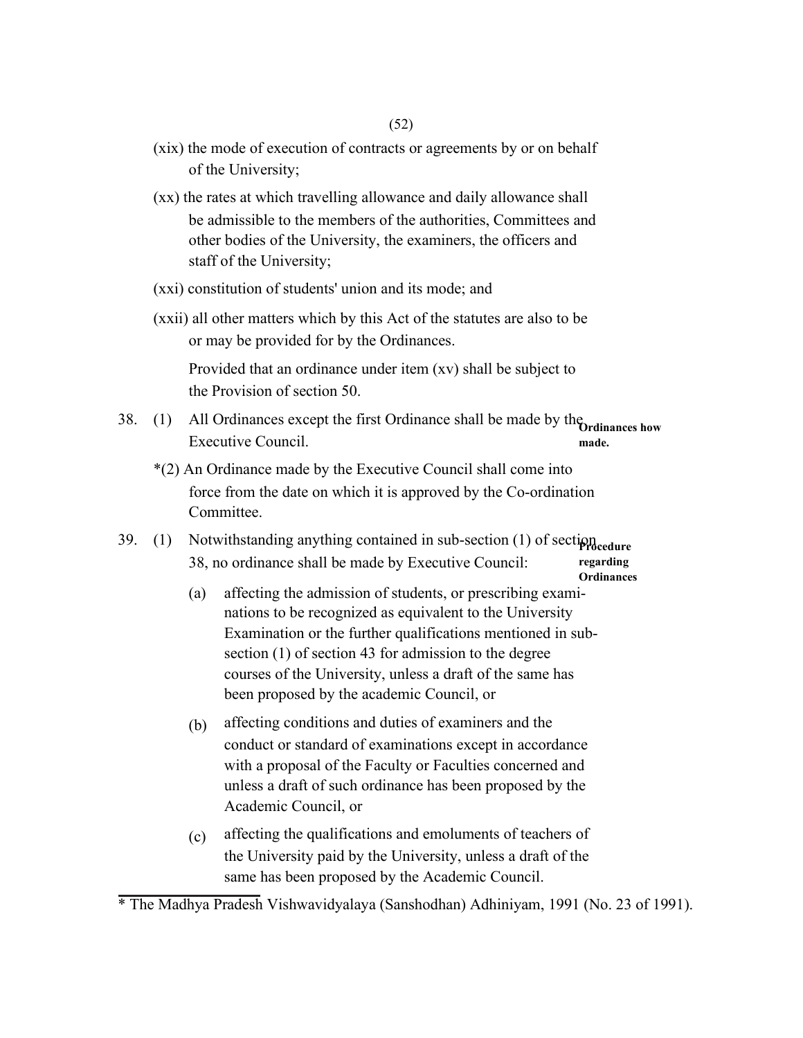(xix) the mode of execution of contracts or agreements by or on behalf of the University;

(xx) the rates at which travelling allowance and daily allowance shall be admissible to the members of the authorities, Committees and other bodies of the University, the examiners, the officers and staff of the University;

(xxi) constitution of students' union and its mode; and

(xxii) all other matters which by this Act of the statutes are also to be or may be provided for by the Ordinances.

Provided that an ordinance under item (xv) shall be subject to the Provision of section 50.

**Ordinances how made.**

38. (1) All Ordinances except the first Ordinance shall be made by the Executive Council.

*(2) An Ordinance made by the Executive Council shall come into force from the date on which it is approved by the Co-ordination Committee.

**Procedure regarding Ordinances**

39. (1) Notwithstanding anything contained in sub-section (1) of section 38, no ordinance shall be made by Executive Council:

(a) affecting the admission of students, or prescribing examinations to be recognized as equivalent to the University Examination or the further qualifications mentioned in sub-section (1) of section 43 for admission to the degree courses of the University, unless a draft of the same has been proposed by the academic Council, or

(b) affecting conditions and duties of examiners and the conduct or standard of examinations except in accordance with a proposal of the Faculty or Faculties concerned and unless a draft of such ordinance has been proposed by the Academic Council, or

(c) affecting the qualifications and emoluments of teachers of the University paid by the University, unless a draft of the same has been proposed by the Academic Council.

* The Madhya Pradesh Vishwavidyalaya (Sanshodhan) Adhiniyam, 1991 (No. 23 of 1991).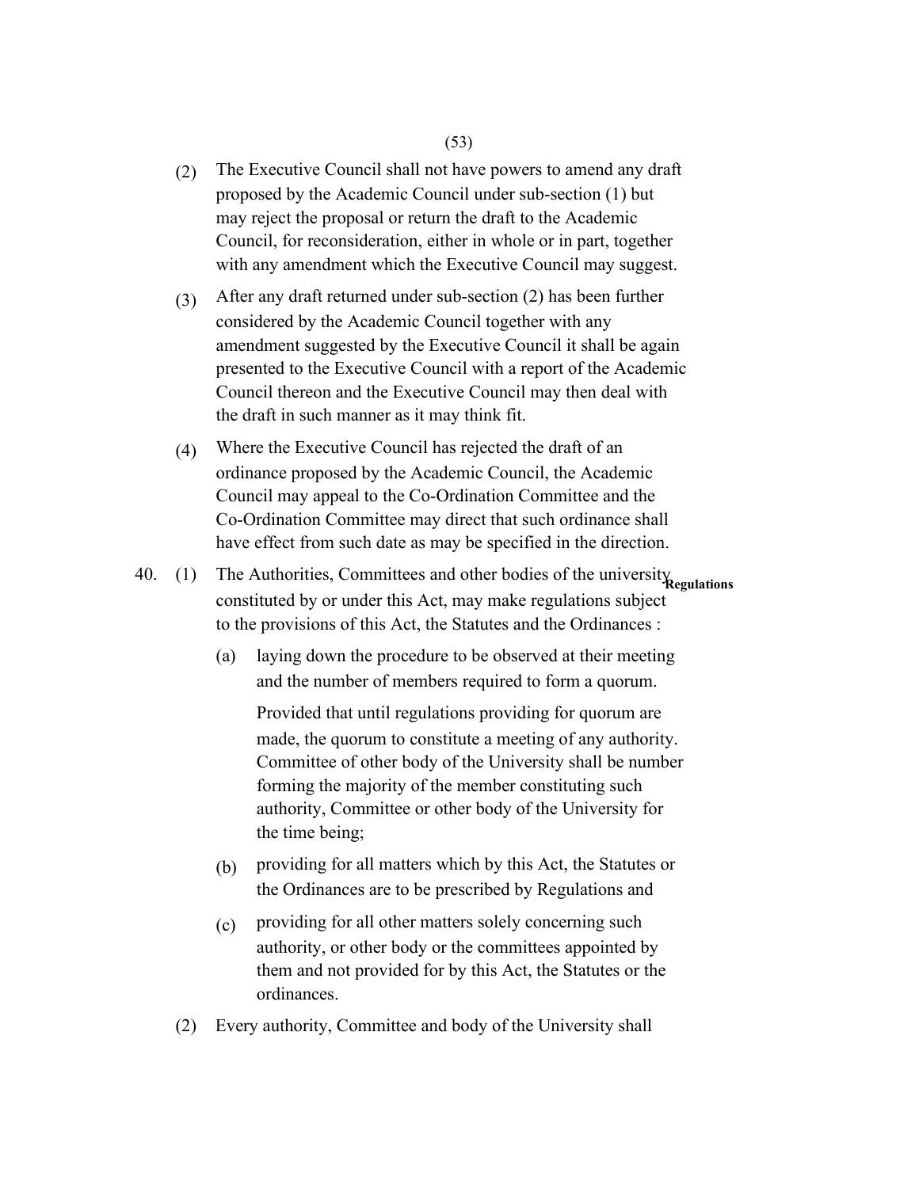(2) The Executive Council shall not have powers to amend any draft proposed by the Academic Council under sub-section (1) but may reject the proposal or return the draft to the Academic Council, for reconsideration, either in whole or in part, together with any amendment which the Executive Council may suggest.

(3) After any draft returned under sub-section (2) has been further considered by the Academic Council together with any amendment suggested by the Executive Council it shall be again presented to the Executive Council with a report of the Academic Council thereon and the Executive Council may then deal with the draft in such manner as it may think fit.

(4) Where the Executive Council has rejected the draft of an ordinance proposed by the Academic Council, the Academic Council may appeal to the Co-Ordination Committee and the Co-Ordination Committee may direct that such ordinance shall have effect from such date as may be specified in the direction.

**Regulations**

40. (1) The Authorities, Committees and other bodies of the university constituted by or under this Act, may make regulations subject to the provisions of this Act, the Statutes and the Ordinances :

(a) laying down the procedure to be observed at their meeting and the number of members required to form a quorum.

Provided that until regulations providing for quorum are made, the quorum to constitute a meeting of any authority. Committee of other body of the University shall be number forming the majority of the member constituting such authority, Committee or other body of the University for the time being;

(b) providing for all matters which by this Act, the Statutes or the Ordinances are to be prescribed by Regulations and

(c) providing for all other matters solely concerning such authority, or other body or the committees appointed by them and not provided for by this Act, the Statutes or the ordinances.

(2) Every authority, Committee and body of the University shall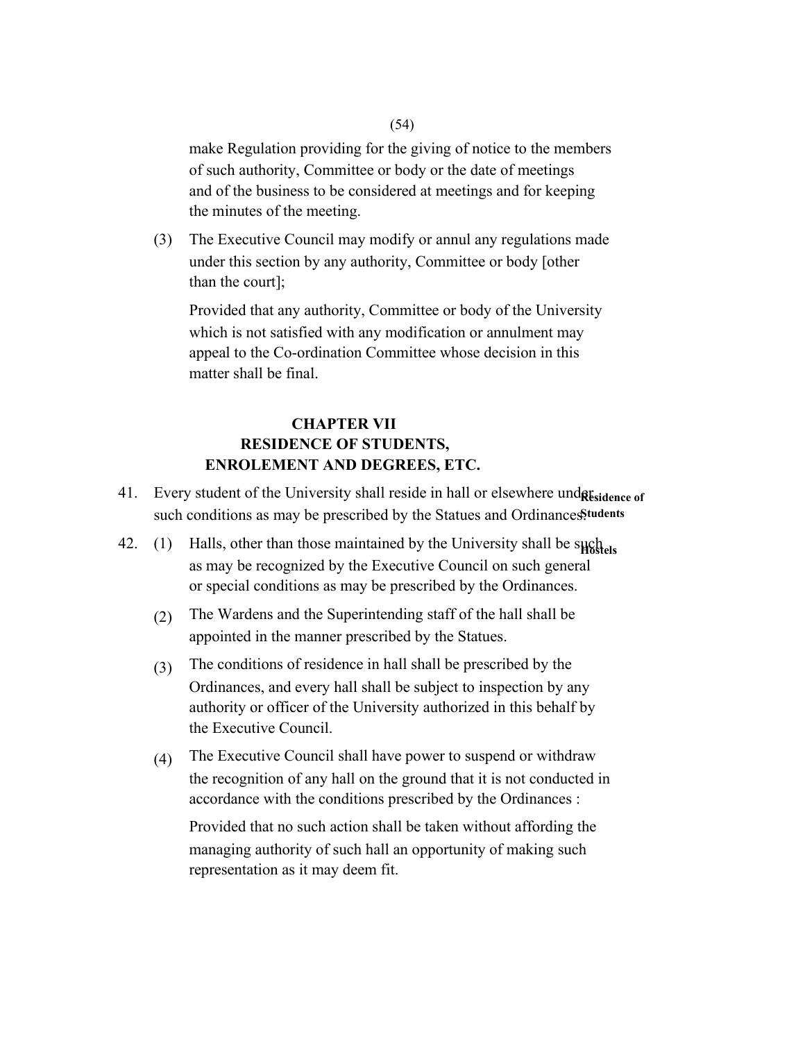make Regulation providing for the giving of notice to the members of such authority, Committee or body or the date of meetings and of the business to be considered at meetings and for keeping the minutes of the meeting.

(3) The Executive Council may modify or annul any regulations made under this section by any authority, Committee or body [other than the court];

Provided that any authority, Committee or body of the University which is not satisfied with any modification or annulment may appeal to the Co-ordination Committee whose decision in this matter shall be final.

## CHAPTER VII
## RESIDENCE OF STUDENTS, ENROLEMENT AND DEGREES, ETC.

**Residence of Students**

41. Every student of the University shall reside in hall or elsewhere under such conditions as may be prescribed by the Statues and Ordinances.

**Hostels**

42. (1) Halls, other than those maintained by the University shall be such as may be recognized by the Executive Council on such general or special conditions as may be prescribed by the Ordinances.

(2) The Wardens and the Superintending staff of the hall shall be appointed in the manner prescribed by the Statues.

(3) The conditions of residence in hall shall be prescribed by the Ordinances, and every hall shall be subject to inspection by any authority or officer of the University authorized in this behalf by the Executive Council.

(4) The Executive Council shall have power to suspend or withdraw the recognition of any hall on the ground that it is not conducted in accordance with the conditions prescribed by the Ordinances :

Provided that no such action shall be taken without affording the managing authority of such hall an opportunity of making such representation as it may deem fit.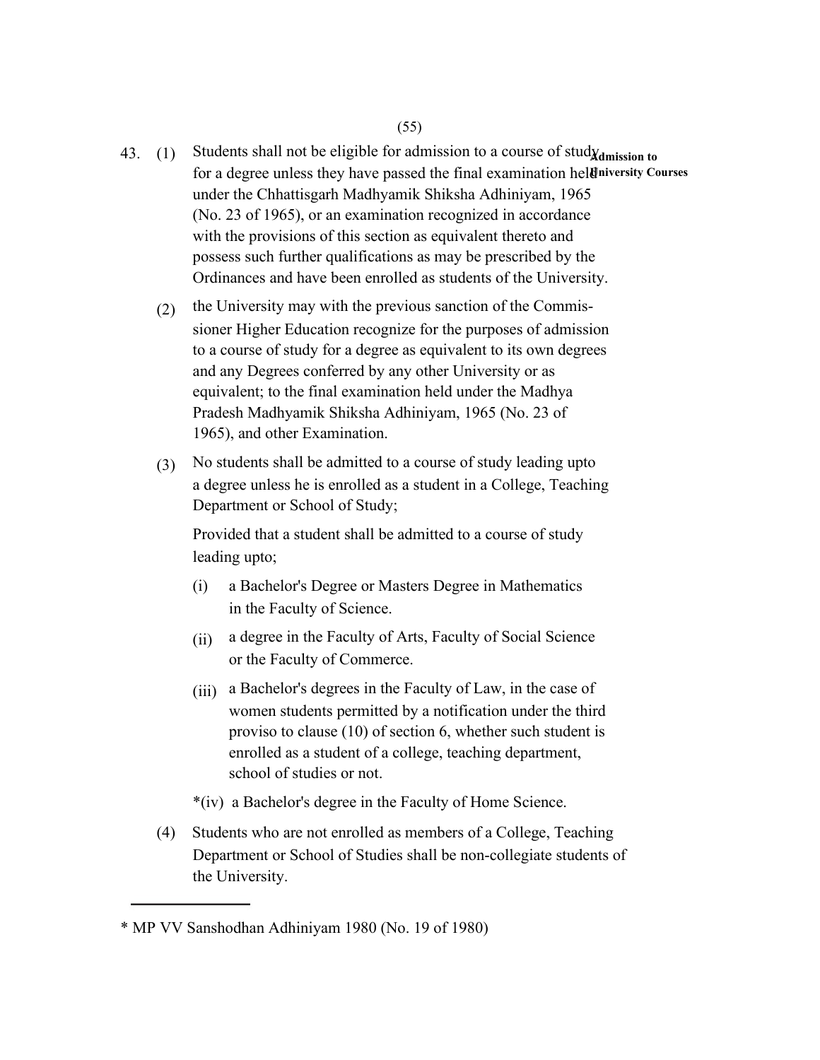**43. Admission to University Courses**

43. (1) Students shall not be eligible for admission to a course of study for a degree unless they have passed the final examination held under the Chhattisgarh Madhyamik Shiksha Adhiniyam, 1965 (No. 23 of 1965), or an examination recognized in accordance with the provisions of this section as equivalent thereto and possess such further qualifications as may be prescribed by the Ordinances and have been enrolled as students of the University.

(2) the University may with the previous sanction of the Commissioner Higher Education recognize for the purposes of admission to a course of study for a degree as equivalent to its own degrees and any Degrees conferred by any other University or as equivalent; to the final examination held under the Madhya Pradesh Madhyamik Shiksha Adhiniyam, 1965 (No. 23 of 1965), and other Examination.

(3) No students shall be admitted to a course of study leading upto a degree unless he is enrolled as a student in a College, Teaching Department or School of Study;

Provided that a student shall be admitted to a course of study leading upto;

(i) a Bachelor's Degree or Masters Degree in Mathematics in the Faculty of Science.

(ii) a degree in the Faculty of Arts, Faculty of Social Science or the Faculty of Commerce.

(iii) a Bachelor's degrees in the Faculty of Law, in the case of women students permitted by a notification under the third proviso to clause (10) of section 6, whether such student is enrolled as a student of a college, teaching department, school of studies or not.

*(iv) a Bachelor's degree in the Faculty of Home Science.

(4) Students who are not enrolled as members of a College, Teaching Department or School of Studies shall be non-collegiate students of the University.

---

* MP VV Sanshodhan Adhiniyam 1980 (No. 19 of 1980)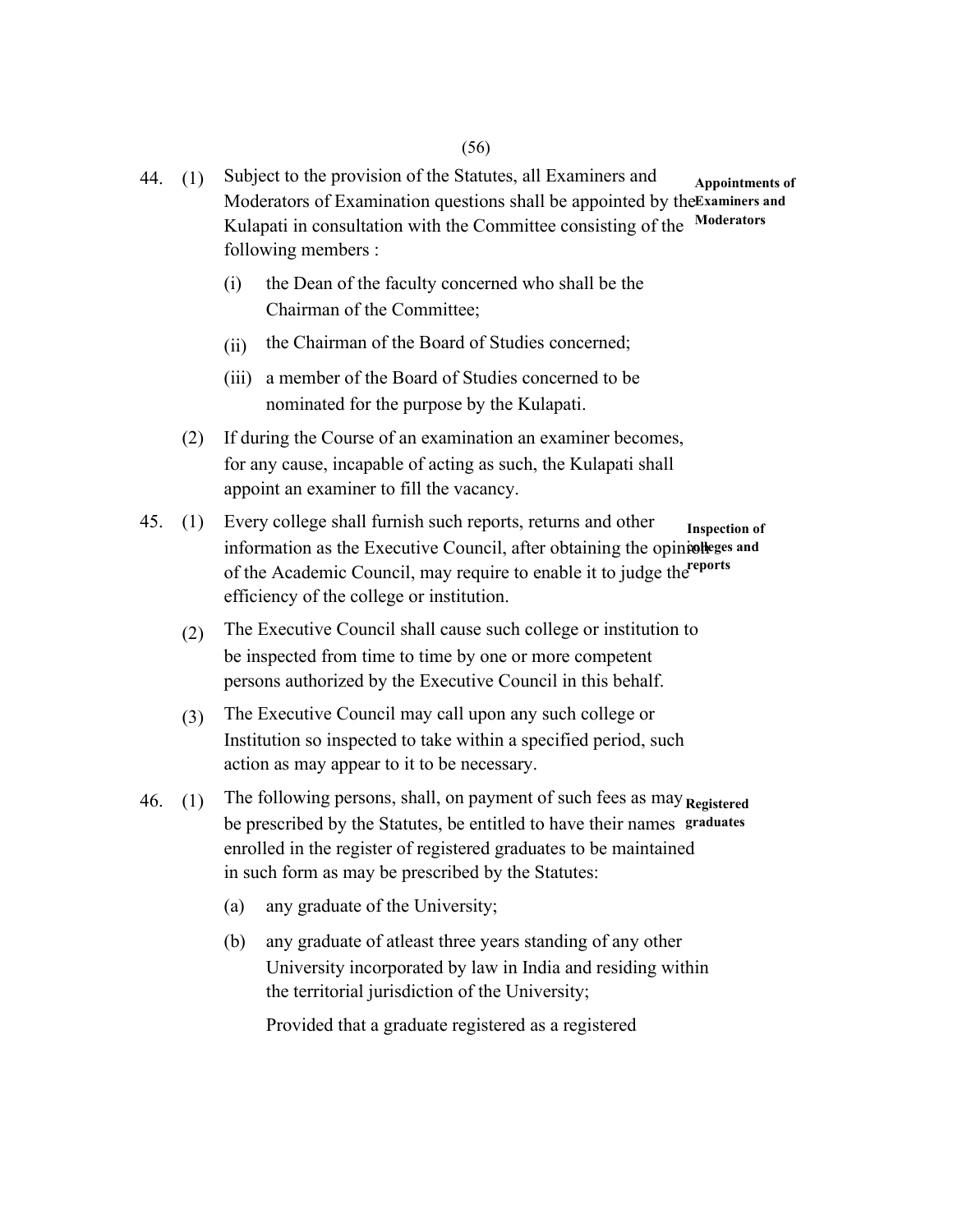44. (1) Subject to the provision of the Statutes, all Examiners and Moderators of Examination questions shall be appointed by the Kulapati in consultation with the Committee consisting of the following members :

**Appointments of Examiners and Moderators**

(i) the Dean of the faculty concerned who shall be the Chairman of the Committee;

(ii) the Chairman of the Board of Studies concerned;

(iii) a member of the Board of Studies concerned to be nominated for the purpose by the Kulapati.

(2) If during the Course of an examination an examiner becomes, for any cause, incapable of acting as such, the Kulapati shall appoint an examiner to fill the vacancy.

45. (1) Every college shall furnish such reports, returns and other information as the Executive Council, after obtaining the opinion of the Academic Council, may require to enable it to judge the efficiency of the college or institution.

**Inspection of colleges and reports**

(2) The Executive Council shall cause such college or institution to be inspected from time to time by one or more competent persons authorized by the Executive Council in this behalf.

(3) The Executive Council may call upon any such college or Institution so inspected to take within a specified period, such action as may appear to it to be necessary.

46. (1) The following persons, shall, on payment of such fees as may be prescribed by the Statutes, be entitled to have their names enrolled in the register of registered graduates to be maintained in such form as may be prescribed by the Statutes:

**Registered graduates**

(a) any graduate of the University;

(b) any graduate of atleast three years standing of any other University incorporated by law in India and residing within the territorial jurisdiction of the University;

Provided that a graduate registered as a registered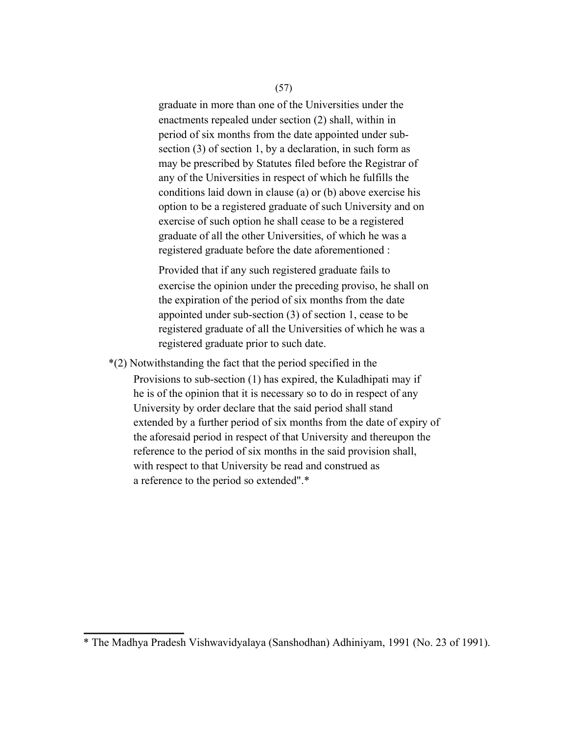graduate in more than one of the Universities under the enactments repealed under section (2) shall, within in period of six months from the date appointed under sub-section (3) of section 1, by a declaration, in such form as may be prescribed by Statutes filed before the Registrar of any of the Universities in respect of which he fulfills the conditions laid down in clause (a) or (b) above exercise his option to be a registered graduate of such University and on exercise of such option he shall cease to be a registered graduate of all the other Universities, of which he was a registered graduate before the date aforementioned :

Provided that if any such registered graduate fails to exercise the opinion under the preceding proviso, he shall on the expiration of the period of six months from the date appointed under sub-section (3) of section 1, cease to be registered graduate of all the Universities of which he was a registered graduate prior to such date.

*(2) Notwithstanding the fact that the period specified in the Provisions to sub-section (1) has expired, the Kuladhipati may if he is of the opinion that it is necessary so to do in respect of any University by order declare that the said period shall stand extended by a further period of six months from the date of expiry of the aforesaid period in respect of that University and thereupon the reference to the period of six months in the said provision shall, with respect to that University be read and construed as a reference to the period so extended".*

---

* The Madhya Pradesh Vishwavidyalaya (Sanshodhan) Adhiniyam, 1991 (No. 23 of 1991).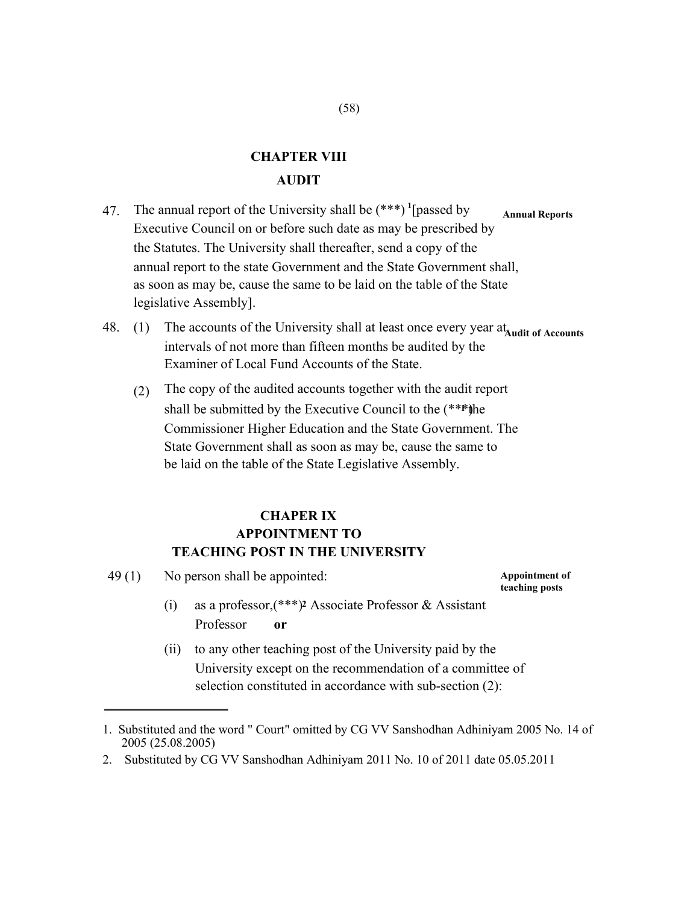## CHAPTER VIII

## AUDIT

47. The annual report of the University shall be (***) [1][passed by Executive Council on or before such date as may be prescribed by the Statutes. The University shall thereafter, send a copy of the annual report to the state Government and the State Government shall, as soon as may be, cause the same to be laid on the table of the State legislative Assembly]. **Annual Reports**

48. (1) The accounts of the University shall at least once every year at intervals of not more than fifteen months be audited by the Examiner of Local Fund Accounts of the State. **Audit of Accounts**

(2) The copy of the audited accounts together with the audit report shall be submitted by the Executive Council to the (***)[1] the Commissioner Higher Education and the State Government. The State Government shall as soon as may be, cause the same to be laid on the table of the State Legislative Assembly.

## CHAPER IX

## APPOINTMENT TO TEACHING POST IN THE UNIVERSITY

49 (1) No person shall be appointed: **Appointment of teaching posts**

(i) as a professor,(***)[2] Associate Professor & Assistant Professor **or**

(ii) to any other teaching post of the University paid by the University except on the recommendation of a committee of selection constituted in accordance with sub-section (2):

---

1. Substituted and the word " Court" omitted by CG VV Sanshodhan Adhiniyam 2005 No. 14 of 2005 (25.08.2005)
2. Substituted by CG VV Sanshodhan Adhiniyam 2011 No. 10 of 2011 date 05.05.2011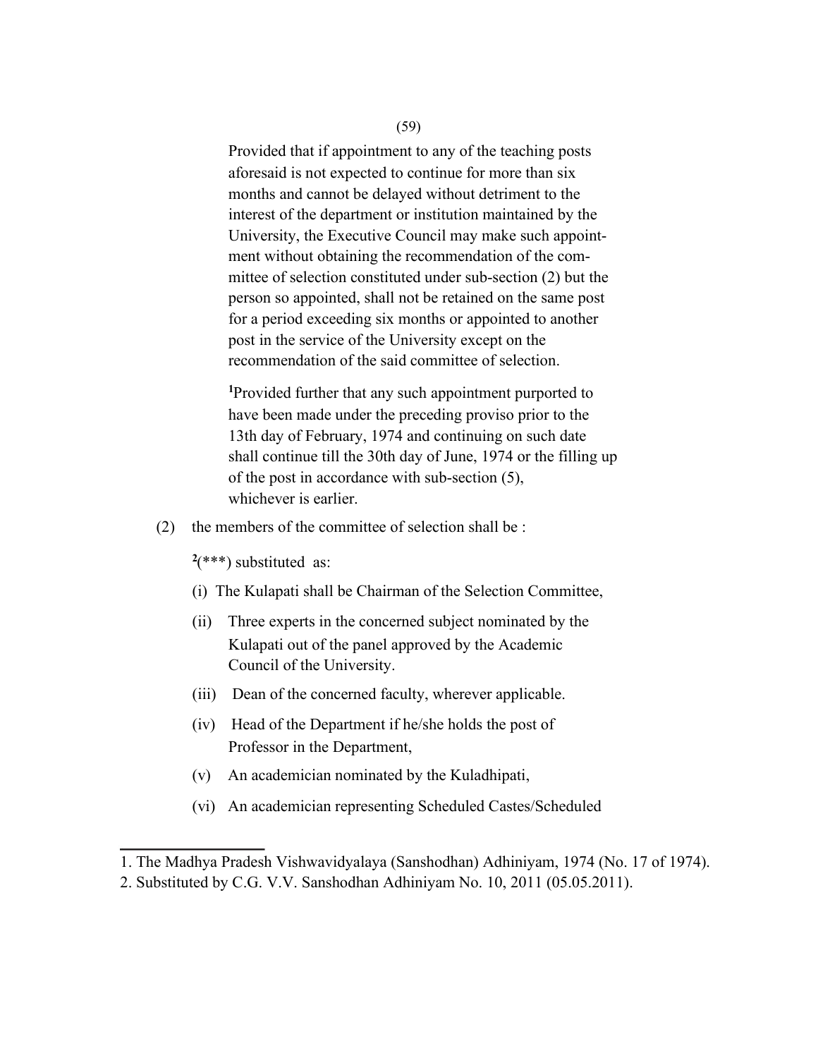Provided that if appointment to any of the teaching posts aforesaid is not expected to continue for more than six months and cannot be delayed without detriment to the interest of the department or institution maintained by the University, the Executive Council may make such appointment without obtaining the recommendation of the committee of selection constituted under sub-section (2) but the person so appointed, shall not be retained on the same post for a period exceeding six months or appointed to another post in the service of the University except on the recommendation of the said committee of selection.

[1]Provided further that any such appointment purported to have been made under the preceding proviso prior to the 13th day of February, 1974 and continuing on such date shall continue till the 30th day of June, 1974 or the filling up of the post in accordance with sub-section (5), whichever is earlier.

(2) the members of the committee of selection shall be :

[2](***) substituted as:

(i) The Kulapati shall be Chairman of the Selection Committee,

(ii) Three experts in the concerned subject nominated by the Kulapati out of the panel approved by the Academic Council of the University.

(iii) Dean of the concerned faculty, wherever applicable.

(iv) Head of the Department if he/she holds the post of Professor in the Department,

(v) An academician nominated by the Kuladhipati,

(vi) An academician representing Scheduled Castes/Scheduled

---

1. The Madhya Pradesh Vishwavidyalaya (Sanshodhan) Adhiniyam, 1974 (No. 17 of 1974).
2. Substituted by C.G. V.V. Sanshodhan Adhiniyam No. 10, 2011 (05.05.2011).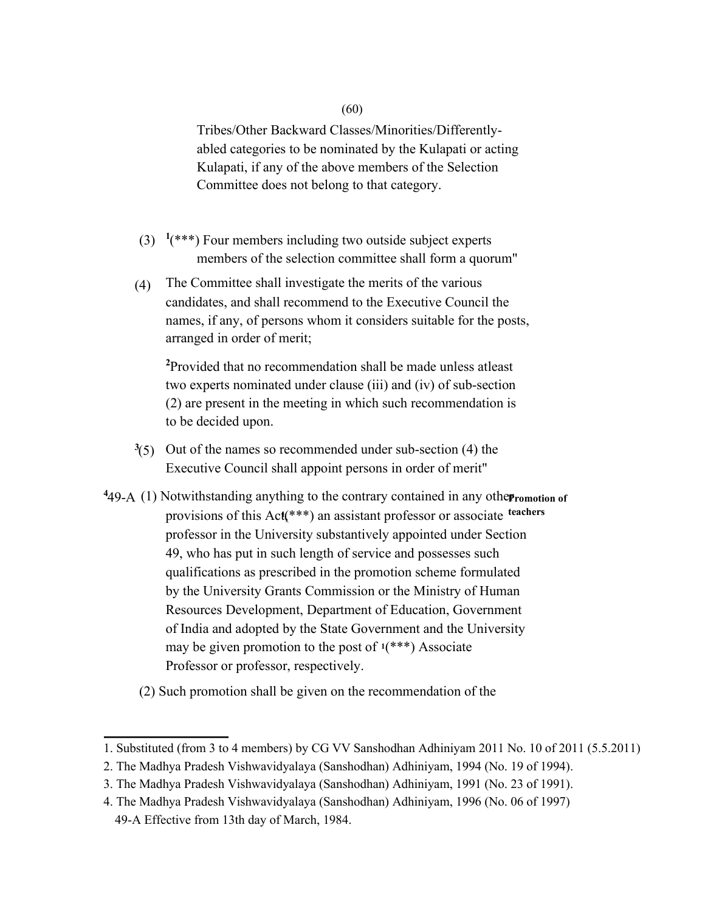Tribes/Other Backward Classes/Minorities/Differently-abled categories to be nominated by the Kulapati or acting Kulapati, if any of the above members of the Selection Committee does not belong to that category.

(3) [1](***) Four members including two outside subject experts members of the selection committee shall form a quorum"

(4) The Committee shall investigate the merits of the various candidates, and shall recommend to the Executive Council the names, if any, of persons whom it considers suitable for the posts, arranged in order of merit;

[2]Provided that no recommendation shall be made unless atleast two experts nominated under clause (iii) and (iv) of sub-section (2) are present in the meeting in which such recommendation is to be decided upon.

[3](5) Out of the names so recommended under sub-section (4) the Executive Council shall appoint persons in order of merit"

**Promotion of teachers**

[4]49-A (1) Notwithstanding anything to the contrary contained in any other provisions of this Act[1](***) an assistant professor or associate professor in the University substantively appointed under Section 49, who has put in such length of service and possesses such qualifications as prescribed in the promotion scheme formulated by the University Grants Commission or the Ministry of Human Resources Development, Department of Education, Government of India and adopted by the State Government and the University may be given promotion to the post of [1](***) Associate Professor or professor, respectively.

(2) Such promotion shall be given on the recommendation of the

---

1. Substituted (from 3 to 4 members) by CG VV Sanshodhan Adhiniyam 2011 No. 10 of 2011 (5.5.2011)
2. The Madhya Pradesh Vishwavidyalaya (Sanshodhan) Adhiniyam, 1994 (No. 19 of 1994).
3. The Madhya Pradesh Vishwavidyalaya (Sanshodhan) Adhiniyam, 1991 (No. 23 of 1991).
4. The Madhya Pradesh Vishwavidyalaya (Sanshodhan) Adhiniyam, 1996 (No. 06 of 1997) 49-A Effective from 13th day of March, 1984.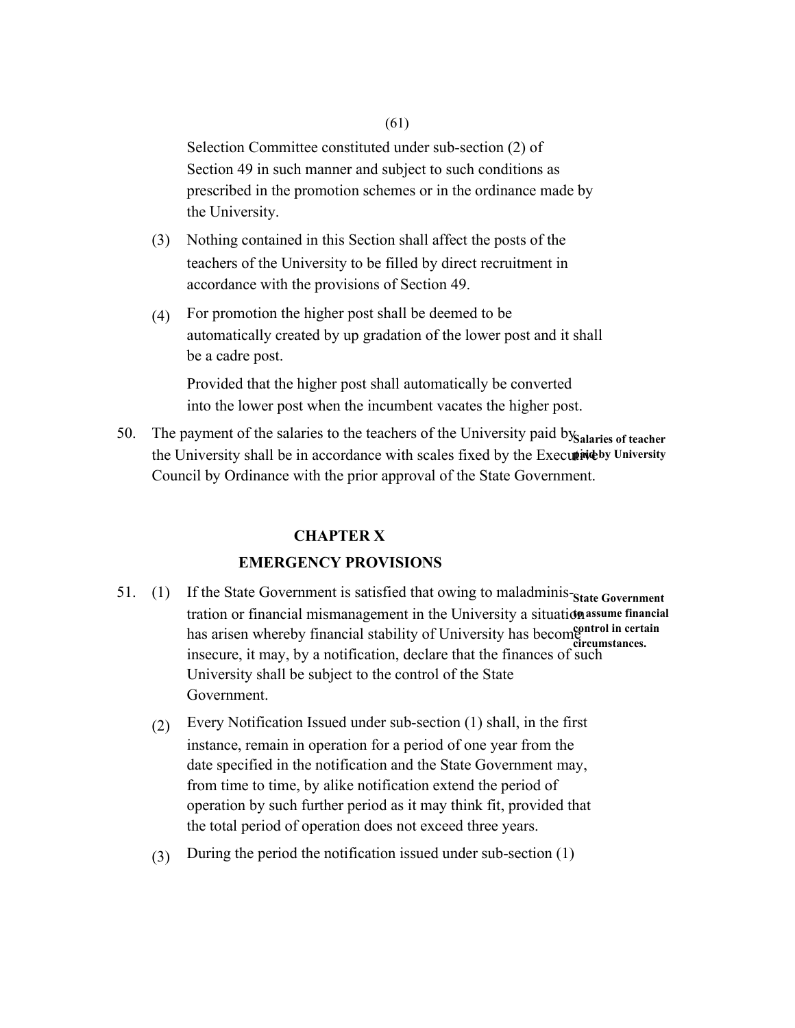Selection Committee constituted under sub-section (2) of Section 49 in such manner and subject to such conditions as prescribed in the promotion schemes or in the ordinance made by the University.

(3) Nothing contained in this Section shall affect the posts of the teachers of the University to be filled by direct recruitment in accordance with the provisions of Section 49.

(4) For promotion the higher post shall be deemed to be automatically created by up gradation of the lower post and it shall be a cadre post.

Provided that the higher post shall automatically be converted into the lower post when the incumbent vacates the higher post.

**Salaries of teacher paid by University**

50. The payment of the salaries to the teachers of the University paid by the University shall be in accordance with scales fixed by the Executive Council by Ordinance with the prior approval of the State Government.

## CHAPTER X

## EMERGENCY PROVISIONS

**State Government to assume financial control in certain circumstances.**

51. (1) If the State Government is satisfied that owing to maladministration or financial mismanagement in the University a situation has arisen whereby financial stability of University has become insecure, it may, by a notification, declare that the finances of such University shall be subject to the control of the State Government.

(2) Every Notification Issued under sub-section (1) shall, in the first instance, remain in operation for a period of one year from the date specified in the notification and the State Government may, from time to time, by alike notification extend the period of operation by such further period as it may think fit, provided that the total period of operation does not exceed three years.

(3) During the period the notification issued under sub-section (1)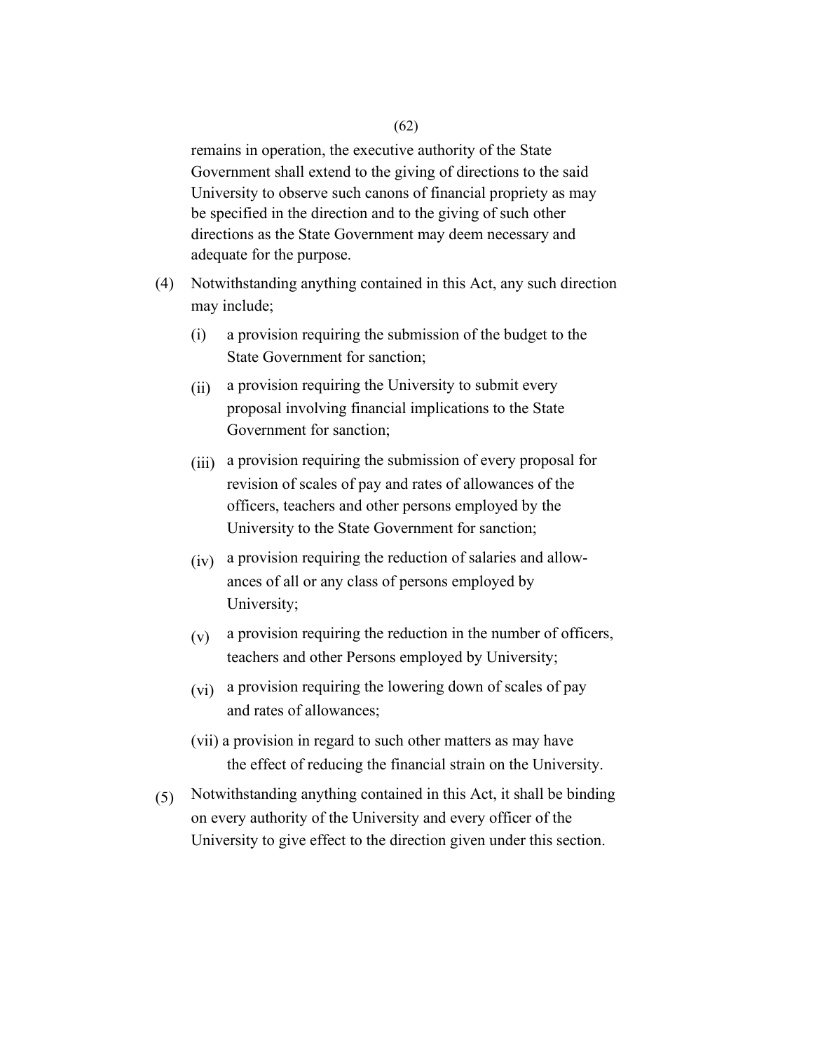remains in operation, the executive authority of the State Government shall extend to the giving of directions to the said University to observe such canons of financial propriety as may be specified in the direction and to the giving of such other directions as the State Government may deem necessary and adequate for the purpose.

(4) Notwithstanding anything contained in this Act, any such direction may include;

(i) a provision requiring the submission of the budget to the State Government for sanction;

(ii) a provision requiring the University to submit every proposal involving financial implications to the State Government for sanction;

(iii) a provision requiring the submission of every proposal for revision of scales of pay and rates of allowances of the officers, teachers and other persons employed by the University to the State Government for sanction;

(iv) a provision requiring the reduction of salaries and allowances of all or any class of persons employed by University;

(v) a provision requiring the reduction in the number of officers, teachers and other Persons employed by University;

(vi) a provision requiring the lowering down of scales of pay and rates of allowances;

(vii) a provision in regard to such other matters as may have the effect of reducing the financial strain on the University.

(5) Notwithstanding anything contained in this Act, it shall be binding on every authority of the University and every officer of the University to give effect to the direction given under this section.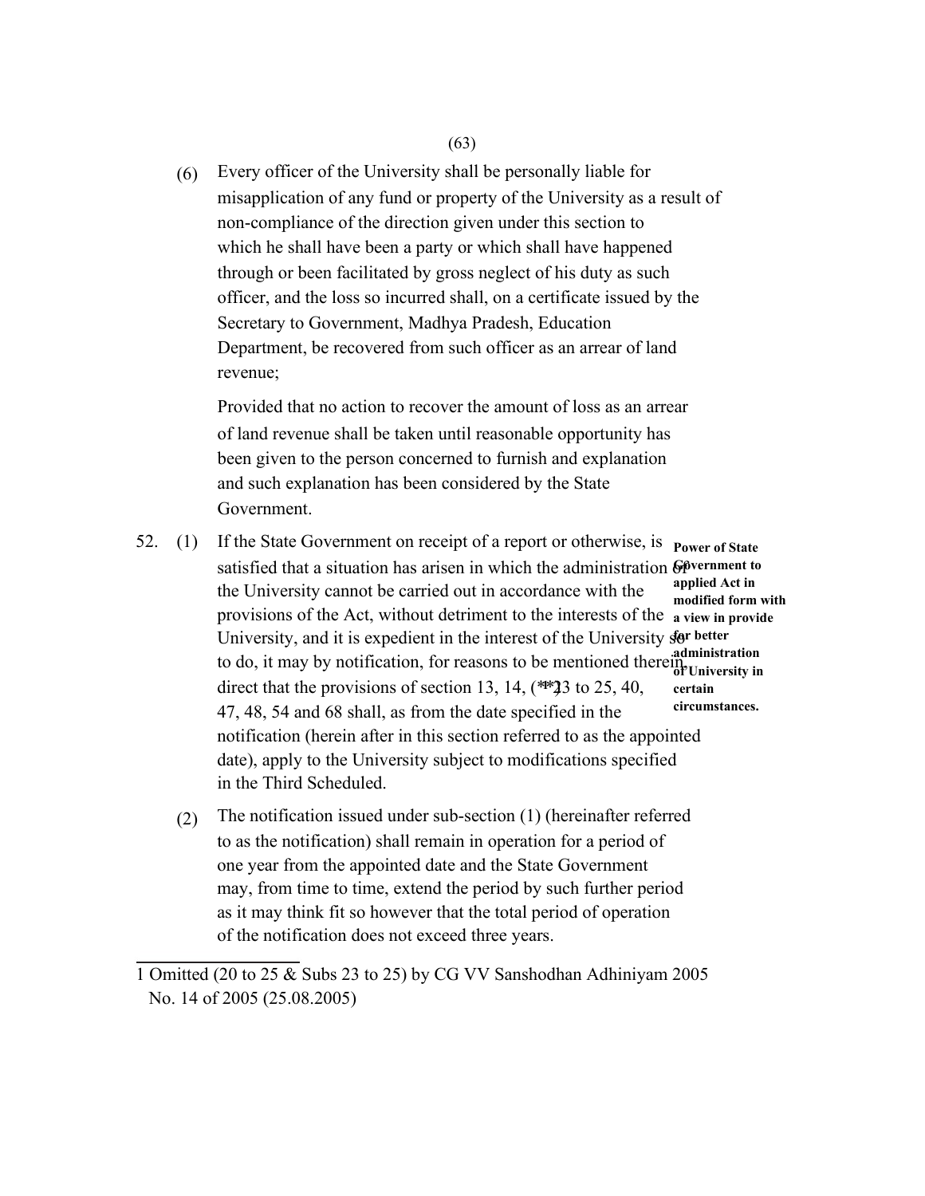(6) Every officer of the University shall be personally liable for misapplication of any fund or property of the University as a result of non-compliance of the direction given under this section to which he shall have been a party or which shall have happened through or been facilitated by gross neglect of his duty as such officer, and the loss so incurred shall, on a certificate issued by the Secretary to Government, Madhya Pradesh, Education Department, be recovered from such officer as an arrear of land revenue;

Provided that no action to recover the amount of loss as an arrear of land revenue shall be taken until reasonable opportunity has been given to the person concerned to furnish and explanation and such explanation has been considered by the State Government.

**Power of State Government to applied Act in modified form with a view in provide for better administration of University in certain circumstances.**

52. (1) If the State Government on receipt of a report or otherwise, is satisfied that a situation has arisen in which the administration of the University cannot be carried out in accordance with the provisions of the Act, without detriment to the interests of the University, and it is expedient in the interest of the University so to do, it may by notification, for reasons to be mentioned therein, direct that the provisions of section 13, 14, (**)[1] 23 to 25, 40, 47, 48, 54 and 68 shall, as from the date specified in the notification (herein after in this section referred to as the appointed date), apply to the University subject to modifications specified in the Third Scheduled.

(2) The notification issued under sub-section (1) (hereinafter referred to as the notification) shall remain in operation for a period of one year from the appointed date and the State Government may, from time to time, extend the period by such further period as it may think fit so however that the total period of operation of the notification does not exceed three years.

---

1 Omitted (20 to 25 & Subs 23 to 25) by CG VV Sanshodhan Adhiniyam 2005 No. 14 of 2005 (25.08.2005)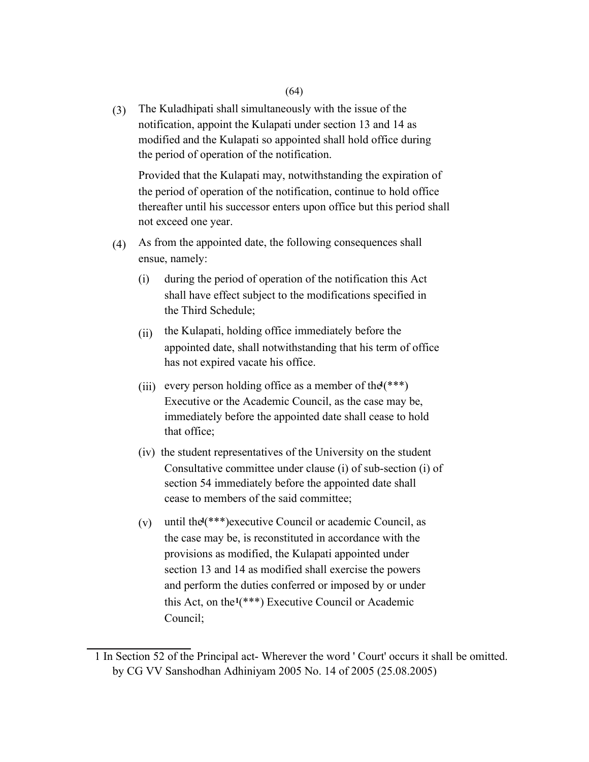(3) The Kuladhipati shall simultaneously with the issue of the notification, appoint the Kulapati under section 13 and 14 as modified and the Kulapati so appointed shall hold office during the period of operation of the notification.

Provided that the Kulapati may, notwithstanding the expiration of the period of operation of the notification, continue to hold office thereafter until his successor enters upon office but this period shall not exceed one year.

(4) As from the appointed date, the following consequences shall ensue, namely:

(i) during the period of operation of the notification this Act shall have effect subject to the modifications specified in the Third Schedule;

(ii) the Kulapati, holding office immediately before the appointed date, shall notwithstanding that his term of office has not expired vacate his office.

(iii) every person holding office as a member of the[1](***) Executive or the Academic Council, as the case may be, immediately before the appointed date shall cease to hold that office;

(iv) the student representatives of the University on the student Consultative committee under clause (i) of sub-section (i) of section 54 immediately before the appointed date shall cease to members of the said committee;

(v) until the[1](***)executive Council or academic Council, as the case may be, is reconstituted in accordance with the provisions as modified, the Kulapati appointed under section 13 and 14 as modified shall exercise the powers and perform the duties conferred or imposed by or under this Act, on the[1](***) Executive Council or Academic Council;

---

1 In Section 52 of the Principal act- Wherever the word ' Court' occurs it shall be omitted. by CG VV Sanshodhan Adhiniyam 2005 No. 14 of 2005 (25.08.2005)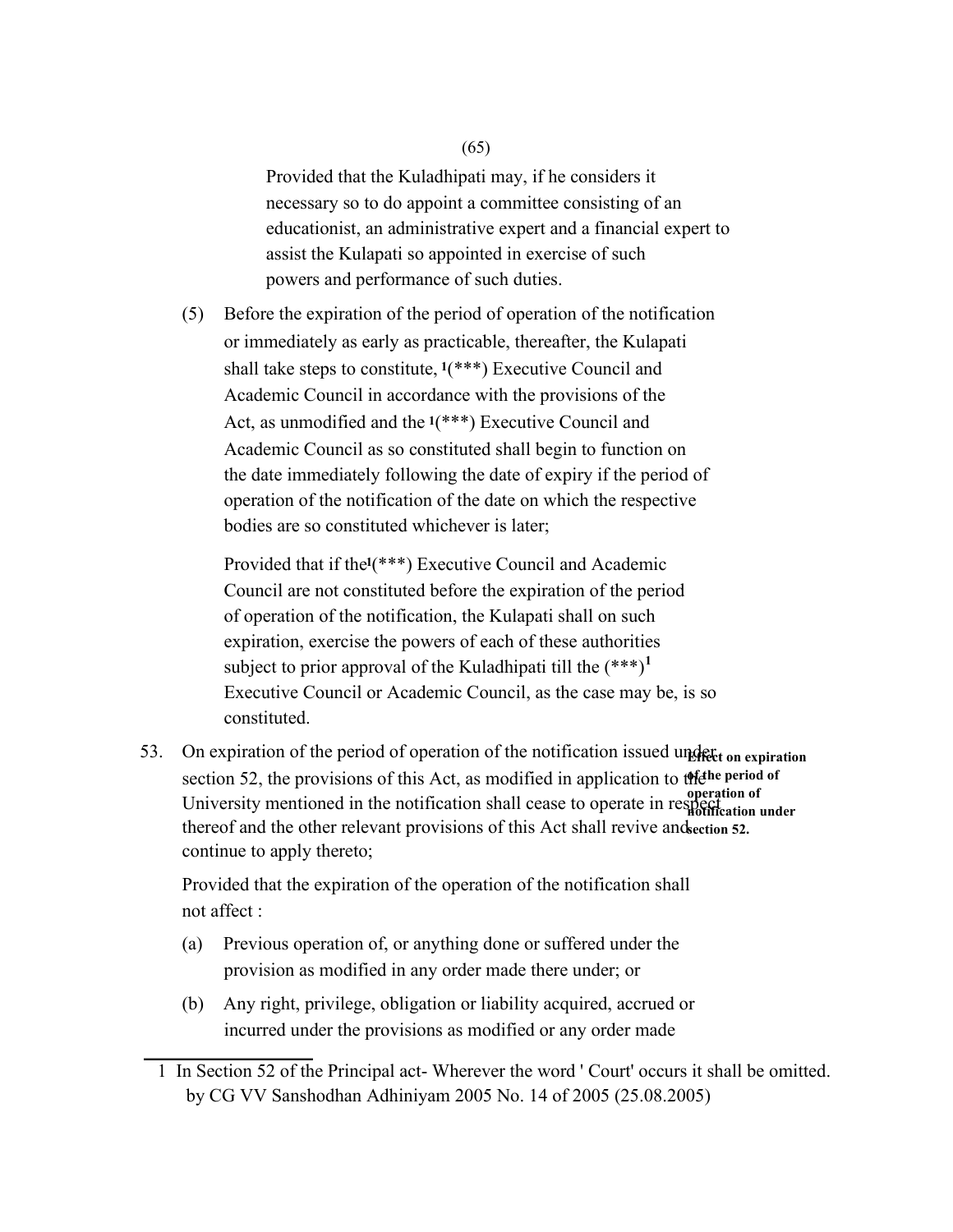Provided that the Kuladhipati may, if he considers it necessary so to do appoint a committee consisting of an educationist, an administrative expert and a financial expert to assist the Kulapati so appointed in exercise of such powers and performance of such duties.

(5) Before the expiration of the period of operation of the notification or immediately as early as practicable, thereafter, the Kulapati shall take steps to constitute, [1](***) Executive Council and Academic Council in accordance with the provisions of the Act, as unmodified and the [1](***) Executive Council and Academic Council as so constituted shall begin to function on the date immediately following the date of expiry if the period of operation of the notification of the date on which the respective bodies are so constituted whichever is later;

Provided that if the[1](***) Executive Council and Academic Council are not constituted before the expiration of the period of operation of the notification, the Kulapati shall on such expiration, exercise the powers of each of these authorities subject to prior approval of the Kuladhipati till the (***)[1] Executive Council or Academic Council, as the case may be, is so constituted.

**Effect on expiration of the period of operation of notification under section 52.**

53. On expiration of the period of operation of the notification issued under section 52, the provisions of this Act, as modified in application to the University mentioned in the notification shall cease to operate in respect thereof and the other relevant provisions of this Act shall revive and continue to apply thereto;

Provided that the expiration of the operation of the notification shall not affect :

(a) Previous operation of, or anything done or suffered under the provision as modified in any order made there under; or

(b) Any right, privilege, obligation or liability acquired, accrued or incurred under the provisions as modified or any order made

---

1 In Section 52 of the Principal act- Wherever the word ' Court' occurs it shall be omitted. by CG VV Sanshodhan Adhiniyam 2005 No. 14 of 2005 (25.08.2005)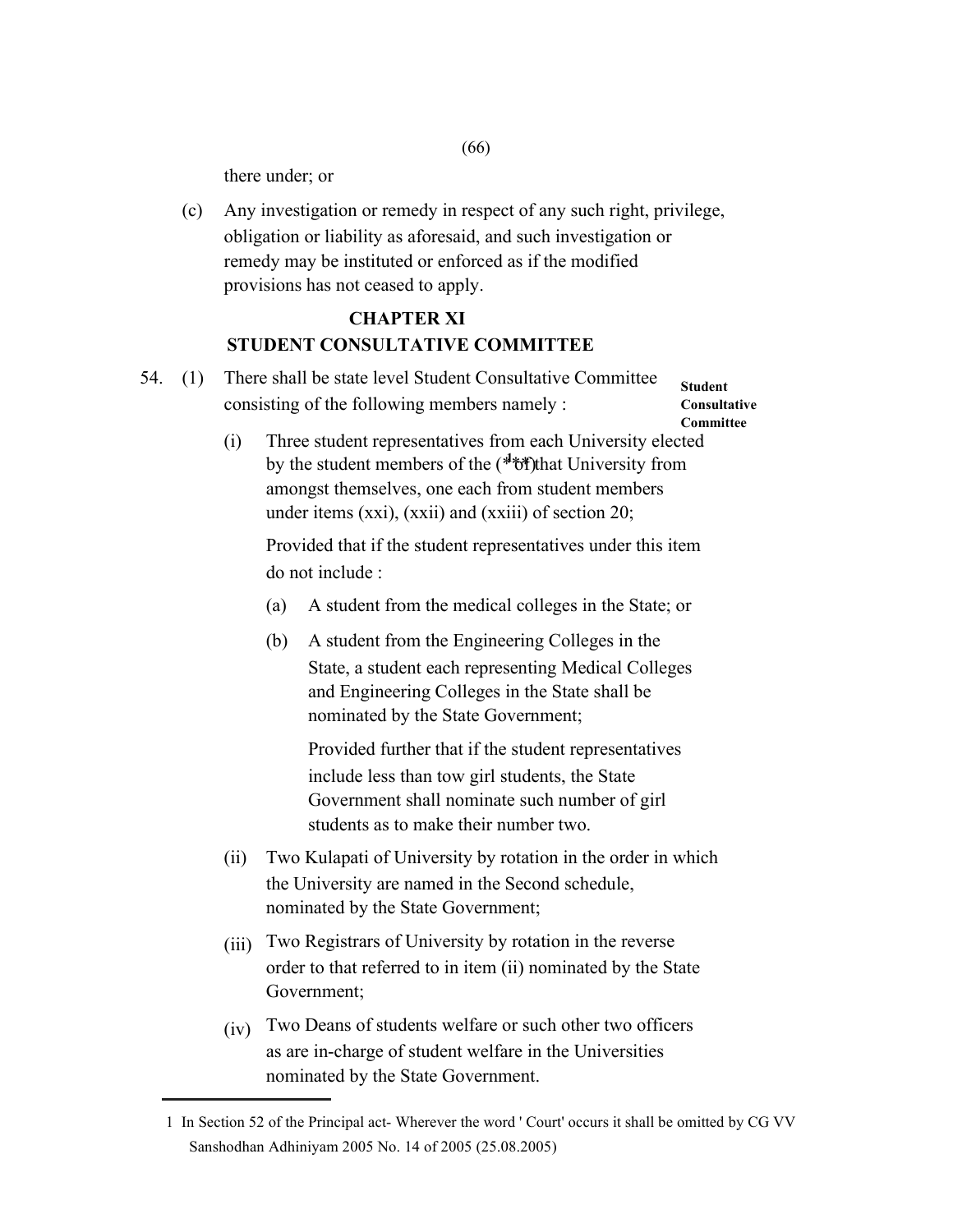there under; or

(c) Any investigation or remedy in respect of any such right, privilege, obligation or liability as aforesaid, and such investigation or remedy may be instituted or enforced as if the modified provisions has not ceased to apply.

## CHAPTER XI
## STUDENT CONSULTATIVE COMMITTEE

**Student Consultative Committee**

54. (1) There shall be state level Student Consultative Committee consisting of the following members namely :

(i) Three student representatives from each University elected by the student members of the ([1]*** of) that University from amongst themselves, one each from student members under items (xxi), (xxii) and (xxiii) of section 20;

Provided that if the student representatives under this item do not include :

(a) A student from the medical colleges in the State; or

(b) A student from the Engineering Colleges in the State, a student each representing Medical Colleges and Engineering Colleges in the State shall be nominated by the State Government;

Provided further that if the student representatives include less than tow girl students, the State Government shall nominate such number of girl students as to make their number two.

(ii) Two Kulapati of University by rotation in the order in which the University are named in the Second schedule, nominated by the State Government;

(iii) Two Registrars of University by rotation in the reverse order to that referred to in item (ii) nominated by the State Government;

(iv) Two Deans of students welfare or such other two officers as are in-charge of student welfare in the Universities nominated by the State Government.

---

1 In Section 52 of the Principal act- Wherever the word ' Court' occurs it shall be omitted by CG VV Sanshodhan Adhiniyam 2005 No. 14 of 2005 (25.08.2005)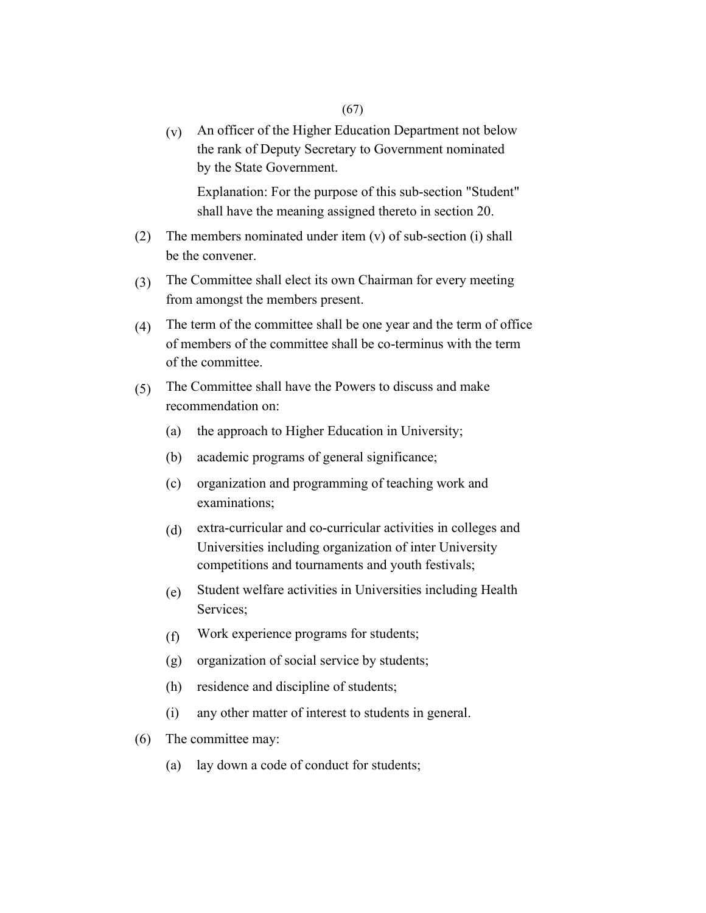(v) An officer of the Higher Education Department not below the rank of Deputy Secretary to Government nominated by the State Government.

Explanation: For the purpose of this sub-section "Student" shall have the meaning assigned thereto in section 20.

(2) The members nominated under item (v) of sub-section (i) shall be the convener.

(3) The Committee shall elect its own Chairman for every meeting from amongst the members present.

(4) The term of the committee shall be one year and the term of office of members of the committee shall be co-terminus with the term of the committee.

(5) The Committee shall have the Powers to discuss and make recommendation on:

   (a) the approach to Higher Education in University;

   (b) academic programs of general significance;

   (c) organization and programming of teaching work and examinations;

   (d) extra-curricular and co-curricular activities in colleges and Universities including organization of inter University competitions and tournaments and youth festivals;

   (e) Student welfare activities in Universities including Health Services;

   (f) Work experience programs for students;

   (g) organization of social service by students;

   (h) residence and discipline of students;

   (i) any other matter of interest to students in general.

(6) The committee may:

   (a) lay down a code of conduct for students;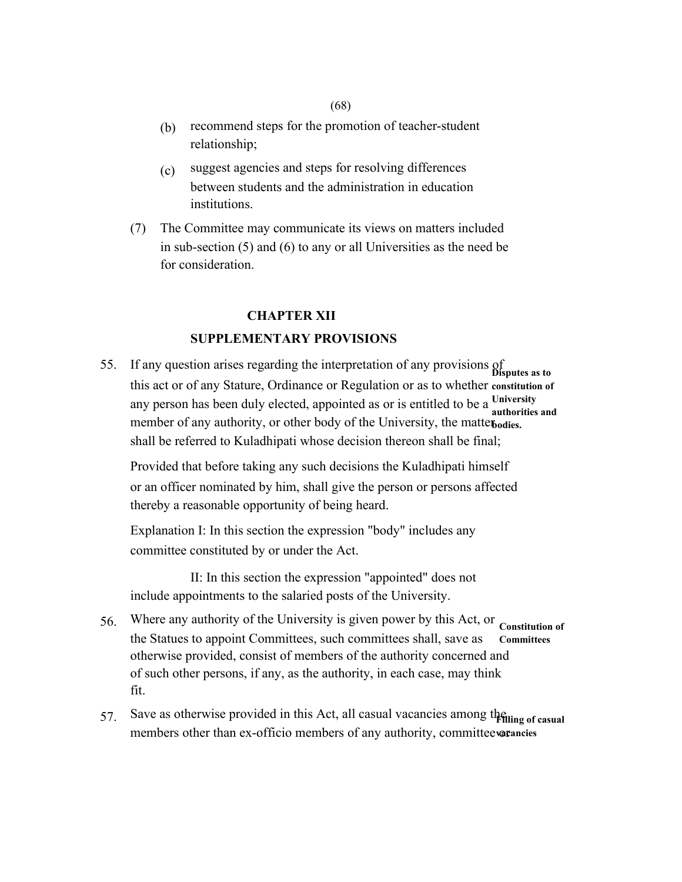(b) recommend steps for the promotion of teacher-student relationship;

(c) suggest agencies and steps for resolving differences between students and the administration in education institutions.

(7) The Committee may communicate its views on matters included in sub-section (5) and (6) to any or all Universities as the need be for consideration.

## CHAPTER XII

## SUPPLEMENTARY PROVISIONS

**Disputes as to constitution of University authorities and bodies.**

55. If any question arises regarding the interpretation of any provisions of this act or of any Stature, Ordinance or Regulation or as to whether any person has been duly elected, appointed as or is entitled to be a member of any authority, or other body of the University, the matter shall be referred to Kuladhipati whose decision thereon shall be final;

Provided that before taking any such decisions the Kuladhipati himself or an officer nominated by him, shall give the person or persons affected thereby a reasonable opportunity of being heard.

Explanation I: In this section the expression "body" includes any committee constituted by or under the Act.

II: In this section the expression "appointed" does not include appointments to the salaried posts of the University.

**Constitution of Committees**

56. Where any authority of the University is given power by this Act, or the Statues to appoint Committees, such committees shall, save as otherwise provided, consist of members of the authority concerned and of such other persons, if any, as the authority, in each case, may think fit.

**Filling of casual vacancies**

57. Save as otherwise provided in this Act, all casual vacancies among the members other than ex-officio members of any authority, committee or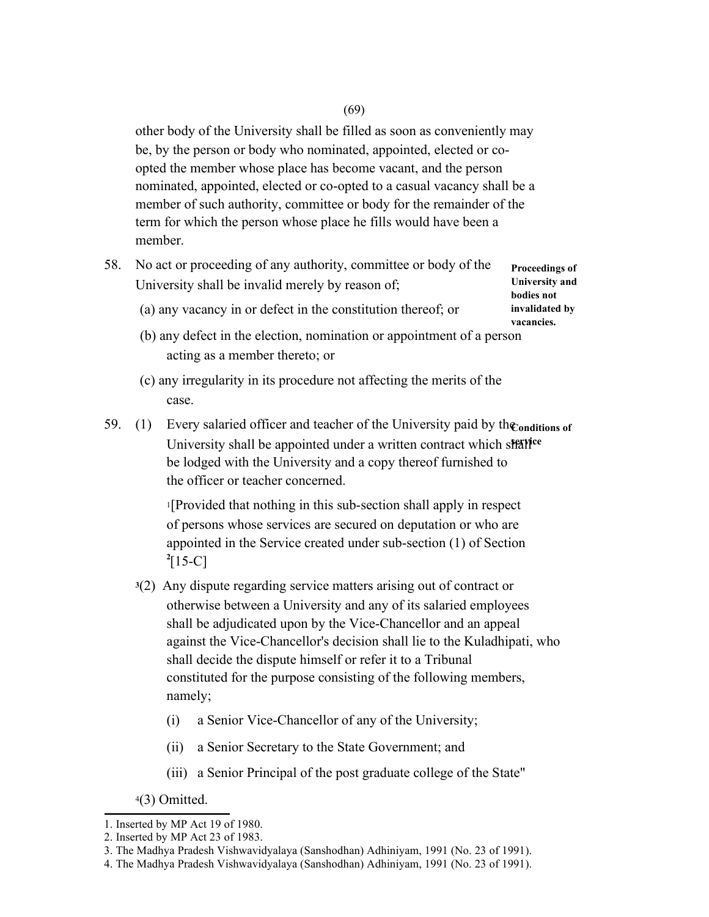other body of the University shall be filled as soon as conveniently may be, by the person or body who nominated, appointed, elected or co-opted the member whose place has become vacant, and the person nominated, appointed, elected or co-opted to a casual vacancy shall be a member of such authority, committee or body for the remainder of the term for which the person whose place he fills would have been a member.

**Proceedings of University and bodies not invalidated by vacancies.**

58. No act or proceeding of any authority, committee or body of the University shall be invalid merely by reason of;

(a) any vacancy in or defect in the constitution thereof; or

(b) any defect in the election, nomination or appointment of a person acting as a member thereto; or

(c) any irregularity in its procedure not affecting the merits of the case.

**Conditions of service**

59. (1) Every salaried officer and teacher of the University paid by the University shall be appointed under a written contract which shall be lodged with the University and a copy thereof furnished to the officer or teacher concerned.

[1][Provided that nothing in this sub-section shall apply in respect of persons whose services are secured on deputation or who are appointed in the Service created under sub-section (1) of Section [2][15-C]

[3](2) Any dispute regarding service matters arising out of contract or otherwise between a University and any of its salaried employees shall be adjudicated upon by the Vice-Chancellor and an appeal against the Vice-Chancellor's decision shall lie to the Kuladhipati, who shall decide the dispute himself or refer it to a Tribunal constituted for the purpose consisting of the following members, namely;

(i) a Senior Vice-Chancellor of any of the University;

(ii) a Senior Secretary to the State Government; and

(iii) a Senior Principal of the post graduate college of the State"

[4](3) Omitted.

---

1. Inserted by MP Act 19 of 1980.
2. Inserted by MP Act 23 of 1983.
3. The Madhya Pradesh Vishwavidyalaya (Sanshodhan) Adhiniyam, 1991 (No. 23 of 1991).
4. The Madhya Pradesh Vishwavidyalaya (Sanshodhan) Adhiniyam, 1991 (No. 23 of 1991).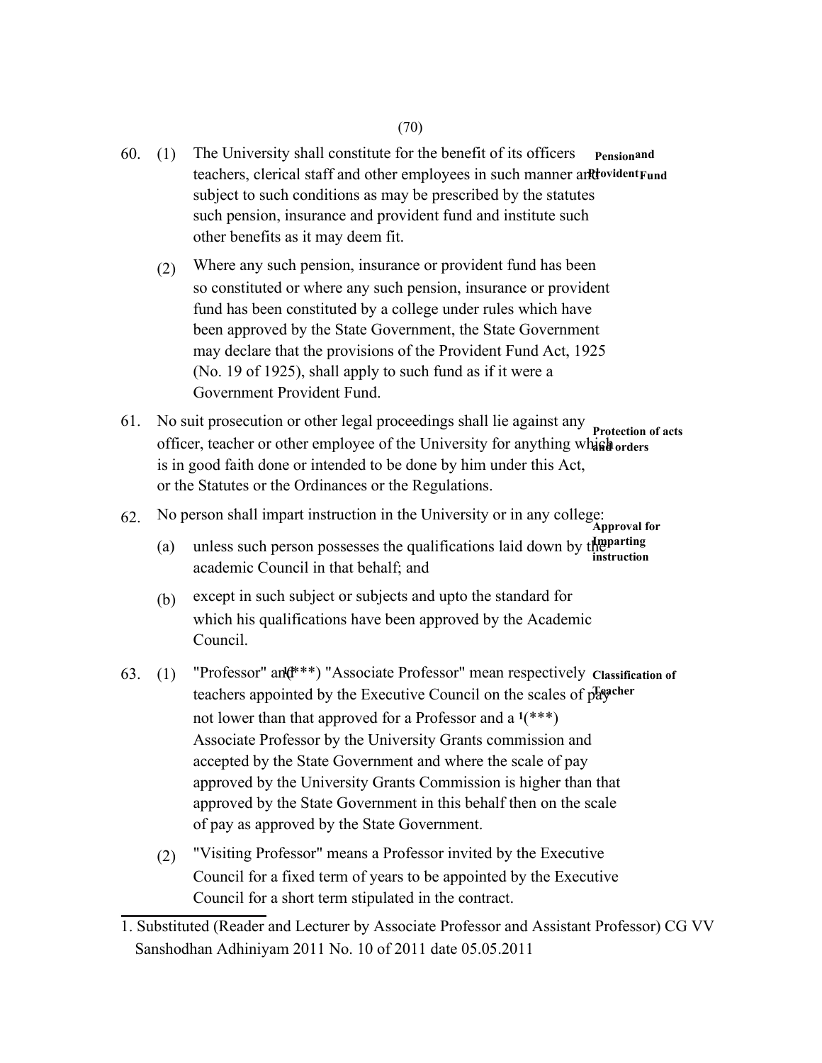60. (1) The University shall constitute for the benefit of its officers teachers, clerical staff and other employees in such manner and subject to such conditions as may be prescribed by the statutes such pension, insurance and provident fund and institute such other benefits as it may deem fit.

**Pension and Provident Fund**

(2) Where any such pension, insurance or provident fund has been so constituted or where any such pension, insurance or provident fund has been constituted by a college under rules which have been approved by the State Government, the State Government may declare that the provisions of the Provident Fund Act, 1925 (No. 19 of 1925), shall apply to such fund as if it were a Government Provident Fund.

61. No suit prosecution or other legal proceedings shall lie against any officer, teacher or other employee of the University for anything which is in good faith done or intended to be done by him under this Act, or the Statutes or the Ordinances or the Regulations.

**Protection of acts and orders**

62. No person shall impart instruction in the University or in any college:

**Approval for Imparting instruction**

(a) unless such person possesses the qualifications laid down by the academic Council in that behalf; and

(b) except in such subject or subjects and upto the standard for which his qualifications have been approved by the Academic Council.

63. (1) "Professor" and [1](***) "Associate Professor" mean respectively teachers appointed by the Executive Council on the scales of pay not lower than that approved for a Professor and a [1](***) Associate Professor by the University Grants commission and accepted by the State Government and where the scale of pay approved by the University Grants Commission is higher than that approved by the State Government in this behalf then on the scale of pay as approved by the State Government.

**Classification of Teacher**

(2) "Visiting Professor" means a Professor invited by the Executive Council for a fixed term of years to be appointed by the Executive Council for a short term stipulated in the contract.

---

1. Substituted (Reader and Lecturer by Associate Professor and Assistant Professor) CG VV Sanshodhan Adhiniyam 2011 No. 10 of 2011 date 05.05.2011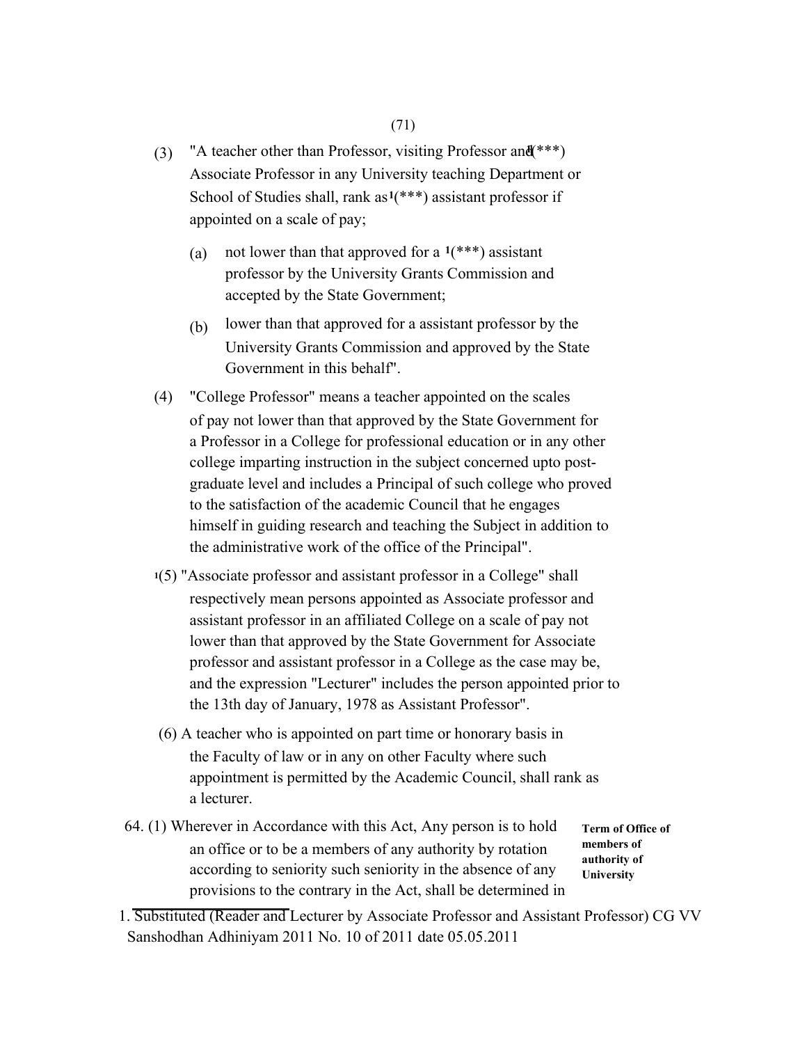(3) "A teacher other than Professor, visiting Professor and [1](***) Associate Professor in any University teaching Department or School of Studies shall, rank as [1](***) assistant professor if appointed on a scale of pay;

  (a) not lower than that approved for a [1](***) assistant professor by the University Grants Commission and accepted by the State Government;

  (b) lower than that approved for a assistant professor by the University Grants Commission and approved by the State Government in this behalf".

(4) "College Professor" means a teacher appointed on the scales of pay not lower than that approved by the State Government for a Professor in a College for professional education or in any other college imparting instruction in the subject concerned upto post-graduate level and includes a Principal of such college who proved to the satisfaction of the academic Council that he engages himself in guiding research and teaching the Subject in addition to the administrative work of the office of the Principal".

[1](5) "Associate professor and assistant professor in a College" shall respectively mean persons appointed as Associate professor and assistant professor in an affiliated College on a scale of pay not lower than that approved by the State Government for Associate professor and assistant professor in a College as the case may be, and the expression "Lecturer" includes the person appointed prior to the 13th day of January, 1978 as Assistant Professor".

(6) A teacher who is appointed on part time or honorary basis in the Faculty of law or in any on other Faculty where such appointment is permitted by the Academic Council, shall rank as a lecturer.

**Term of Office of members of authority of University**

64. (1) Wherever in Accordance with this Act, Any person is to hold an office or to be a members of any authority by rotation according to seniority such seniority in the absence of any provisions to the contrary in the Act, shall be determined in

---

1. Substituted (Reader and Lecturer by Associate Professor and Assistant Professor) CG VV Sanshodhan Adhiniyam 2011 No. 10 of 2011 date 05.05.2011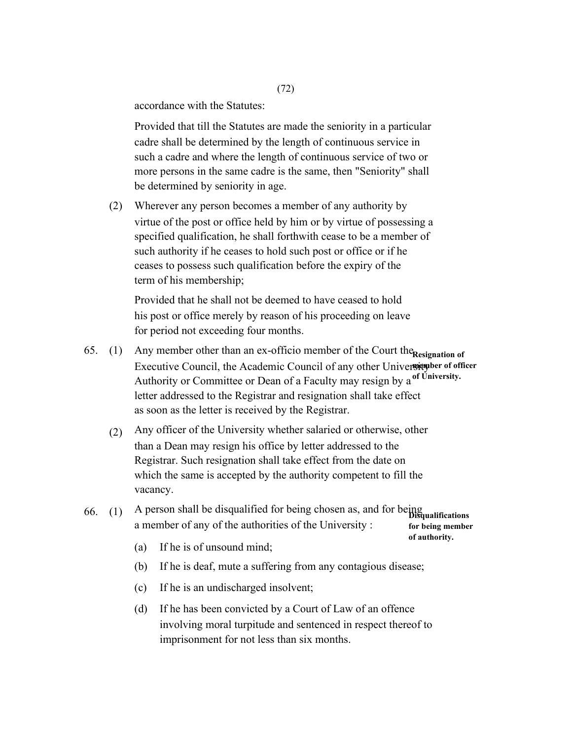accordance with the Statutes:

Provided that till the Statutes are made the seniority in a particular cadre shall be determined by the length of continuous service in such a cadre and where the length of continuous service of two or more persons in the same cadre is the same, then "Seniority" shall be determined by seniority in age.

(2) Wherever any person becomes a member of any authority by virtue of the post or office held by him or by virtue of possessing a specified qualification, he shall forthwith cease to be a member of such authority if he ceases to hold such post or office or if he ceases to possess such qualification before the expiry of the term of his membership;

Provided that he shall not be deemed to have ceased to hold his post or office merely by reason of his proceeding on leave for period not exceeding four months.

**Resignation of member of officer of University.**

65. (1) Any member other than an ex-officio member of the Court the Executive Council, the Academic Council of any other University Authority or Committee or Dean of a Faculty may resign by a letter addressed to the Registrar and resignation shall take effect as soon as the letter is received by the Registrar.

(2) Any officer of the University whether salaried or otherwise, other than a Dean may resign his office by letter addressed to the Registrar. Such resignation shall take effect from the date on which the same is accepted by the authority competent to fill the vacancy.

**Disqualifications for being member of authority.**

66. (1) A person shall be disqualified for being chosen as, and for being a member of any of the authorities of the University :

(a) If he is of unsound mind;

(b) If he is deaf, mute a suffering from any contagious disease;

(c) If he is an undischarged insolvent;

(d) If he has been convicted by a Court of Law of an offence involving moral turpitude and sentenced in respect thereof to imprisonment for not less than six months.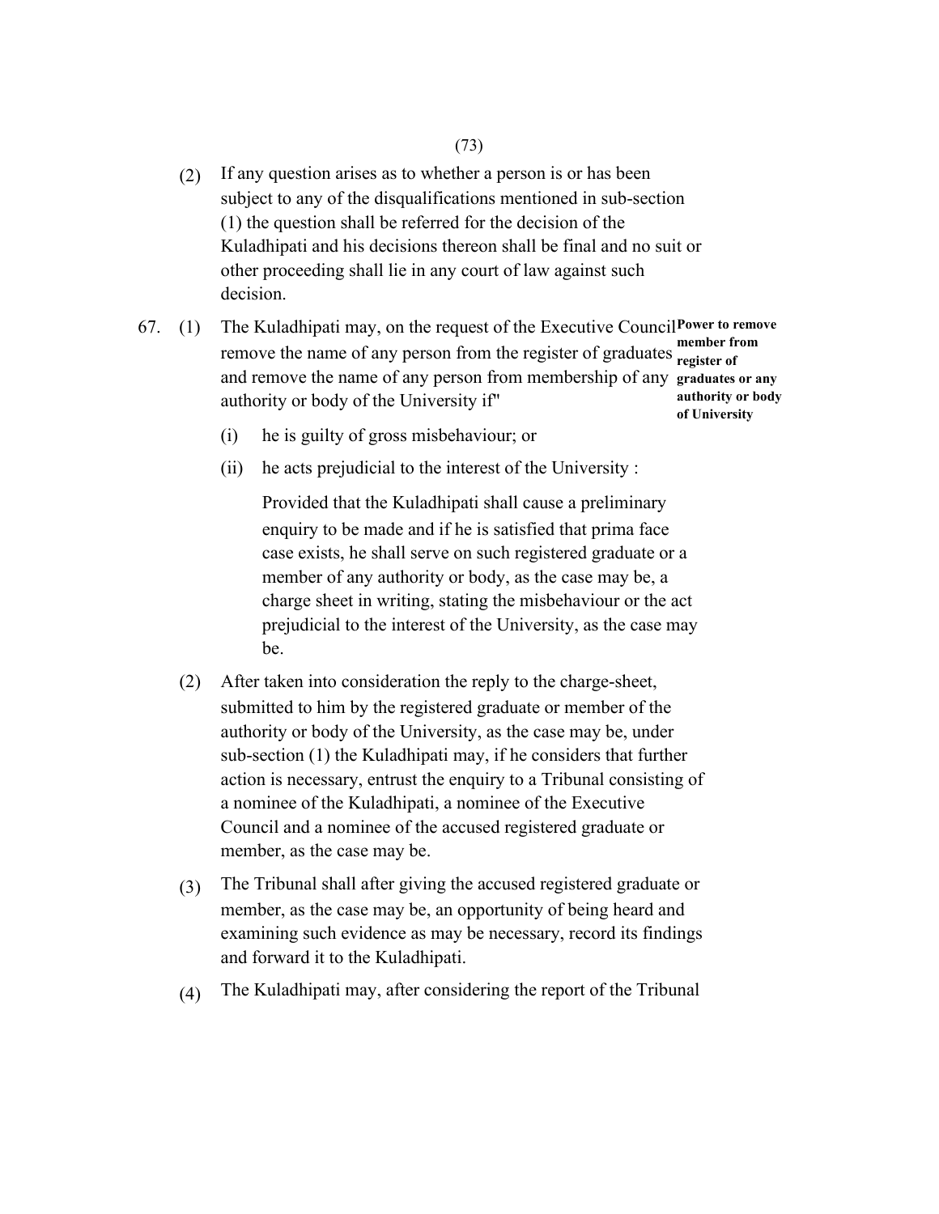(2) If any question arises as to whether a person is or has been subject to any of the disqualifications mentioned in sub-section (1) the question shall be referred for the decision of the Kuladhipati and his decisions thereon shall be final and no suit or other proceeding shall lie in any court of law against such decision.

**Power to remove member from register of graduates or any authority or body of University**

67. (1) The Kuladhipati may, on the request of the Executive Council remove the name of any person from the register of graduates and remove the name of any person from membership of any authority or body of the University if"

(i) he is guilty of gross misbehaviour; or

(ii) he acts prejudicial to the interest of the University :

Provided that the Kuladhipati shall cause a preliminary enquiry to be made and if he is satisfied that prima face case exists, he shall serve on such registered graduate or a member of any authority or body, as the case may be, a charge sheet in writing, stating the misbehaviour or the act prejudicial to the interest of the University, as the case may be.

(2) After taken into consideration the reply to the charge-sheet, submitted to him by the registered graduate or member of the authority or body of the University, as the case may be, under sub-section (1) the Kuladhipati may, if he considers that further action is necessary, entrust the enquiry to a Tribunal consisting of a nominee of the Kuladhipati, a nominee of the Executive Council and a nominee of the accused registered graduate or member, as the case may be.

(3) The Tribunal shall after giving the accused registered graduate or member, as the case may be, an opportunity of being heard and examining such evidence as may be necessary, record its findings and forward it to the Kuladhipati.

(4) The Kuladhipati may, after considering the report of the Tribunal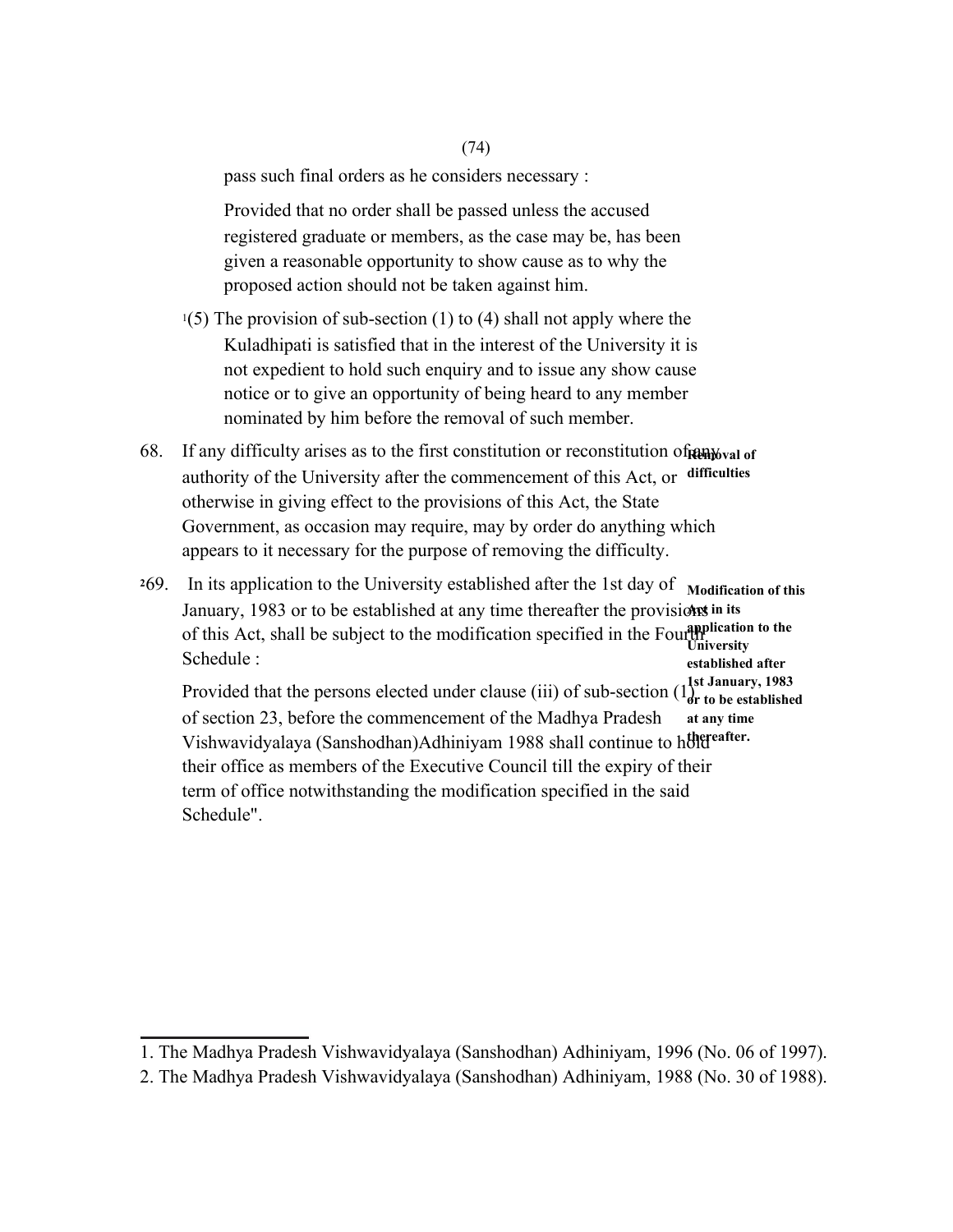pass such final orders as he considers necessary :

Provided that no order shall be passed unless the accused registered graduate or members, as the case may be, has been given a reasonable opportunity to show cause as to why the proposed action should not be taken against him.

[1](5) The provision of sub-section (1) to (4) shall not apply where the Kuladhipati is satisfied that in the interest of the University it is not expedient to hold such enquiry and to issue any show cause notice or to give an opportunity of being heard to any member nominated by him before the removal of such member.

**Removal of difficulties**

68. If any difficulty arises as to the first constitution or reconstitution of any authority of the University after the commencement of this Act, or otherwise in giving effect to the provisions of this Act, the State Government, as occasion may require, may by order do anything which appears to it necessary for the purpose of removing the difficulty.

**Modification of this Act in its application to the University established after 1st January, 1983 or to be established at any time thereafter.**

[2]69. In its application to the University established after the 1st day of January, 1983 or to be established at any time thereafter the provisions of this Act, shall be subject to the modification specified in the Fourth Schedule :

Provided that the persons elected under clause (iii) of sub-section (1) of section 23, before the commencement of the Madhya Pradesh Vishwavidyalaya (Sanshodhan)Adhiniyam 1988 shall continue to hold their office as members of the Executive Council till the expiry of their term of office notwithstanding the modification specified in the said Schedule".

---

1. The Madhya Pradesh Vishwavidyalaya (Sanshodhan) Adhiniyam, 1996 (No. 06 of 1997).
2. The Madhya Pradesh Vishwavidyalaya (Sanshodhan) Adhiniyam, 1988 (No. 30 of 1988).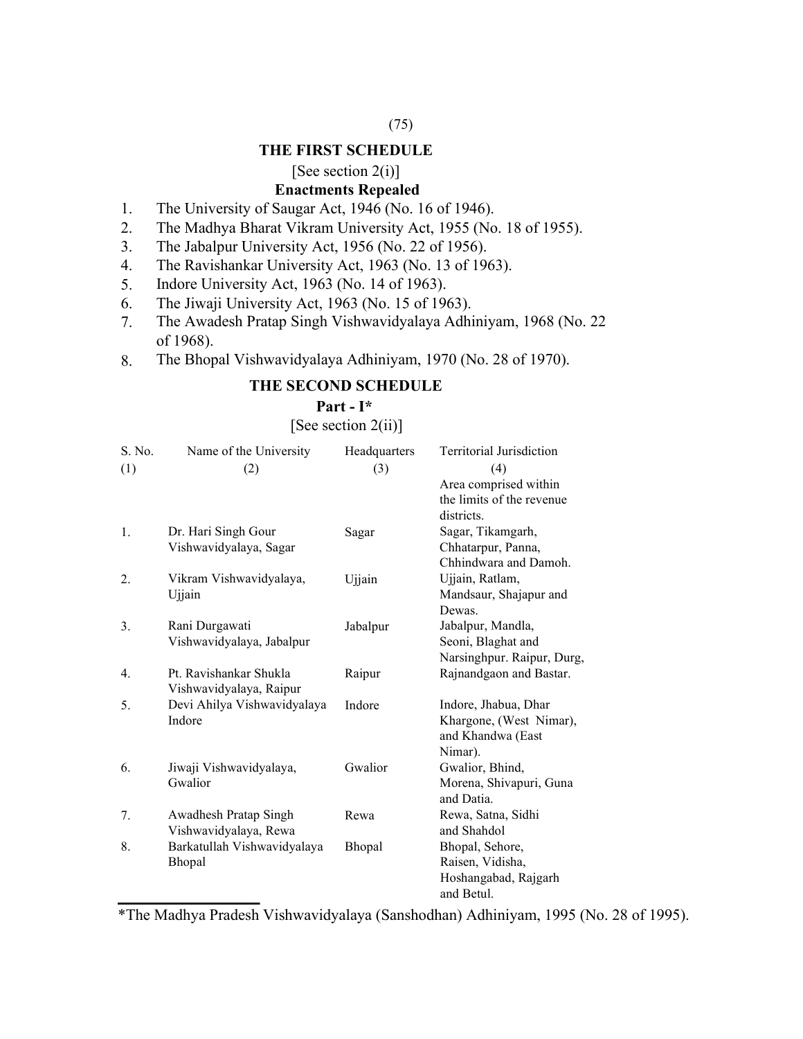## THE FIRST SCHEDULE

[See section 2(i)]

### Enactments Repealed

1. The University of Saugar Act, 1946 (No. 16 of 1946).
2. The Madhya Bharat Vikram University Act, 1955 (No. 18 of 1955).
3. The Jabalpur University Act, 1956 (No. 22 of 1956).
4. The Ravishankar University Act, 1963 (No. 13 of 1963).
5. Indore University Act, 1963 (No. 14 of 1963).
6. The Jiwaji University Act, 1963 (No. 15 of 1963).
7. The Awadesh Pratap Singh Vishwavidyalaya Adhiniyam, 1968 (No. 22 of 1968).
8. The Bhopal Vishwavidyalaya Adhiniyam, 1970 (No. 28 of 1970).

## THE SECOND SCHEDULE

### Part - I*

[See section 2(ii)]

| S. No. | Name of the University | Headquarters | Territorial Jurisdiction |
|---|---|---|---|
| (1) | (2) | (3) | (4) |
| | | | Area comprised within the limits of the revenue districts. |
| 1. | Dr. Hari Singh Gour Vishwavidyalaya, Sagar | Sagar | Sagar, Tikamgarh, Chhatarpur, Panna, Chhindwara and Damoh. |
| 2. | Vikram Vishwavidyalaya, Ujjain | Ujjain | Ujjain, Ratlam, Mandsaur, Shajapur and Dewas. |
| 3. | Rani Durgawati Vishwavidyalaya, Jabalpur | Jabalpur | Jabalpur, Mandla, Seoni, Blaghat and Narsinghpur. |
| 4. | Pt. Ravishankar Shukla Vishwavidyalaya, Raipur | Raipur | Raipur, Durg, Rajnandgaon and Bastar. |
| 5. | Devi Ahilya Vishwavidyalaya Indore | Indore | Indore, Jhabua, Dhar Khargone, (West Nimar), and Khandwa (East Nimar). |
| 6. | Jiwaji Vishwavidyalaya, Gwalior | Gwalior | Gwalior, Bhind, Morena, Shivapuri, Guna and Datia. |
| 7. | Awadhesh Pratap Singh Vishwavidyalaya, Rewa | Rewa | Rewa, Satna, Sidhi and Shahdol |
| 8. | Barkatullah Vishwavidyalaya Bhopal | Bhopal | Bhopal, Sehore, Raisen, Vidisha, Hoshangabad, Rajgarh and Betul. |

*The Madhya Pradesh Vishwavidyalaya (Sanshodhan) Adhiniyam, 1995 (No. 28 of 1995).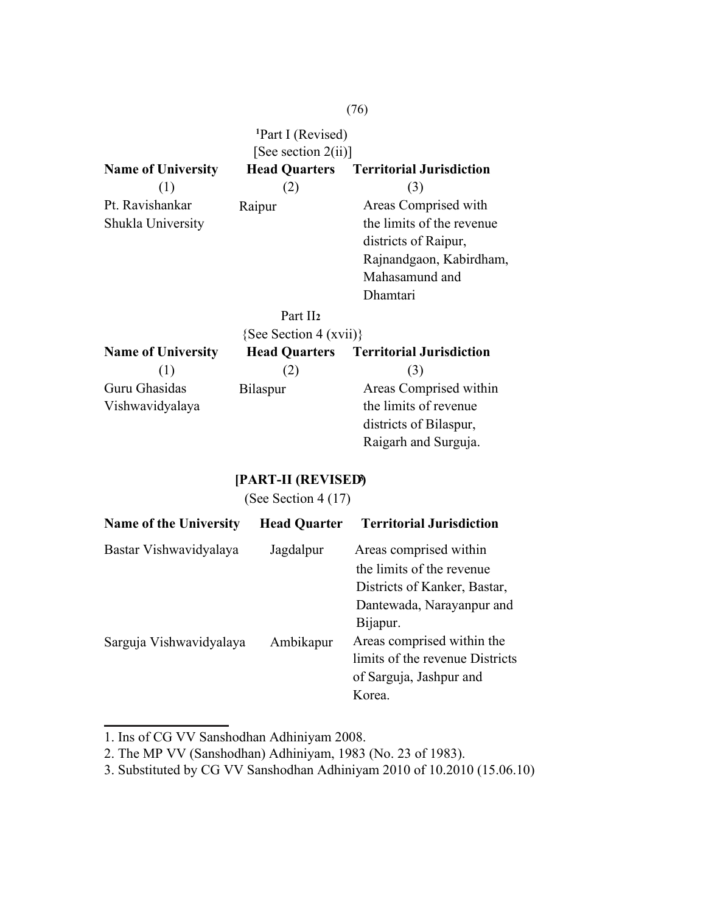[1]Part I (Revised)
[See section 2(ii)]

| Name of University | Head Quarters | Territorial Jurisdiction |
|---|---|---|
| (1) | (2) | (3) |
| Pt. Ravishankar Shukla University | Raipur | Areas Comprised with the limits of the revenue districts of Raipur, Rajnandgaon, Kabirdham, Mahasamund and Dhamtari |

Part II[2]
{See Section 4 (xvii)}

| Name of University | Head Quarters | Territorial Jurisdiction |
|---|---|---|
| (1) | (2) | (3) |
| Guru Ghasidas Vishwavidyalaya | Bilaspur | Areas Comprised within the limits of revenue districts of Bilaspur, Raigarh and Surguja. |

**[PART-II (REVISED[3])**
(See Section 4 (17)

| Name of the University | Head Quarter | Territorial Jurisdiction |
|---|---|---|
| Bastar Vishwavidyalaya | Jagdalpur | Areas comprised within the limits of the revenue Districts of Kanker, Bastar, Dantewada, Narayanpur and Bijapur. |
| Sarguja Vishwavidyalaya | Ambikapur | Areas comprised within the limits of the revenue Districts of Sarguja, Jashpur and Korea. |

---

1. Ins of CG VV Sanshodhan Adhiniyam 2008.
2. The MP VV (Sanshodhan) Adhiniyam, 1983 (No. 23 of 1983).
3. Substituted by CG VV Sanshodhan Adhiniyam 2010 of 10.2010 (15.06.10)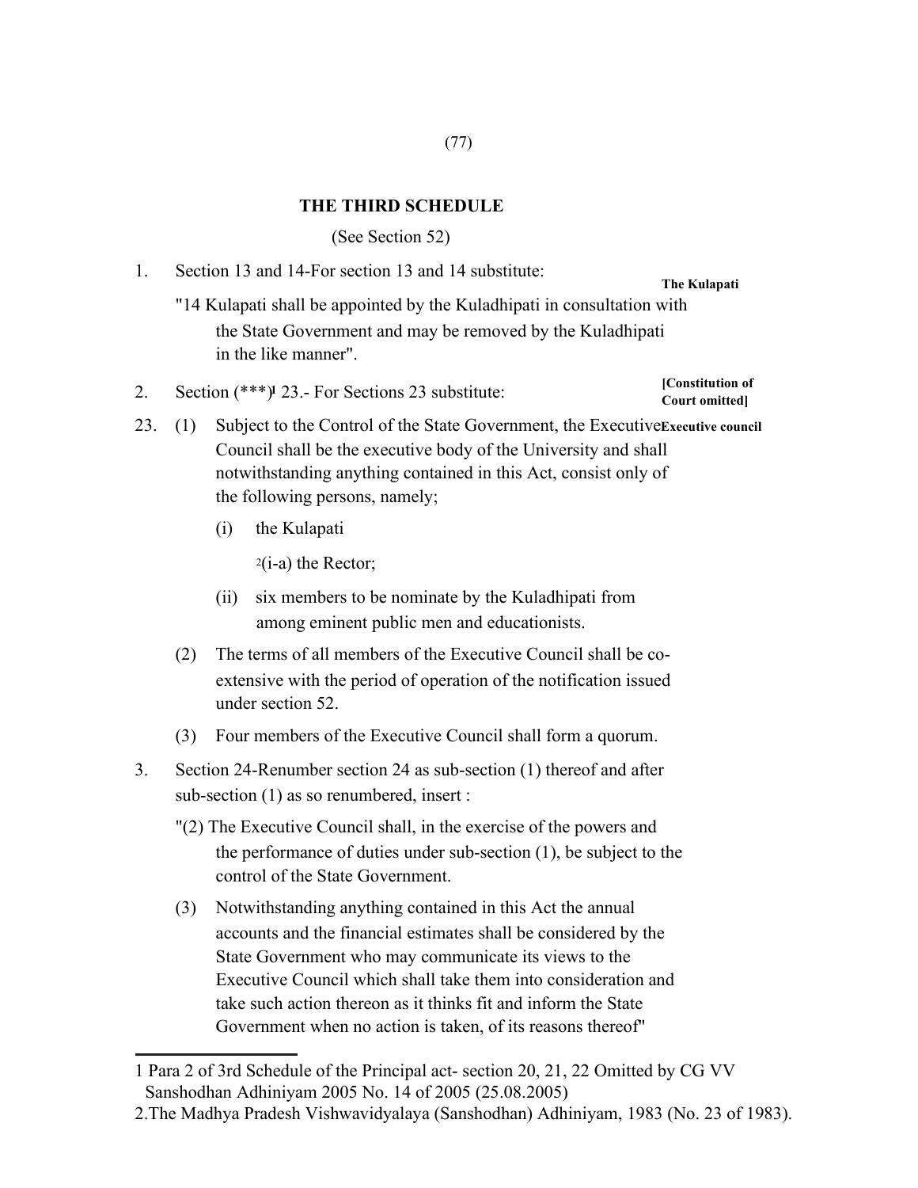## THE THIRD SCHEDULE

(See Section 52)

1. Section 13 and 14-For section 13 and 14 substitute:

**The Kulapati**

"14 Kulapati shall be appointed by the Kuladhipati in consultation with the State Government and may be removed by the Kuladhipati in the like manner".

2. Section (***)[1] 23.- For Sections 23 substitute:

**[Constitution of Court omitted]**

23. (1) Subject to the Control of the State Government, the Executive Council shall be the executive body of the University and shall notwithstanding anything contained in this Act, consist only of the following persons, namely;

**Executive council**

   (i) the Kulapati

   [2](i-a) the Rector;

   (ii) six members to be nominate by the Kuladhipati from among eminent public men and educationists.

   (2) The terms of all members of the Executive Council shall be co-extensive with the period of operation of the notification issued under section 52.

   (3) Four members of the Executive Council shall form a quorum.

3. Section 24-Renumber section 24 as sub-section (1) thereof and after sub-section (1) as so renumbered, insert :

"(2) The Executive Council shall, in the exercise of the powers and the performance of duties under sub-section (1), be subject to the control of the State Government.

(3) Notwithstanding anything contained in this Act the annual accounts and the financial estimates shall be considered by the State Government who may communicate its views to the Executive Council which shall take them into consideration and take such action thereon as it thinks fit and inform the State Government when no action is taken, of its reasons thereof"

---

1 Para 2 of 3rd Schedule of the Principal act- section 20, 21, 22 Omitted by CG VV Sanshodhan Adhiniyam 2005 No. 14 of 2005 (25.08.2005)

2.The Madhya Pradesh Vishwavidyalaya (Sanshodhan) Adhiniyam, 1983 (No. 23 of 1983).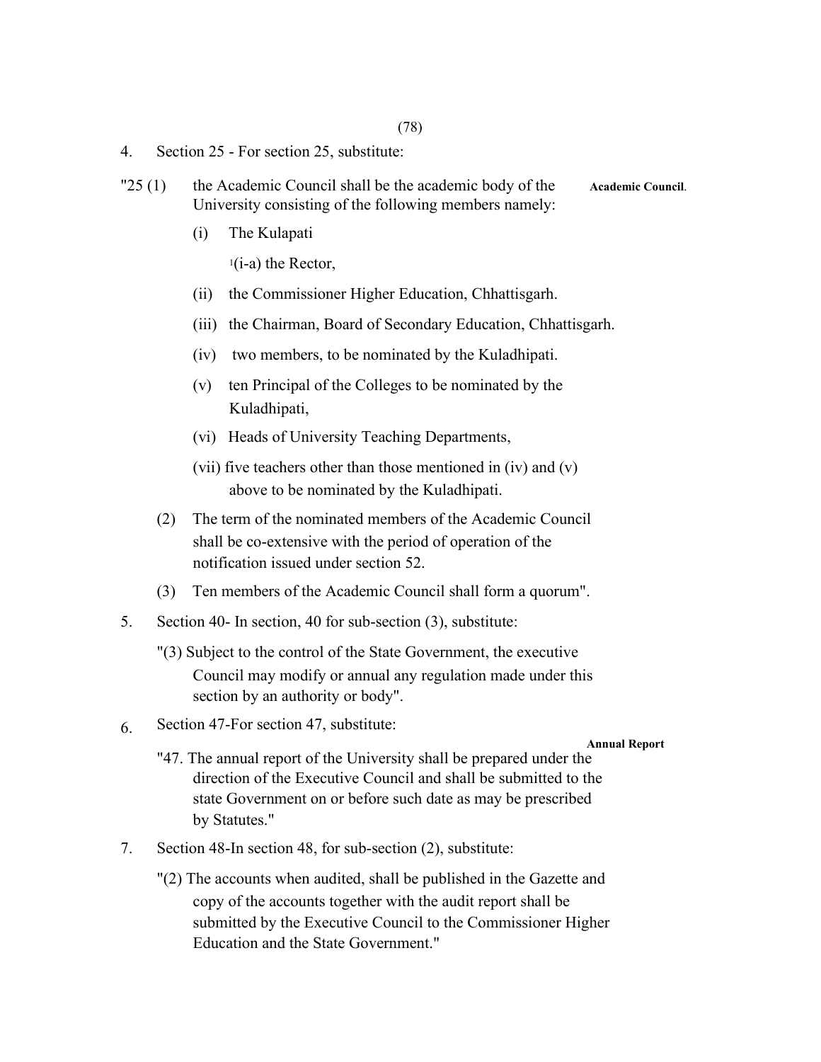4. Section 25 - For section 25, substitute:

"25 (1) the Academic Council shall be the academic body of the University consisting of the following members namely: **Academic Council**.

(i) The Kulapati

[1](i-a) the Rector,

(ii) the Commissioner Higher Education, Chhattisgarh.

(iii) the Chairman, Board of Secondary Education, Chhattisgarh.

(iv) two members, to be nominated by the Kuladhipati.

(v) ten Principal of the Colleges to be nominated by the Kuladhipati,

(vi) Heads of University Teaching Departments,

(vii) five teachers other than those mentioned in (iv) and (v) above to be nominated by the Kuladhipati.

(2) The term of the nominated members of the Academic Council shall be co-extensive with the period of operation of the notification issued under section 52.

(3) Ten members of the Academic Council shall form a quorum".

5. Section 40- In section, 40 for sub-section (3), substitute:

"(3) Subject to the control of the State Government, the executive Council may modify or annual any regulation made under this section by an authority or body".

6. Section 47-For section 47, substitute:

**Annual Report**

"47. The annual report of the University shall be prepared under the direction of the Executive Council and shall be submitted to the state Government on or before such date as may be prescribed by Statutes."

7. Section 48-In section 48, for sub-section (2), substitute:

"(2) The accounts when audited, shall be published in the Gazette and copy of the accounts together with the audit report shall be submitted by the Executive Council to the Commissioner Higher Education and the State Government."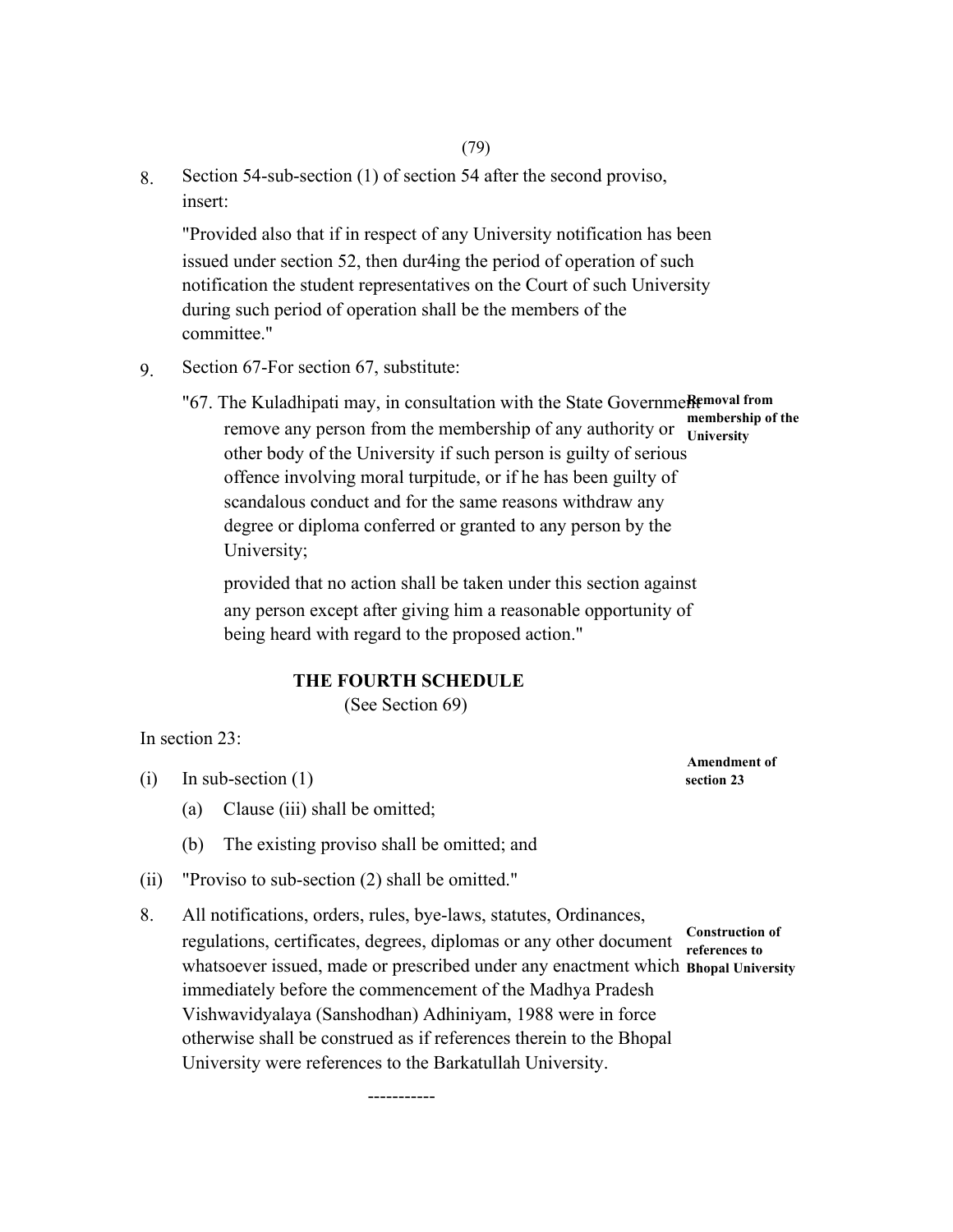8. Section 54-sub-section (1) of section 54 after the second proviso, insert:

 "Provided also that if in respect of any University notification has been issued under section 52, then dur4ing the period of operation of such notification the student representatives on the Court of such University during such period of operation shall be the members of the committee."

9. Section 67-For section 67, substitute:

 **Removal from membership of the University**

 "67. The Kuladhipati may, in consultation with the State Government remove any person from the membership of any authority or other body of the University if such person is guilty of serious offence involving moral turpitude, or if he has been guilty of scandalous conduct and for the same reasons withdraw any degree or diploma conferred or granted to any person by the University;

 provided that no action shall be taken under this section against any person except after giving him a reasonable opportunity of being heard with regard to the proposed action."

## THE FOURTH SCHEDULE

(See Section 69)

In section 23:

**Amendment of section 23**

(i) In sub-section (1)

 (a) Clause (iii) shall be omitted;

 (b) The existing proviso shall be omitted; and

(ii) "Proviso to sub-section (2) shall be omitted."

**Construction of references to Bhopal University**

8. All notifications, orders, rules, bye-laws, statutes, Ordinances, regulations, certificates, degrees, diplomas or any other document whatsoever issued, made or prescribed under any enactment which immediately before the commencement of the Madhya Pradesh Vishwavidyalaya (Sanshodhan) Adhiniyam, 1988 were in force otherwise shall be construed as if references therein to the Bhopal University were references to the Barkatullah University.

-----------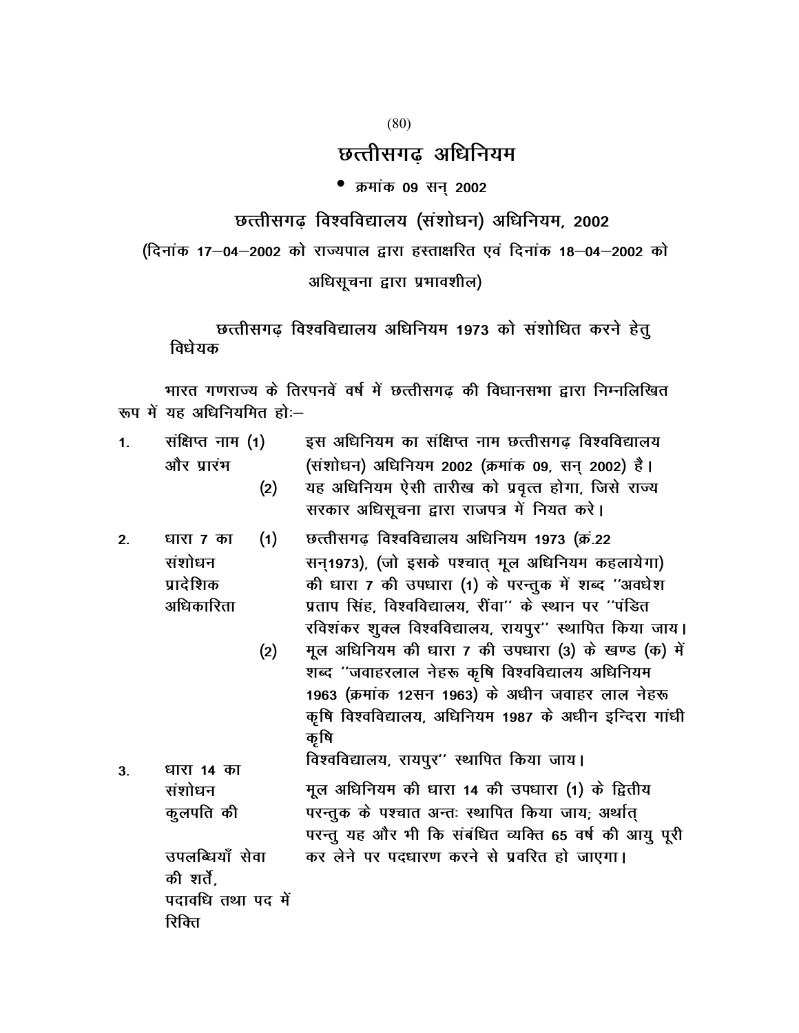# छत्तीसगढ़ अधिनियम

• क्रमांक 09 सन् 2002

## छत्तीसगढ़ विश्वविद्यालय (संशोधन) अधिनियम, 2002

(दिनांक 17–04–2002 को राज्यपाल द्वारा हस्ताक्षरित एवं दिनांक 18–04–2002 को अधिसूचना द्वारा प्रभावशील)

छत्तीसगढ़ विश्वविद्यालय अधिनियम 1973 को संशोधित करने हेतु विधेयक

भारत गणराज्य के तिरपनवें वर्ष में छत्तीसगढ़ की विधानसभा द्वारा निम्नलिखित रूप में यह अधिनियमित हो:–

**1. संक्षिप्त नाम और प्रारंभ**

(1) इस अधिनियम का संक्षिप्त नाम छत्तीसगढ़ विश्वविद्यालय (संशोधन) अधिनियम 2002 (क्रमांक 09, सन् 2002) है।

(2) यह अधिनियम ऐसी तारीख को प्रवृत्त होगा, जिसे राज्य सरकार अधिसूचना द्वारा राजपत्र में नियत करे।

**2. धारा 7 का संशोधन प्रादेशिक अधिकारिता**

(1) छत्तीसगढ़ विश्वविद्यालय अधिनियम 1973 (क्रं.22 सन्1973), (जो इसके पश्चात् मूल अधिनियम कहलायेगा) की धारा 7 की उपधारा (1) के परन्तुक में शब्द ''अवधेश प्रताप सिंह, विश्वविद्यालय, रींवा'' के स्थान पर ''पंडित रविशंकर शुक्ल विश्वविद्यालय, रायपुर'' स्थापित किया जाय।

(2) मूल अधिनियम की धारा 7 की उपधारा (3) के खण्ड (क) में शब्द ''जवाहरलाल नेहरू कृषि विश्वविद्यालय अधिनियम 1963 (क्रमांक 12सन 1963) के अधीन जवाहर लाल नेहरू कृषि विश्वविद्यालय, अधिनियम 1987 के अधीन इन्दिरा गांधी कृषि विश्वविद्यालय, रायपुर'' स्थापित किया जाय।

**3. धारा 14 का संशोधन कुलपति की उपलब्धियाँ सेवा की शर्तें, पदावधि तथा पद में रिक्ति**

मूल अधिनियम की धारा 14 की उपधारा (1) के द्वितीय परन्तुक के पश्चात अन्तः स्थापित किया जाय; अर्थात् परन्तु यह और भी कि संबंधित व्यक्ति 65 वर्ष की आयु पूरी कर लेने पर पदधारण करने से प्रवरित हो जाएगा।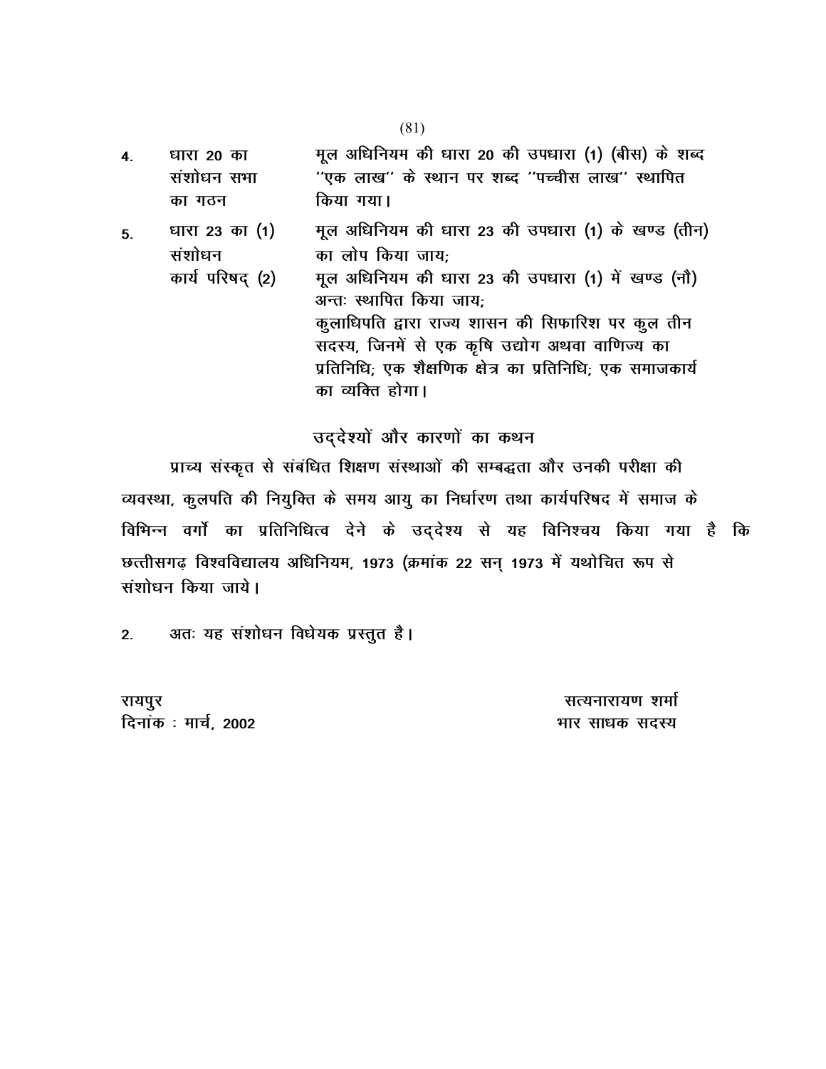| | | |
|---|---|---|
| 4. | धारा 20 का संशोधन सभा का गठन | मूल अधिनियम की धारा 20 की उपधारा (1) (बीस) के शब्द ''एक लाख'' के स्थान पर शब्द ''पच्चीस लाख'' स्थापित किया गया। |
| 5. | धारा 23 का संशोधन कार्य परिषद् | (1) मूल अधिनियम की धारा 23 की उपधारा (1) के खण्ड (तीन) का लोप किया जाय; |
| | | (2) मूल अधिनियम की धारा 23 की उपधारा (1) में खण्ड (नौ) अन्तः स्थापित किया जाय; कुलाधिपति द्वारा राज्य शासन की सिफारिश पर कुल तीन सदस्य, जिनमें से एक कृषि उद्योग अथवा वाणिज्य का प्रतिनिधि; एक शैक्षणिक क्षेत्र का प्रतिनिधि; एक समाजकार्य का व्यक्ति होगा। |

## उद्देश्यों और कारणों का कथन

प्राच्य संस्कृत से संबंधित शिक्षण संस्थाओं की सम्बद्धता और उनकी परीक्षा की व्यवस्था, कुलपति की नियुक्ति के समय आयु का निर्धारण तथा कार्यपरिषद में समाज के विभिन्न वर्गों का प्रतिनिधित्व देने के उद्देश्य से यह विनिश्चय किया गया है कि छत्तीसगढ़ विश्वविद्यालय अधिनियम, 1973 (क्रमांक 22 सन् 1973 में यथोचित रूप से संशोधन किया जाये।

2. अतः यह संशोधन विधेयक प्रस्तुत है।

रायपुर
दिनांक : मार्च, 2002

सत्यनारायण शर्मा
भार साधक सदस्य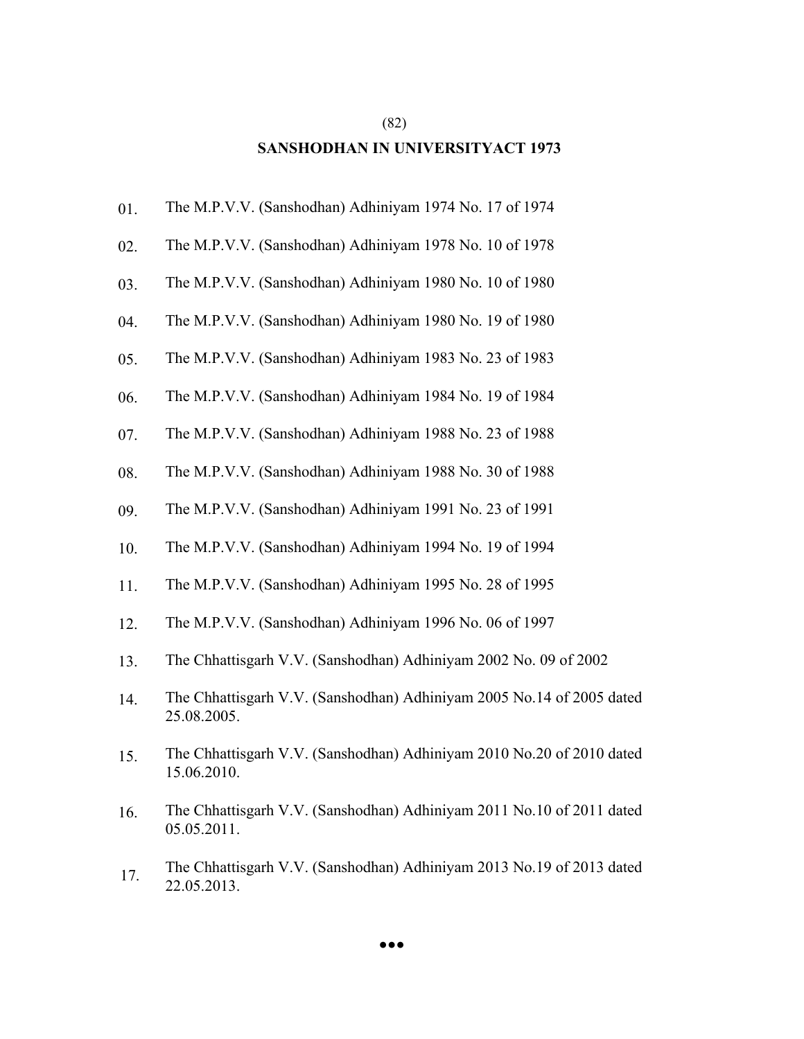## SANSHODHAN IN UNIVERSITYACT 1973

01. The M.P.V.V. (Sanshodhan) Adhiniyam 1974 No. 17 of 1974
02. The M.P.V.V. (Sanshodhan) Adhiniyam 1978 No. 10 of 1978
03. The M.P.V.V. (Sanshodhan) Adhiniyam 1980 No. 10 of 1980
04. The M.P.V.V. (Sanshodhan) Adhiniyam 1980 No. 19 of 1980
05. The M.P.V.V. (Sanshodhan) Adhiniyam 1983 No. 23 of 1983
06. The M.P.V.V. (Sanshodhan) Adhiniyam 1984 No. 19 of 1984
07. The M.P.V.V. (Sanshodhan) Adhiniyam 1988 No. 23 of 1988
08. The M.P.V.V. (Sanshodhan) Adhiniyam 1988 No. 30 of 1988
09. The M.P.V.V. (Sanshodhan) Adhiniyam 1991 No. 23 of 1991
10. The M.P.V.V. (Sanshodhan) Adhiniyam 1994 No. 19 of 1994
11. The M.P.V.V. (Sanshodhan) Adhiniyam 1995 No. 28 of 1995
12. The M.P.V.V. (Sanshodhan) Adhiniyam 1996 No. 06 of 1997
13. The Chhattisgarh V.V. (Sanshodhan) Adhiniyam 2002 No. 09 of 2002
14. The Chhattisgarh V.V. (Sanshodhan) Adhiniyam 2005 No.14 of 2005 dated 25.08.2005.
15. The Chhattisgarh V.V. (Sanshodhan) Adhiniyam 2010 No.20 of 2010 dated 15.06.2010.
16. The Chhattisgarh V.V. (Sanshodhan) Adhiniyam 2011 No.10 of 2011 dated 05.05.2011.
17. The Chhattisgarh V.V. (Sanshodhan) Adhiniyam 2013 No.19 of 2013 dated 22.05.2013.

●●●